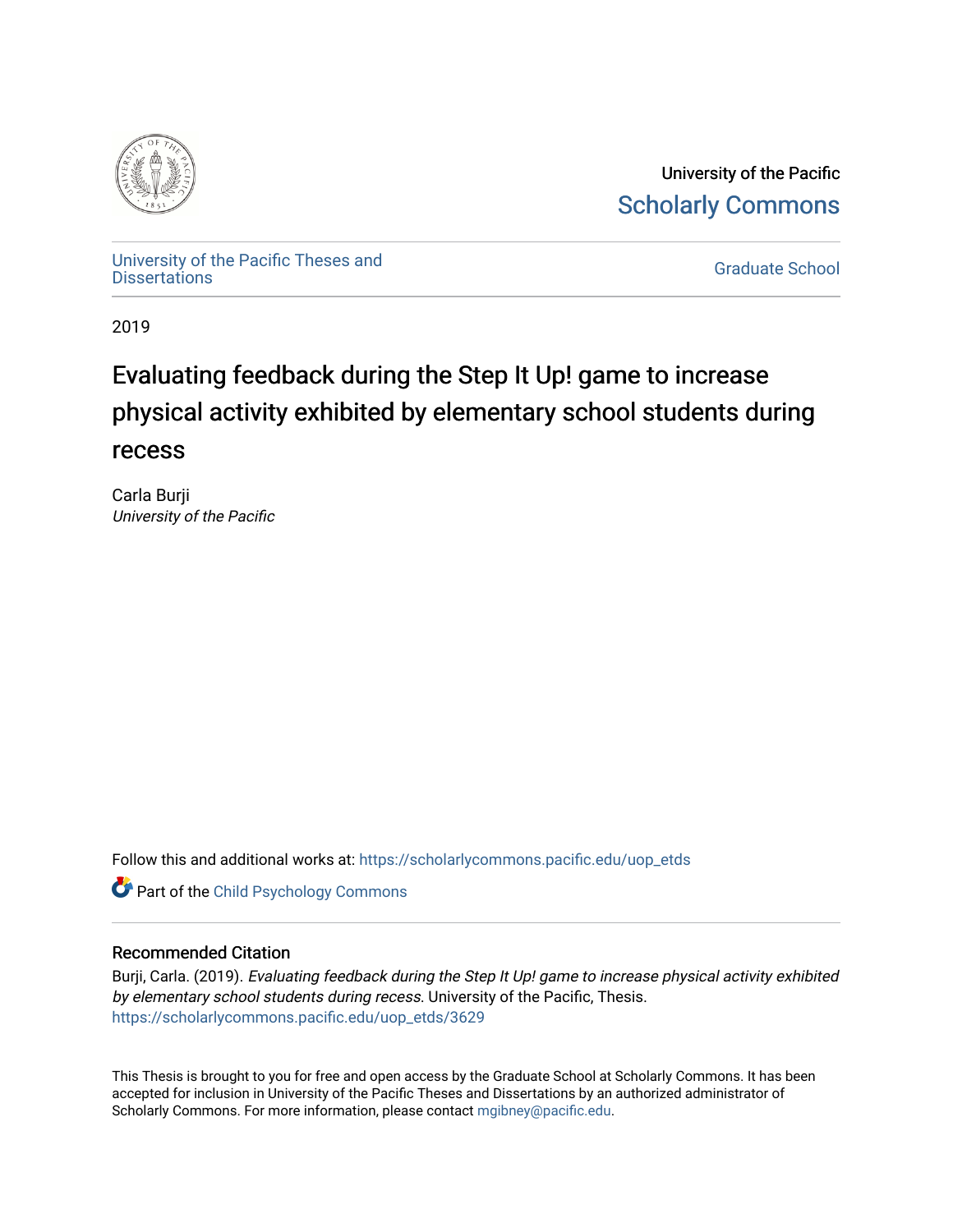University of the Pacific

Scholarly Commons

University of the Pacific Theses and Dissertations

Graduate School

2019

# Evaluating feedback during the Step It Up! game to increase physical activity exhibited by elementary school students during recess

Carla Burji

*University of the Pacific*

Follow this and additional works at: https://scholarlycommons.pacific.edu/uop_etds

Part of the Child Psychology Commons

## Recommended Citation

Burji, Carla. (2019). *Evaluating feedback during the Step It Up! game to increase physical activity exhibited by elementary school students during recess*. University of the Pacific, Thesis. https://scholarlycommons.pacific.edu/uop_etds/3629

This Thesis is brought to you for free and open access by the Graduate School at Scholarly Commons. It has been accepted for inclusion in University of the Pacific Theses and Dissertations by an authorized administrator of Scholarly Commons. For more information, please contact mgibney@pacific.edu.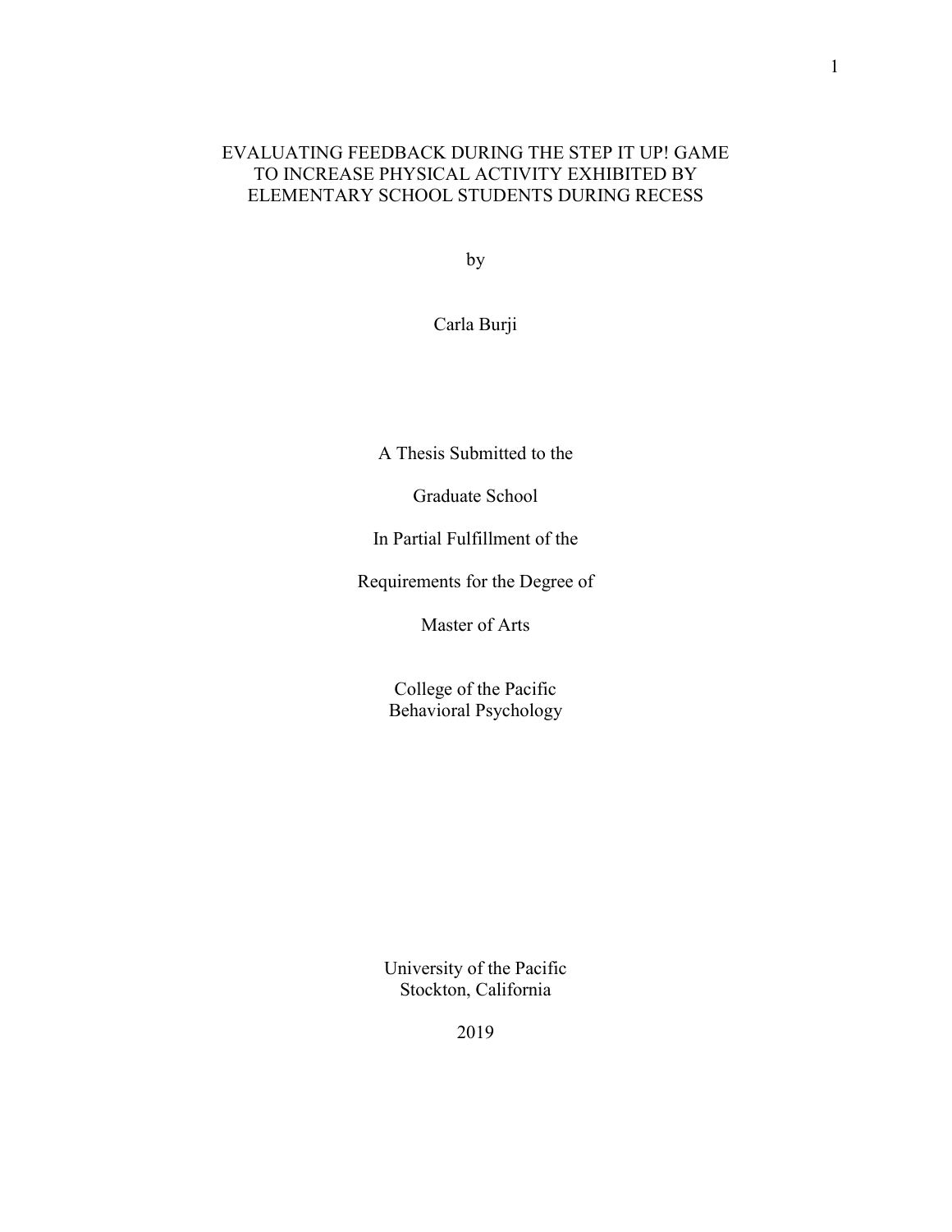# EVALUATING FEEDBACK DURING THE STEP IT UP! GAME TO INCREASE PHYSICAL ACTIVITY EXHIBITED BY ELEMENTARY SCHOOL STUDENTS DURING RECESS

by

Carla Burji

A Thesis Submitted to the

Graduate School

In Partial Fulfillment of the

Requirements for the Degree of

Master of Arts

College of the Pacific
Behavioral Psychology

University of the Pacific
Stockton, California

2019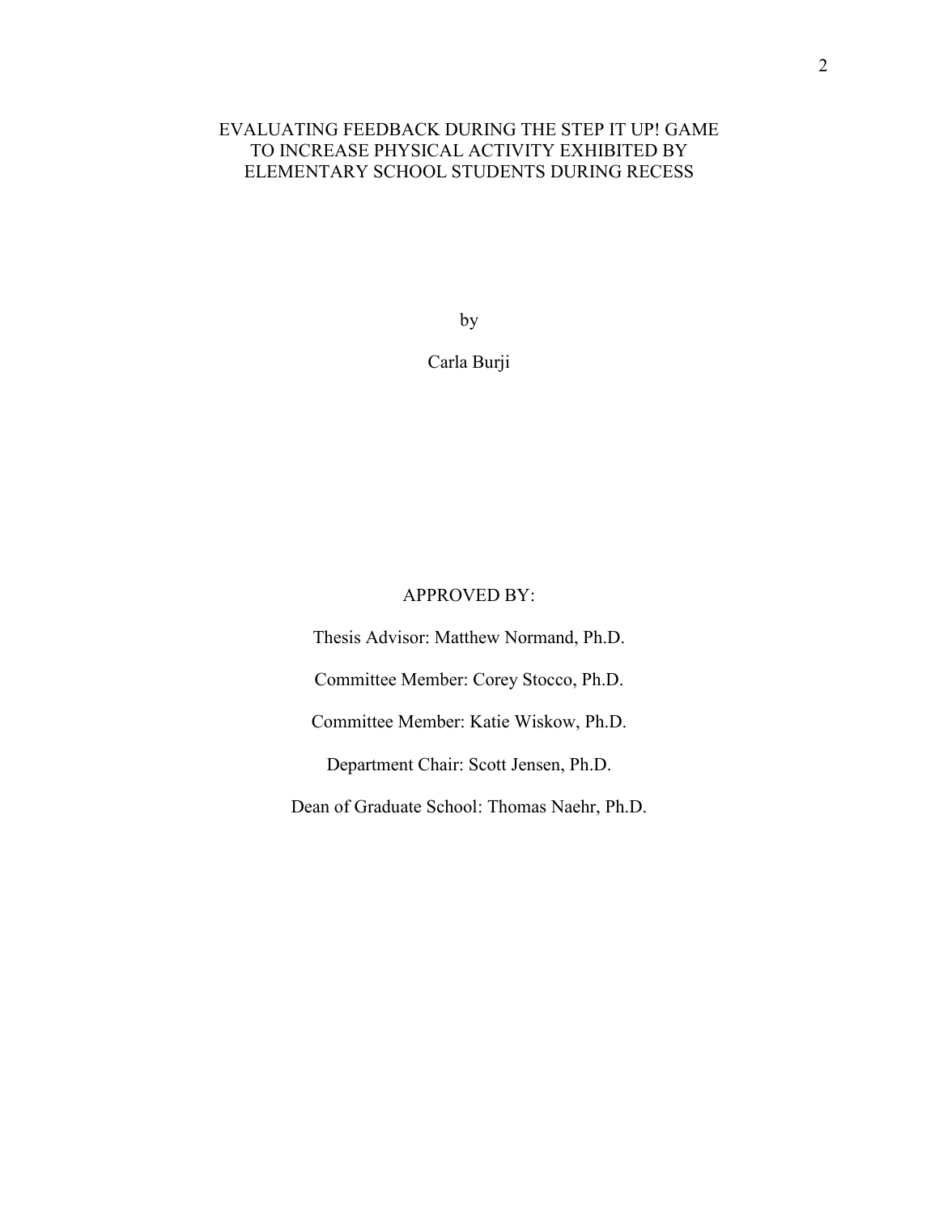EVALUATING FEEDBACK DURING THE STEP IT UP! GAME TO INCREASE PHYSICAL ACTIVITY EXHIBITED BY ELEMENTARY SCHOOL STUDENTS DURING RECESS

by

Carla Burji

APPROVED BY:

Thesis Advisor: Matthew Normand, Ph.D.

Committee Member: Corey Stocco, Ph.D.

Committee Member: Katie Wiskow, Ph.D.

Department Chair: Scott Jensen, Ph.D.

Dean of Graduate School: Thomas Naehr, Ph.D.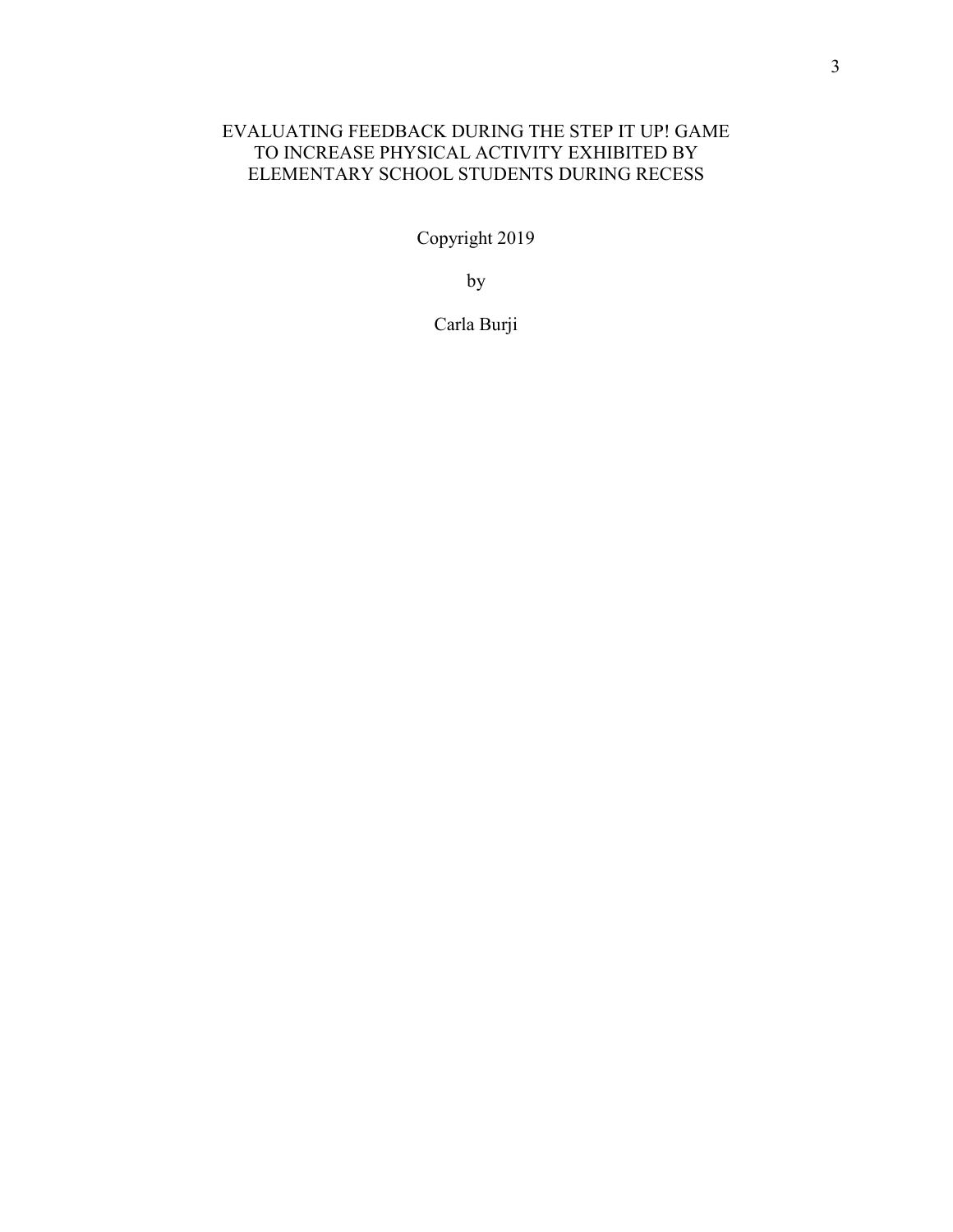EVALUATING FEEDBACK DURING THE STEP IT UP! GAME
TO INCREASE PHYSICAL ACTIVITY EXHIBITED BY
ELEMENTARY SCHOOL STUDENTS DURING RECESS

Copyright 2019

by

Carla Burji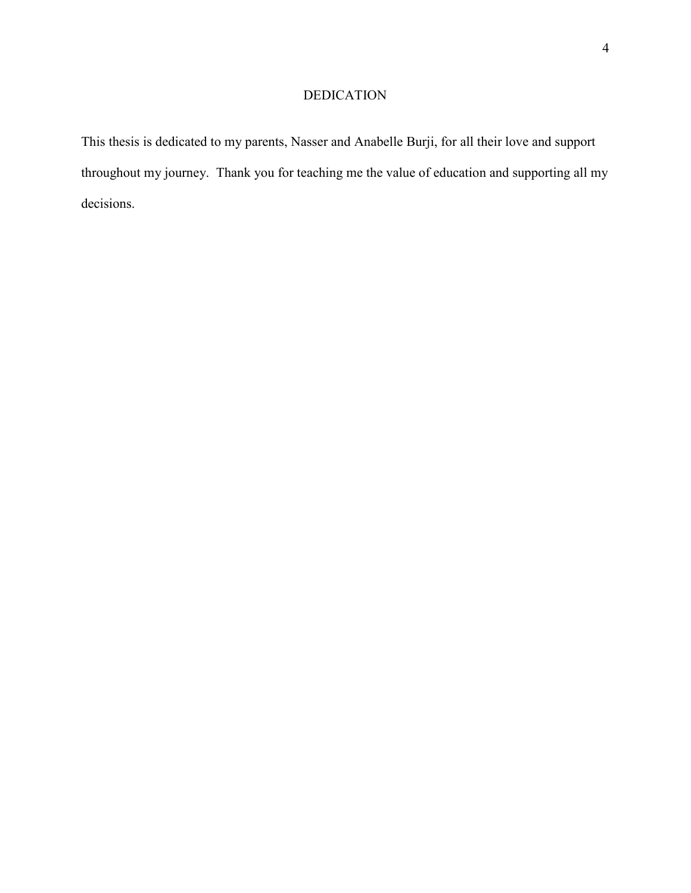# DEDICATION

This thesis is dedicated to my parents, Nasser and Anabelle Burji, for all their love and support throughout my journey. Thank you for teaching me the value of education and supporting all my decisions.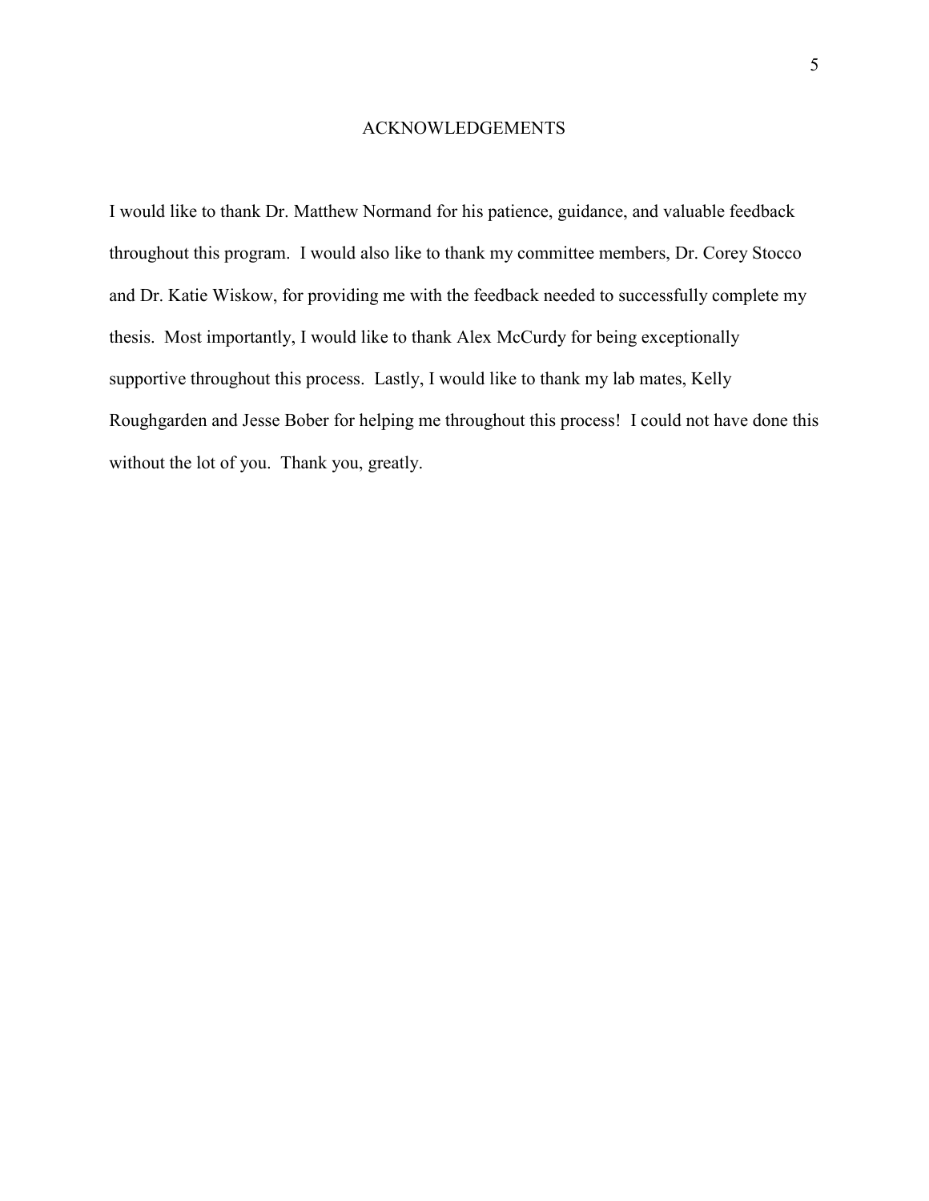# ACKNOWLEDGEMENTS

I would like to thank Dr. Matthew Normand for his patience, guidance, and valuable feedback throughout this program. I would also like to thank my committee members, Dr. Corey Stocco and Dr. Katie Wiskow, for providing me with the feedback needed to successfully complete my thesis. Most importantly, I would like to thank Alex McCurdy for being exceptionally supportive throughout this process. Lastly, I would like to thank my lab mates, Kelly Roughgarden and Jesse Bober for helping me throughout this process! I could not have done this without the lot of you. Thank you, greatly.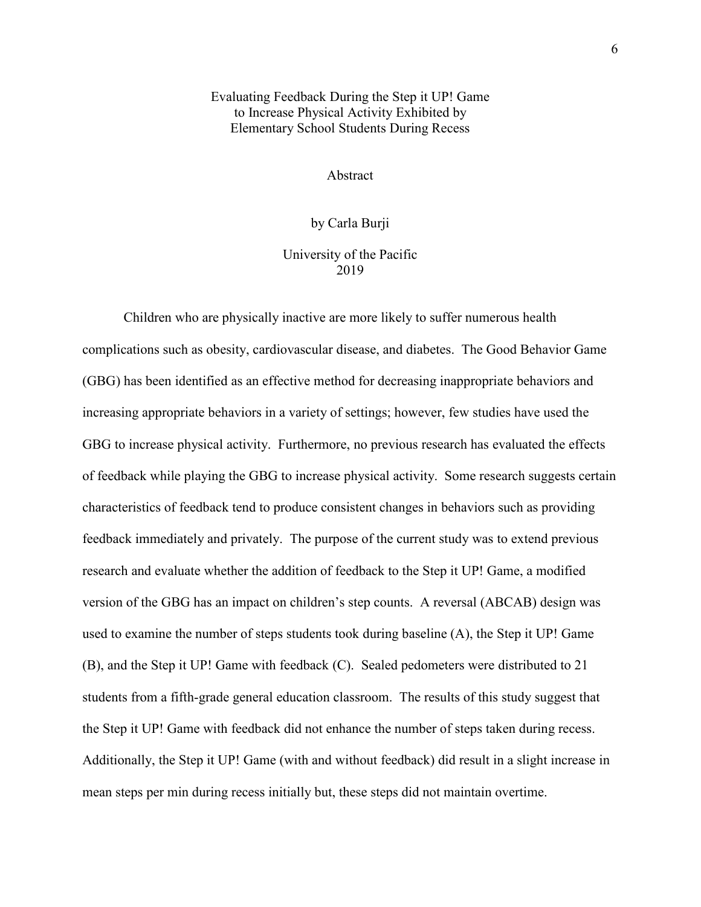# Evaluating Feedback During the Step it UP! Game to Increase Physical Activity Exhibited by Elementary School Students During Recess

## Abstract

by Carla Burji

University of the Pacific
2019

Children who are physically inactive are more likely to suffer numerous health complications such as obesity, cardiovascular disease, and diabetes. The Good Behavior Game (GBG) has been identified as an effective method for decreasing inappropriate behaviors and increasing appropriate behaviors in a variety of settings; however, few studies have used the GBG to increase physical activity. Furthermore, no previous research has evaluated the effects of feedback while playing the GBG to increase physical activity. Some research suggests certain characteristics of feedback tend to produce consistent changes in behaviors such as providing feedback immediately and privately. The purpose of the current study was to extend previous research and evaluate whether the addition of feedback to the Step it UP! Game, a modified version of the GBG has an impact on children's step counts. A reversal (ABCAB) design was used to examine the number of steps students took during baseline (A), the Step it UP! Game (B), and the Step it UP! Game with feedback (C). Sealed pedometers were distributed to 21 students from a fifth-grade general education classroom. The results of this study suggest that the Step it UP! Game with feedback did not enhance the number of steps taken during recess. Additionally, the Step it UP! Game (with and without feedback) did result in a slight increase in mean steps per min during recess initially but, these steps did not maintain overtime.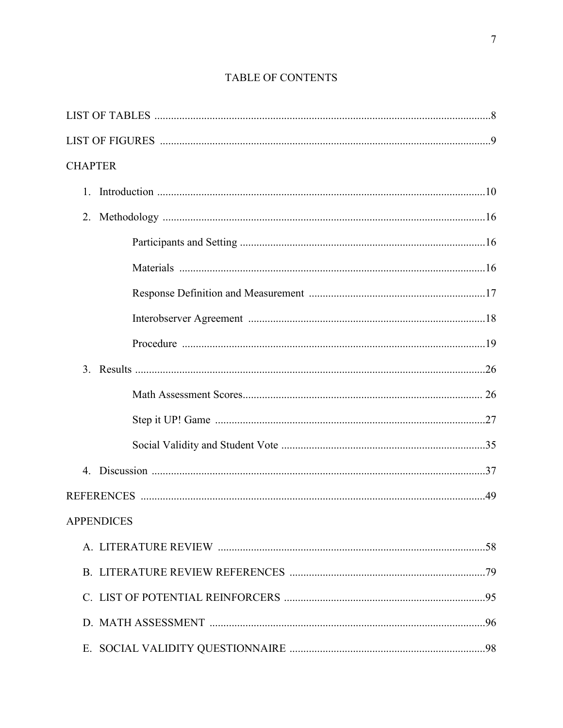# TABLE OF CONTENTS

LIST OF TABLES ........................................................................................................................8

LIST OF FIGURES ......................................................................................................................9

CHAPTER

1. Introduction ......................................................................................................................10
2. Methodology ....................................................................................................................16
   - Participants and Setting ..........................................................................................16
   - Materials ...............................................................................................................16
   - Response Definition and Measurement ................................................................17
   - Interobserver Agreement ......................................................................................18
   - Procedure ..............................................................................................................19
3. Results ..............................................................................................................................26
   - Math Assessment Scores....................................................................................... 26
   - Step it UP! Game ..................................................................................................27
   - Social Validity and Student Vote ...........................................................................35
4. Discussion ........................................................................................................................37

REFERENCES ...........................................................................................................................49

APPENDICES

A. LITERATURE REVIEW .................................................................................................58
B. LITERATURE REVIEW REFERENCES .......................................................................79
C. LIST OF POTENTIAL REINFORCERS .........................................................................95
D. MATH ASSESSMENT ....................................................................................................96
E. SOCIAL VALIDITY QUESTIONNAIRE .......................................................................98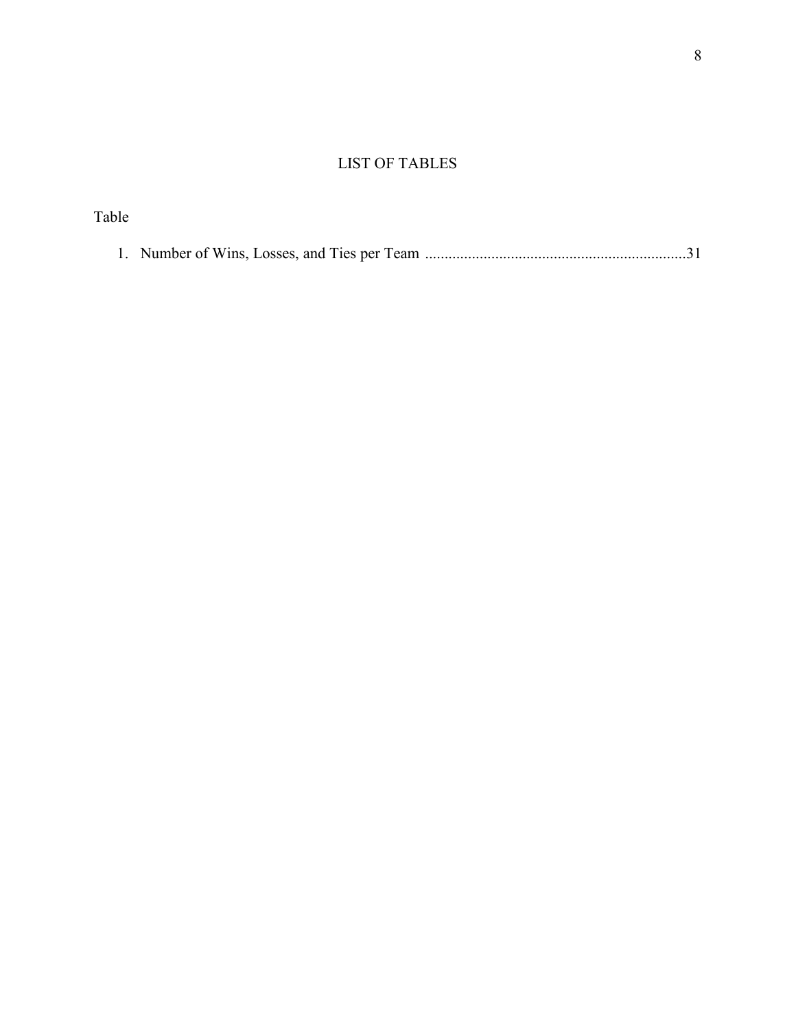# LIST OF TABLES

Table

1. Number of Wins, Losses, and Ties per Team ....................................................................31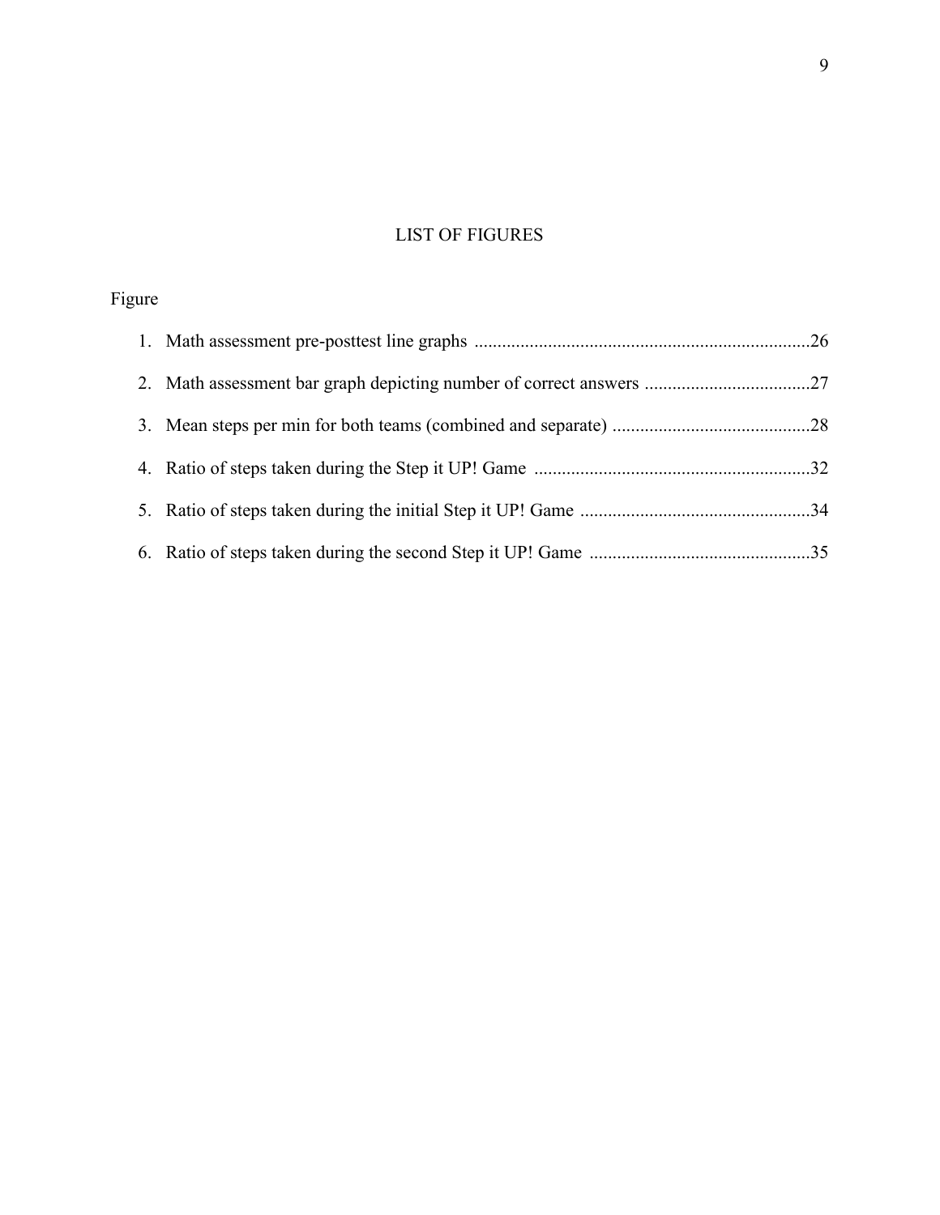# LIST OF FIGURES

Figure

1. Math assessment pre-posttest line graphs ........................................................................26
2. Math assessment bar graph depicting number of correct answers ...................................27
3. Mean steps per min for both teams (combined and separate) ..........................................28
4. Ratio of steps taken during the Step it UP! Game ...........................................................32
5. Ratio of steps taken during the initial Step it UP! Game .................................................34
6. Ratio of steps taken during the second Step it UP! Game ...............................................35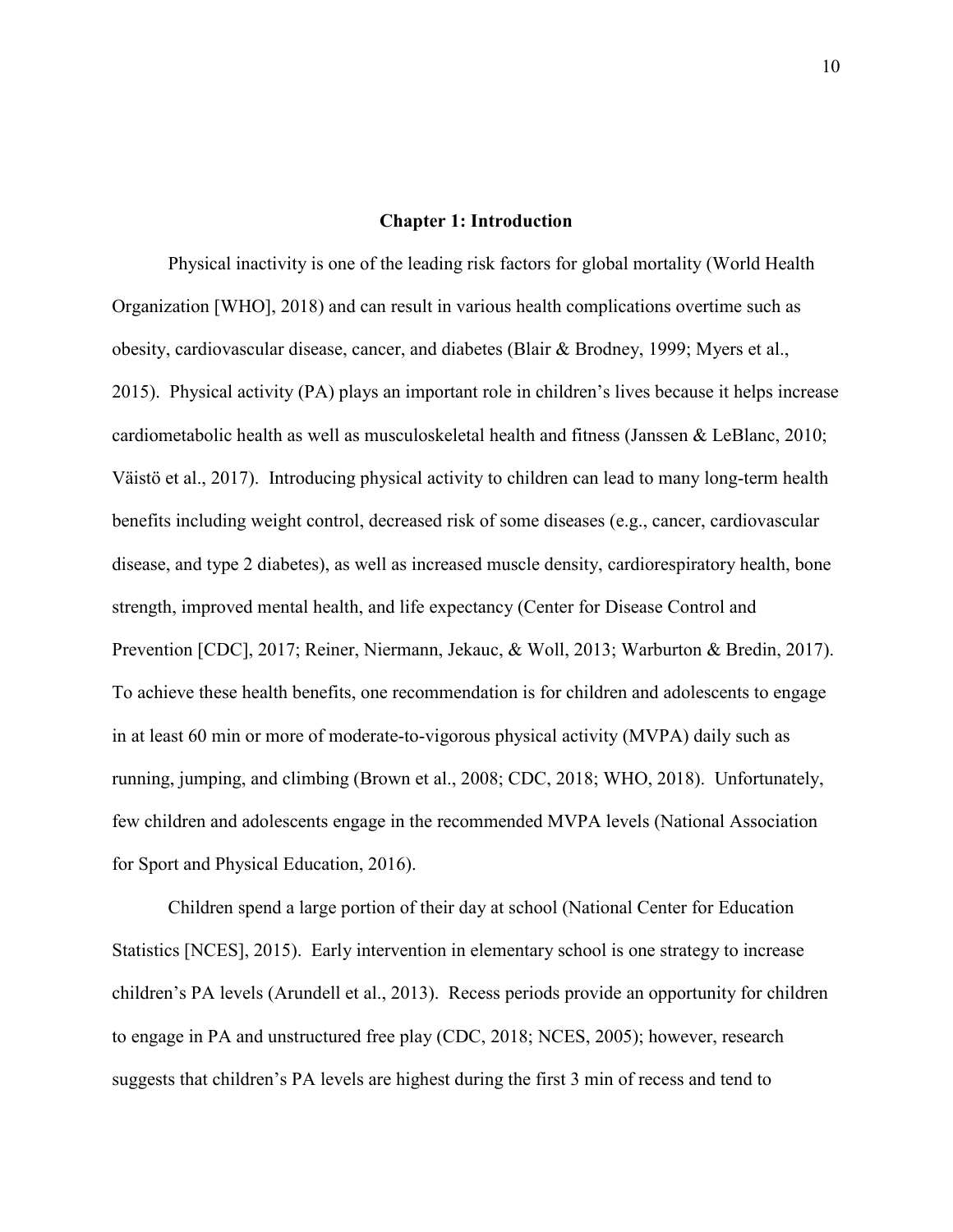# Chapter 1: Introduction

Physical inactivity is one of the leading risk factors for global mortality (World Health Organization [WHO], 2018) and can result in various health complications overtime such as obesity, cardiovascular disease, cancer, and diabetes (Blair & Brodney, 1999; Myers et al., 2015). Physical activity (PA) plays an important role in children's lives because it helps increase cardiometabolic health as well as musculoskeletal health and fitness (Janssen & LeBlanc, 2010; Väistö et al., 2017). Introducing physical activity to children can lead to many long-term health benefits including weight control, decreased risk of some diseases (e.g., cancer, cardiovascular disease, and type 2 diabetes), as well as increased muscle density, cardiorespiratory health, bone strength, improved mental health, and life expectancy (Center for Disease Control and Prevention [CDC], 2017; Reiner, Niermann, Jekauc, & Woll, 2013; Warburton & Bredin, 2017). To achieve these health benefits, one recommendation is for children and adolescents to engage in at least 60 min or more of moderate-to-vigorous physical activity (MVPA) daily such as running, jumping, and climbing (Brown et al., 2008; CDC, 2018; WHO, 2018). Unfortunately, few children and adolescents engage in the recommended MVPA levels (National Association for Sport and Physical Education, 2016).

Children spend a large portion of their day at school (National Center for Education Statistics [NCES], 2015). Early intervention in elementary school is one strategy to increase children's PA levels (Arundell et al., 2013). Recess periods provide an opportunity for children to engage in PA and unstructured free play (CDC, 2018; NCES, 2005); however, research suggests that children's PA levels are highest during the first 3 min of recess and tend to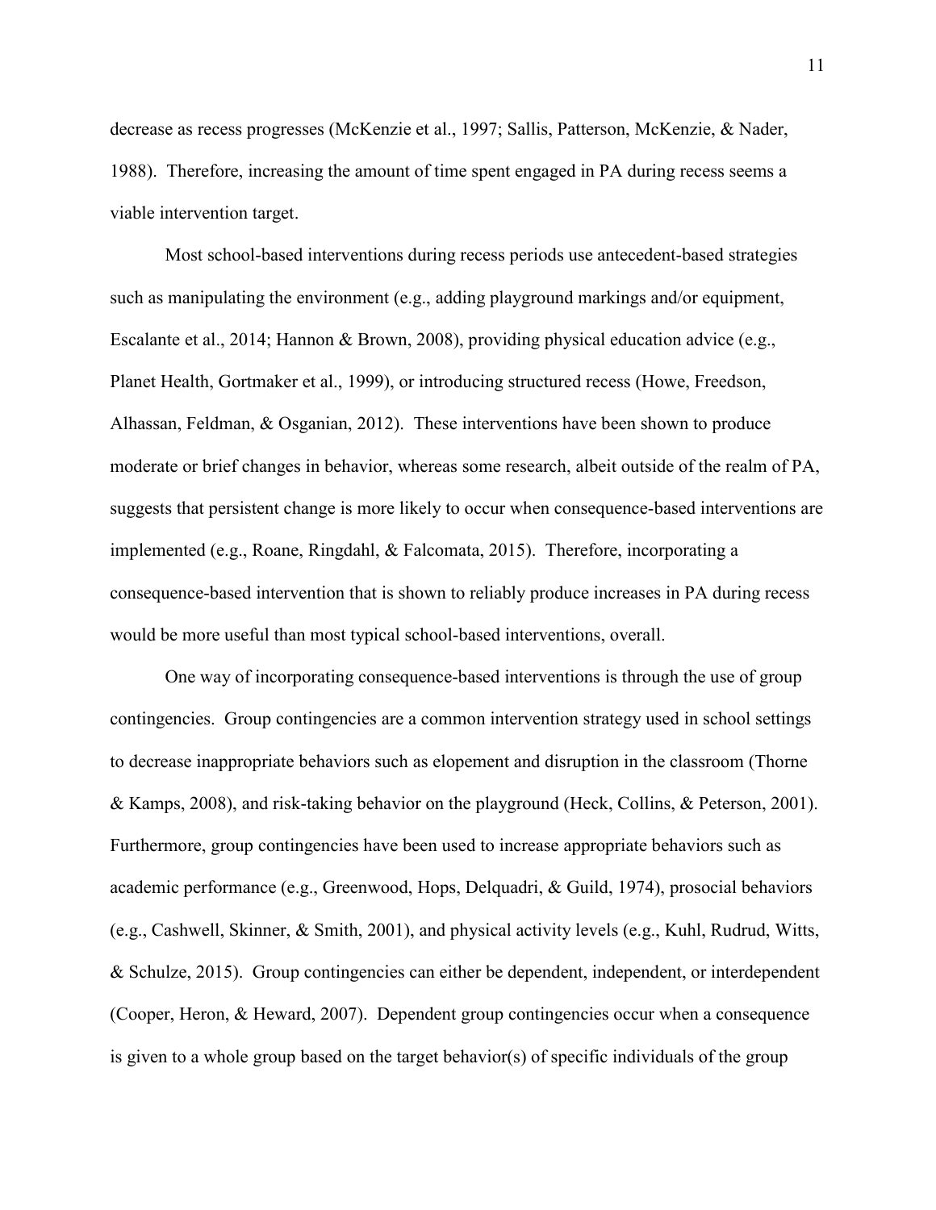decrease as recess progresses (McKenzie et al., 1997; Sallis, Patterson, McKenzie, & Nader, 1988). Therefore, increasing the amount of time spent engaged in PA during recess seems a viable intervention target.

Most school-based interventions during recess periods use antecedent-based strategies such as manipulating the environment (e.g., adding playground markings and/or equipment, Escalante et al., 2014; Hannon & Brown, 2008), providing physical education advice (e.g., Planet Health, Gortmaker et al., 1999), or introducing structured recess (Howe, Freedson, Alhassan, Feldman, & Osganian, 2012). These interventions have been shown to produce moderate or brief changes in behavior, whereas some research, albeit outside of the realm of PA, suggests that persistent change is more likely to occur when consequence-based interventions are implemented (e.g., Roane, Ringdahl, & Falcomata, 2015). Therefore, incorporating a consequence-based intervention that is shown to reliably produce increases in PA during recess would be more useful than most typical school-based interventions, overall.

One way of incorporating consequence-based interventions is through the use of group contingencies. Group contingencies are a common intervention strategy used in school settings to decrease inappropriate behaviors such as elopement and disruption in the classroom (Thorne & Kamps, 2008), and risk-taking behavior on the playground (Heck, Collins, & Peterson, 2001). Furthermore, group contingencies have been used to increase appropriate behaviors such as academic performance (e.g., Greenwood, Hops, Delquadri, & Guild, 1974), prosocial behaviors (e.g., Cashwell, Skinner, & Smith, 2001), and physical activity levels (e.g., Kuhl, Rudrud, Witts, & Schulze, 2015). Group contingencies can either be dependent, independent, or interdependent (Cooper, Heron, & Heward, 2007). Dependent group contingencies occur when a consequence is given to a whole group based on the target behavior(s) of specific individuals of the group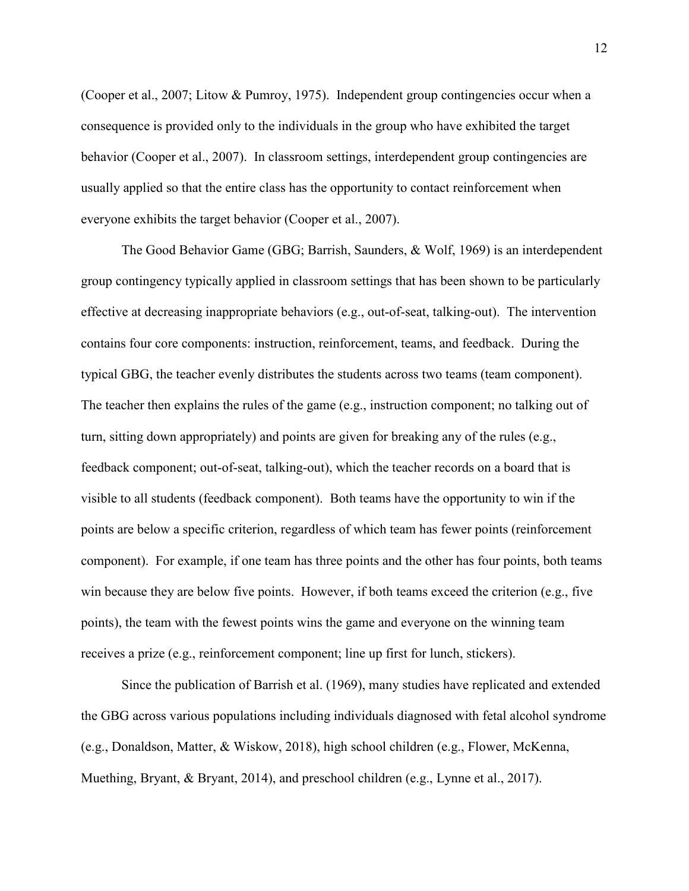(Cooper et al., 2007; Litow & Pumroy, 1975). Independent group contingencies occur when a consequence is provided only to the individuals in the group who have exhibited the target behavior (Cooper et al., 2007). In classroom settings, interdependent group contingencies are usually applied so that the entire class has the opportunity to contact reinforcement when everyone exhibits the target behavior (Cooper et al., 2007).

The Good Behavior Game (GBG; Barrish, Saunders, & Wolf, 1969) is an interdependent group contingency typically applied in classroom settings that has been shown to be particularly effective at decreasing inappropriate behaviors (e.g., out-of-seat, talking-out). The intervention contains four core components: instruction, reinforcement, teams, and feedback. During the typical GBG, the teacher evenly distributes the students across two teams (team component). The teacher then explains the rules of the game (e.g., instruction component; no talking out of turn, sitting down appropriately) and points are given for breaking any of the rules (e.g., feedback component; out-of-seat, talking-out), which the teacher records on a board that is visible to all students (feedback component). Both teams have the opportunity to win if the points are below a specific criterion, regardless of which team has fewer points (reinforcement component). For example, if one team has three points and the other has four points, both teams win because they are below five points. However, if both teams exceed the criterion (e.g., five points), the team with the fewest points wins the game and everyone on the winning team receives a prize (e.g., reinforcement component; line up first for lunch, stickers).

Since the publication of Barrish et al. (1969), many studies have replicated and extended the GBG across various populations including individuals diagnosed with fetal alcohol syndrome (e.g., Donaldson, Matter, & Wiskow, 2018), high school children (e.g., Flower, McKenna, Muething, Bryant, & Bryant, 2014), and preschool children (e.g., Lynne et al., 2017).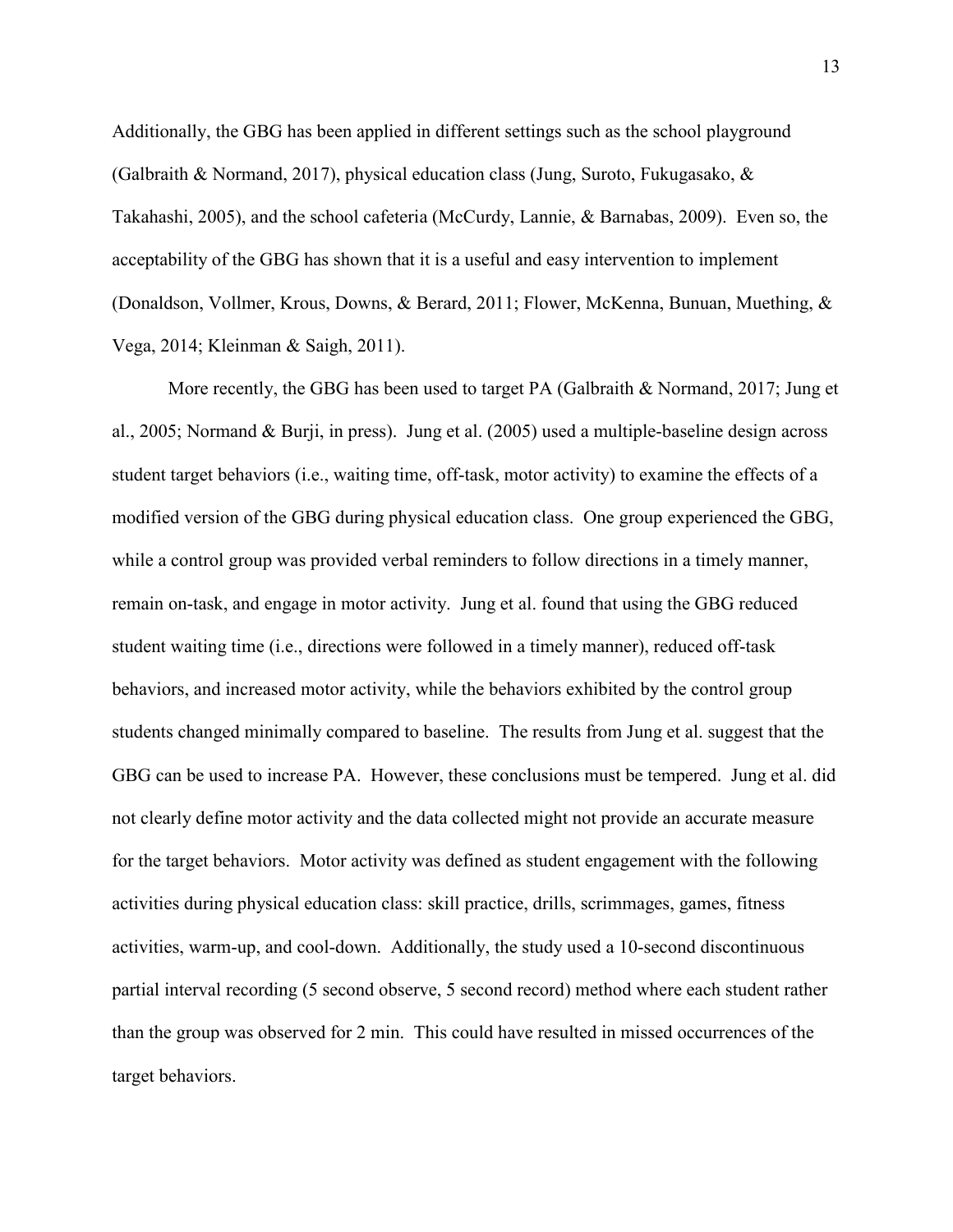Additionally, the GBG has been applied in different settings such as the school playground (Galbraith & Normand, 2017), physical education class (Jung, Suroto, Fukugasako, & Takahashi, 2005), and the school cafeteria (McCurdy, Lannie, & Barnabas, 2009). Even so, the acceptability of the GBG has shown that it is a useful and easy intervention to implement (Donaldson, Vollmer, Krous, Downs, & Berard, 2011; Flower, McKenna, Bunuan, Muething, & Vega, 2014; Kleinman & Saigh, 2011).

More recently, the GBG has been used to target PA (Galbraith & Normand, 2017; Jung et al., 2005; Normand & Burji, in press). Jung et al. (2005) used a multiple-baseline design across student target behaviors (i.e., waiting time, off-task, motor activity) to examine the effects of a modified version of the GBG during physical education class. One group experienced the GBG, while a control group was provided verbal reminders to follow directions in a timely manner, remain on-task, and engage in motor activity. Jung et al. found that using the GBG reduced student waiting time (i.e., directions were followed in a timely manner), reduced off-task behaviors, and increased motor activity, while the behaviors exhibited by the control group students changed minimally compared to baseline. The results from Jung et al. suggest that the GBG can be used to increase PA. However, these conclusions must be tempered. Jung et al. did not clearly define motor activity and the data collected might not provide an accurate measure for the target behaviors. Motor activity was defined as student engagement with the following activities during physical education class: skill practice, drills, scrimmages, games, fitness activities, warm-up, and cool-down. Additionally, the study used a 10-second discontinuous partial interval recording (5 second observe, 5 second record) method where each student rather than the group was observed for 2 min. This could have resulted in missed occurrences of the target behaviors.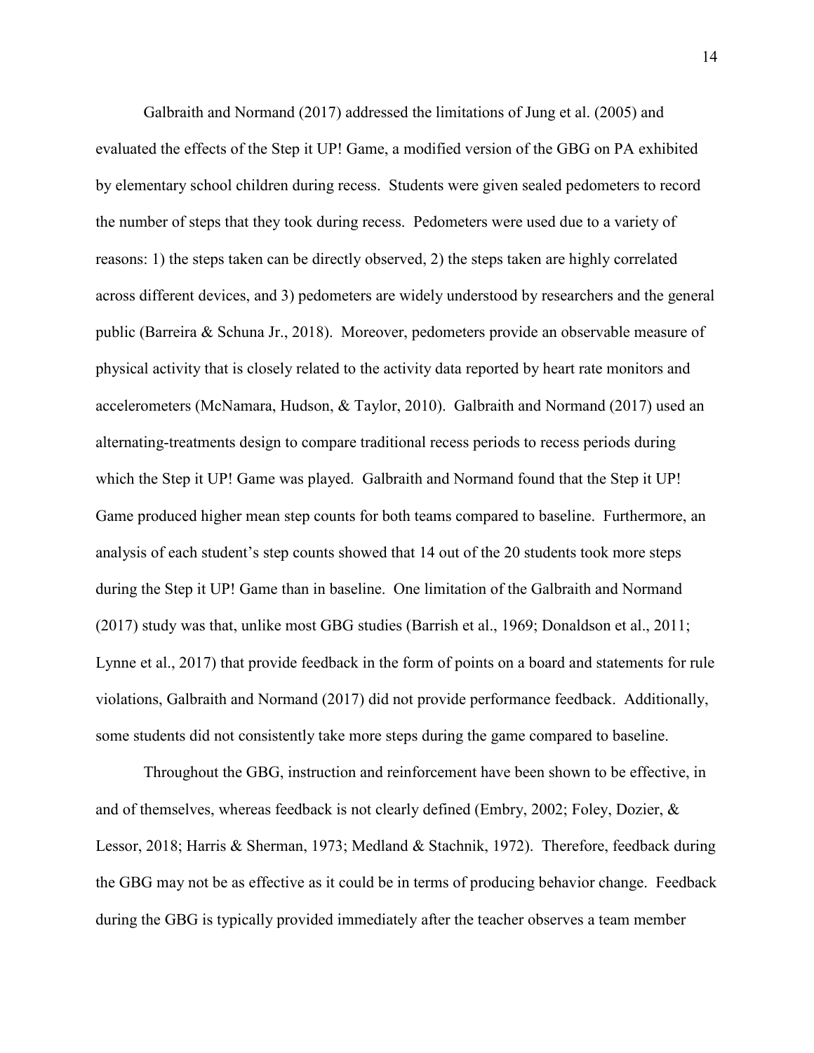Galbraith and Normand (2017) addressed the limitations of Jung et al. (2005) and evaluated the effects of the Step it UP! Game, a modified version of the GBG on PA exhibited by elementary school children during recess. Students were given sealed pedometers to record the number of steps that they took during recess. Pedometers were used due to a variety of reasons: 1) the steps taken can be directly observed, 2) the steps taken are highly correlated across different devices, and 3) pedometers are widely understood by researchers and the general public (Barreira & Schuna Jr., 2018). Moreover, pedometers provide an observable measure of physical activity that is closely related to the activity data reported by heart rate monitors and accelerometers (McNamara, Hudson, & Taylor, 2010). Galbraith and Normand (2017) used an alternating-treatments design to compare traditional recess periods to recess periods during which the Step it UP! Game was played. Galbraith and Normand found that the Step it UP! Game produced higher mean step counts for both teams compared to baseline. Furthermore, an analysis of each student's step counts showed that 14 out of the 20 students took more steps during the Step it UP! Game than in baseline. One limitation of the Galbraith and Normand (2017) study was that, unlike most GBG studies (Barrish et al., 1969; Donaldson et al., 2011; Lynne et al., 2017) that provide feedback in the form of points on a board and statements for rule violations, Galbraith and Normand (2017) did not provide performance feedback. Additionally, some students did not consistently take more steps during the game compared to baseline.

Throughout the GBG, instruction and reinforcement have been shown to be effective, in and of themselves, whereas feedback is not clearly defined (Embry, 2002; Foley, Dozier, & Lessor, 2018; Harris & Sherman, 1973; Medland & Stachnik, 1972). Therefore, feedback during the GBG may not be as effective as it could be in terms of producing behavior change. Feedback during the GBG is typically provided immediately after the teacher observes a team member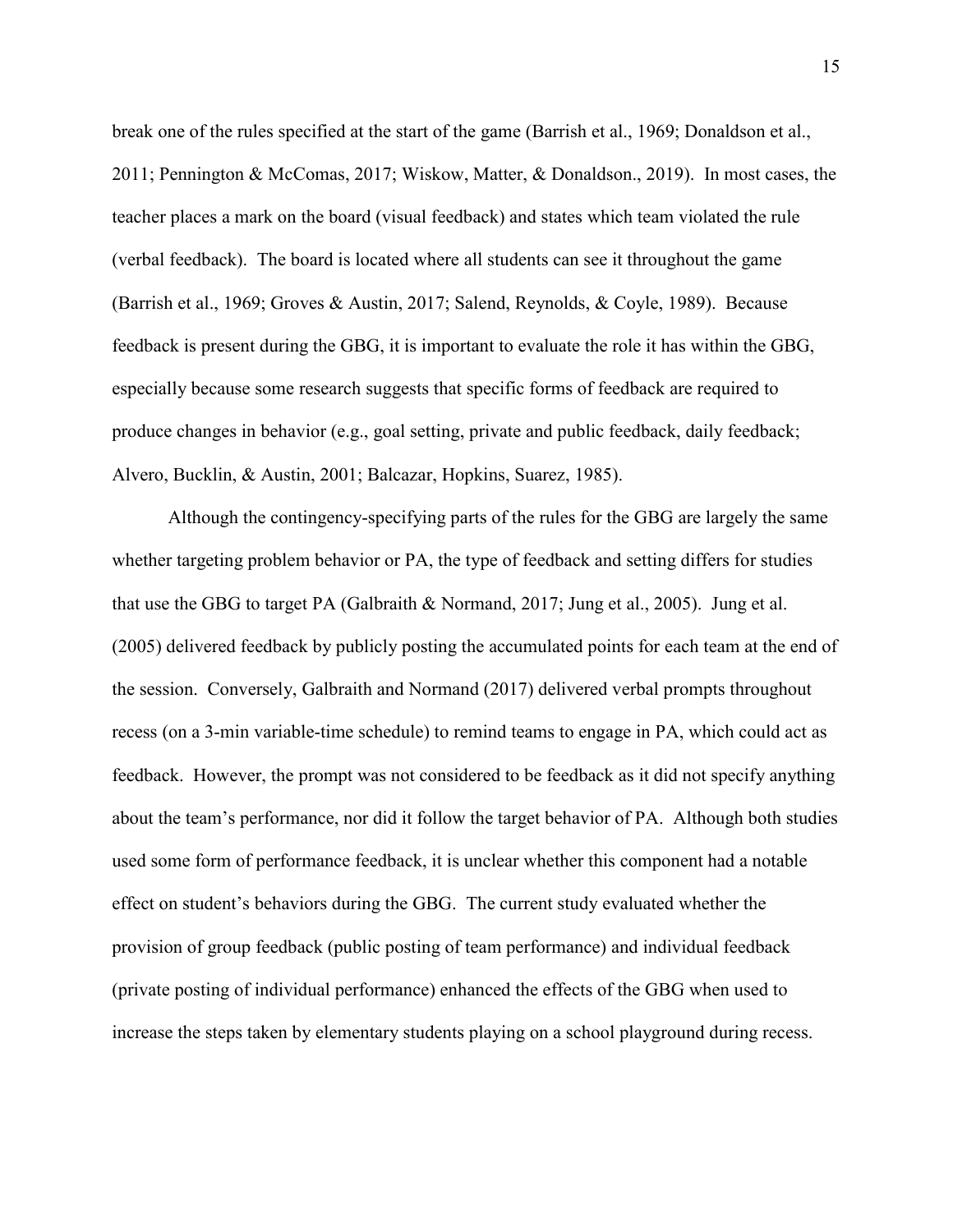break one of the rules specified at the start of the game (Barrish et al., 1969; Donaldson et al., 2011; Pennington & McComas, 2017; Wiskow, Matter, & Donaldson., 2019). In most cases, the teacher places a mark on the board (visual feedback) and states which team violated the rule (verbal feedback). The board is located where all students can see it throughout the game (Barrish et al., 1969; Groves & Austin, 2017; Salend, Reynolds, & Coyle, 1989). Because feedback is present during the GBG, it is important to evaluate the role it has within the GBG, especially because some research suggests that specific forms of feedback are required to produce changes in behavior (e.g., goal setting, private and public feedback, daily feedback; Alvero, Bucklin, & Austin, 2001; Balcazar, Hopkins, Suarez, 1985).

Although the contingency-specifying parts of the rules for the GBG are largely the same whether targeting problem behavior or PA, the type of feedback and setting differs for studies that use the GBG to target PA (Galbraith & Normand, 2017; Jung et al., 2005). Jung et al. (2005) delivered feedback by publicly posting the accumulated points for each team at the end of the session. Conversely, Galbraith and Normand (2017) delivered verbal prompts throughout recess (on a 3-min variable-time schedule) to remind teams to engage in PA, which could act as feedback. However, the prompt was not considered to be feedback as it did not specify anything about the team's performance, nor did it follow the target behavior of PA. Although both studies used some form of performance feedback, it is unclear whether this component had a notable effect on student's behaviors during the GBG. The current study evaluated whether the provision of group feedback (public posting of team performance) and individual feedback (private posting of individual performance) enhanced the effects of the GBG when used to increase the steps taken by elementary students playing on a school playground during recess.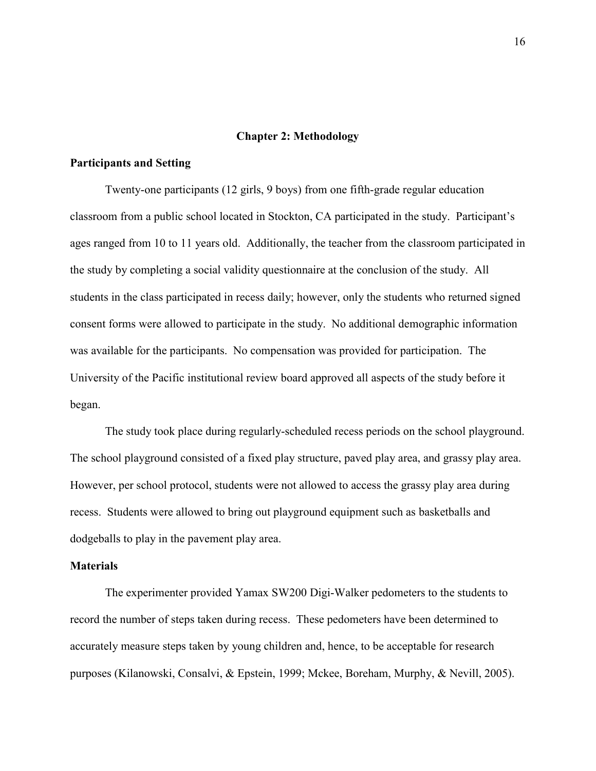# Chapter 2: Methodology

## Participants and Setting

Twenty-one participants (12 girls, 9 boys) from one fifth-grade regular education classroom from a public school located in Stockton, CA participated in the study. Participant's ages ranged from 10 to 11 years old. Additionally, the teacher from the classroom participated in the study by completing a social validity questionnaire at the conclusion of the study. All students in the class participated in recess daily; however, only the students who returned signed consent forms were allowed to participate in the study. No additional demographic information was available for the participants. No compensation was provided for participation. The University of the Pacific institutional review board approved all aspects of the study before it began.

The study took place during regularly-scheduled recess periods on the school playground. The school playground consisted of a fixed play structure, paved play area, and grassy play area. However, per school protocol, students were not allowed to access the grassy play area during recess. Students were allowed to bring out playground equipment such as basketballs and dodgeballs to play in the pavement play area.

## Materials

The experimenter provided Yamax SW200 Digi-Walker pedometers to the students to record the number of steps taken during recess. These pedometers have been determined to accurately measure steps taken by young children and, hence, to be acceptable for research purposes (Kilanowski, Consalvi, & Epstein, 1999; Mckee, Boreham, Murphy, & Nevill, 2005).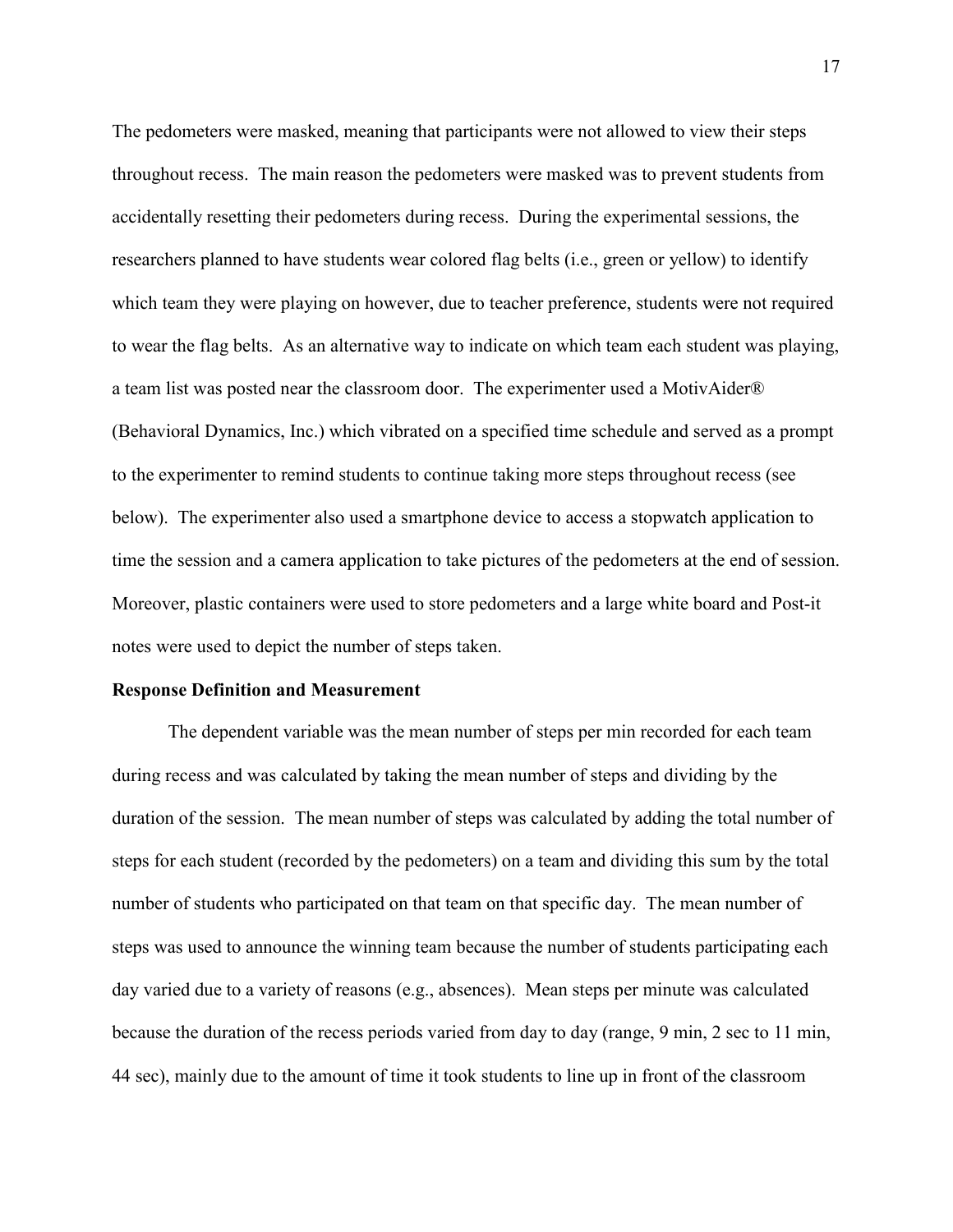The pedometers were masked, meaning that participants were not allowed to view their steps throughout recess. The main reason the pedometers were masked was to prevent students from accidentally resetting their pedometers during recess. During the experimental sessions, the researchers planned to have students wear colored flag belts (i.e., green or yellow) to identify which team they were playing on however, due to teacher preference, students were not required to wear the flag belts. As an alternative way to indicate on which team each student was playing, a team list was posted near the classroom door. The experimenter used a MotivAider® (Behavioral Dynamics, Inc.) which vibrated on a specified time schedule and served as a prompt to the experimenter to remind students to continue taking more steps throughout recess (see below). The experimenter also used a smartphone device to access a stopwatch application to time the session and a camera application to take pictures of the pedometers at the end of session. Moreover, plastic containers were used to store pedometers and a large white board and Post-it notes were used to depict the number of steps taken.

**Response Definition and Measurement**

The dependent variable was the mean number of steps per min recorded for each team during recess and was calculated by taking the mean number of steps and dividing by the duration of the session. The mean number of steps was calculated by adding the total number of steps for each student (recorded by the pedometers) on a team and dividing this sum by the total number of students who participated on that team on that specific day. The mean number of steps was used to announce the winning team because the number of students participating each day varied due to a variety of reasons (e.g., absences). Mean steps per minute was calculated because the duration of the recess periods varied from day to day (range, 9 min, 2 sec to 11 min, 44 sec), mainly due to the amount of time it took students to line up in front of the classroom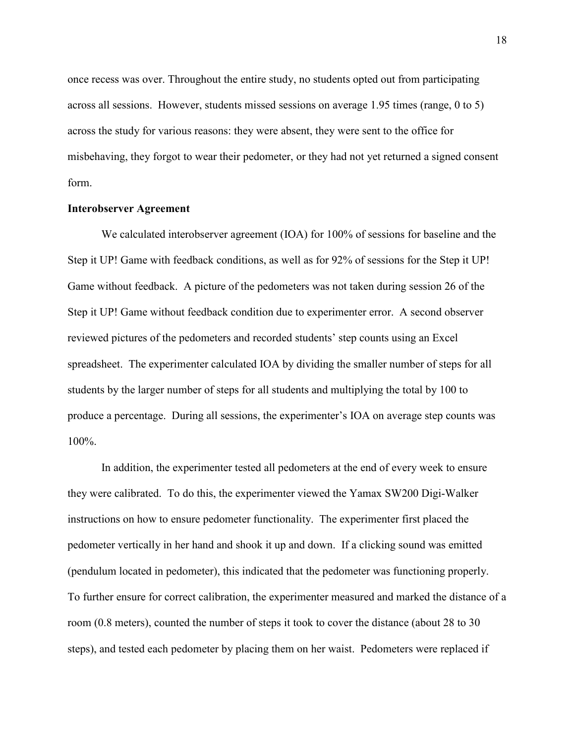once recess was over. Throughout the entire study, no students opted out from participating across all sessions. However, students missed sessions on average 1.95 times (range, 0 to 5) across the study for various reasons: they were absent, they were sent to the office for misbehaving, they forgot to wear their pedometer, or they had not yet returned a signed consent form.

**Interobserver Agreement**

We calculated interobserver agreement (IOA) for 100% of sessions for baseline and the Step it UP! Game with feedback conditions, as well as for 92% of sessions for the Step it UP! Game without feedback. A picture of the pedometers was not taken during session 26 of the Step it UP! Game without feedback condition due to experimenter error. A second observer reviewed pictures of the pedometers and recorded students' step counts using an Excel spreadsheet. The experimenter calculated IOA by dividing the smaller number of steps for all students by the larger number of steps for all students and multiplying the total by 100 to produce a percentage. During all sessions, the experimenter's IOA on average step counts was 100%.

In addition, the experimenter tested all pedometers at the end of every week to ensure they were calibrated. To do this, the experimenter viewed the Yamax SW200 Digi-Walker instructions on how to ensure pedometer functionality. The experimenter first placed the pedometer vertically in her hand and shook it up and down. If a clicking sound was emitted (pendulum located in pedometer), this indicated that the pedometer was functioning properly. To further ensure for correct calibration, the experimenter measured and marked the distance of a room (0.8 meters), counted the number of steps it took to cover the distance (about 28 to 30 steps), and tested each pedometer by placing them on her waist. Pedometers were replaced if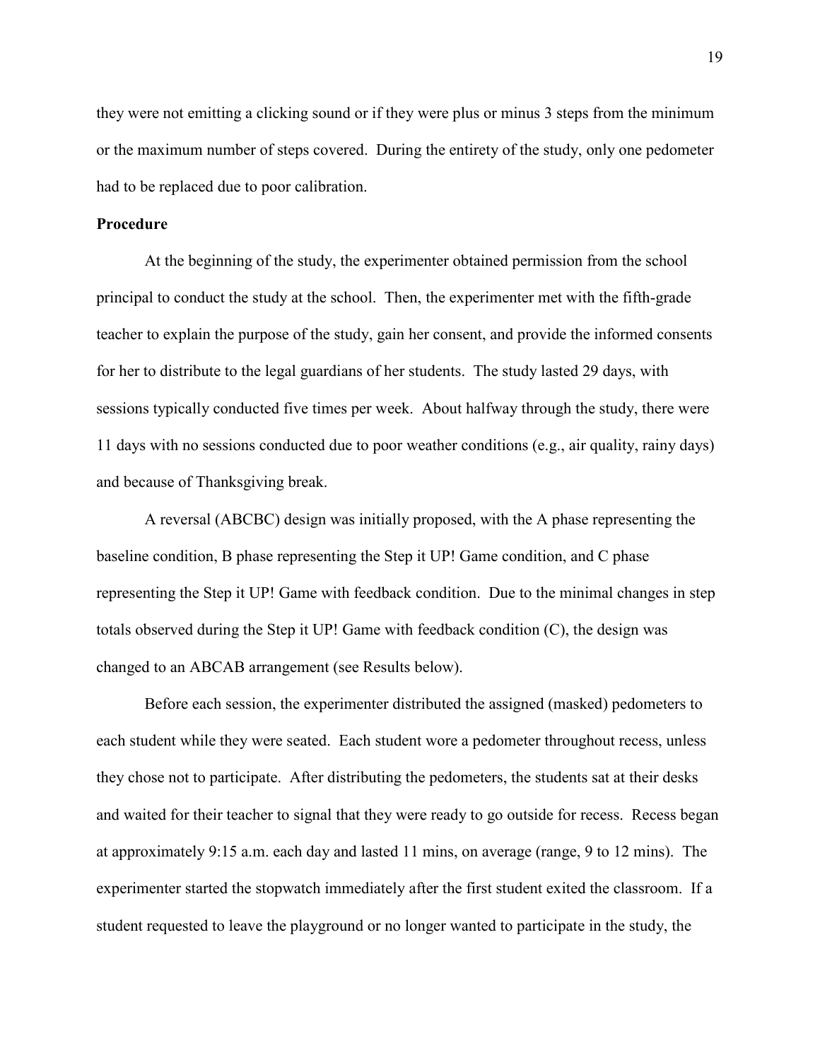they were not emitting a clicking sound or if they were plus or minus 3 steps from the minimum or the maximum number of steps covered. During the entirety of the study, only one pedometer had to be replaced due to poor calibration.

**Procedure**

At the beginning of the study, the experimenter obtained permission from the school principal to conduct the study at the school. Then, the experimenter met with the fifth-grade teacher to explain the purpose of the study, gain her consent, and provide the informed consents for her to distribute to the legal guardians of her students. The study lasted 29 days, with sessions typically conducted five times per week. About halfway through the study, there were 11 days with no sessions conducted due to poor weather conditions (e.g., air quality, rainy days) and because of Thanksgiving break.

A reversal (ABCBC) design was initially proposed, with the A phase representing the baseline condition, B phase representing the Step it UP! Game condition, and C phase representing the Step it UP! Game with feedback condition. Due to the minimal changes in step totals observed during the Step it UP! Game with feedback condition (C), the design was changed to an ABCAB arrangement (see Results below).

Before each session, the experimenter distributed the assigned (masked) pedometers to each student while they were seated. Each student wore a pedometer throughout recess, unless they chose not to participate. After distributing the pedometers, the students sat at their desks and waited for their teacher to signal that they were ready to go outside for recess. Recess began at approximately 9:15 a.m. each day and lasted 11 mins, on average (range, 9 to 12 mins). The experimenter started the stopwatch immediately after the first student exited the classroom. If a student requested to leave the playground or no longer wanted to participate in the study, the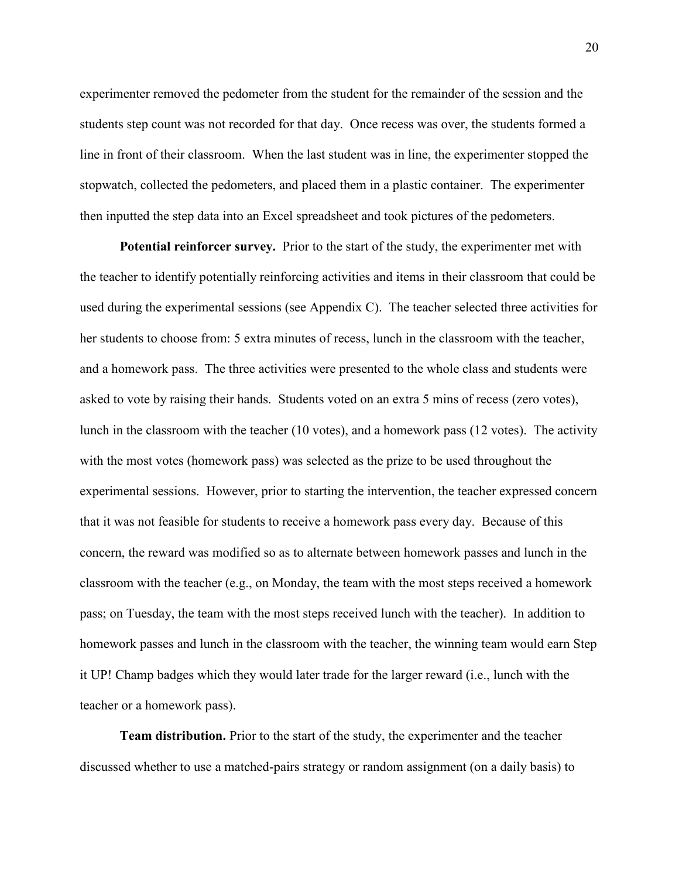experimenter removed the pedometer from the student for the remainder of the session and the students step count was not recorded for that day. Once recess was over, the students formed a line in front of their classroom. When the last student was in line, the experimenter stopped the stopwatch, collected the pedometers, and placed them in a plastic container. The experimenter then inputted the step data into an Excel spreadsheet and took pictures of the pedometers.

**Potential reinforcer survey.** Prior to the start of the study, the experimenter met with the teacher to identify potentially reinforcing activities and items in their classroom that could be used during the experimental sessions (see Appendix C). The teacher selected three activities for her students to choose from: 5 extra minutes of recess, lunch in the classroom with the teacher, and a homework pass. The three activities were presented to the whole class and students were asked to vote by raising their hands. Students voted on an extra 5 mins of recess (zero votes), lunch in the classroom with the teacher (10 votes), and a homework pass (12 votes). The activity with the most votes (homework pass) was selected as the prize to be used throughout the experimental sessions. However, prior to starting the intervention, the teacher expressed concern that it was not feasible for students to receive a homework pass every day. Because of this concern, the reward was modified so as to alternate between homework passes and lunch in the classroom with the teacher (e.g., on Monday, the team with the most steps received a homework pass; on Tuesday, the team with the most steps received lunch with the teacher). In addition to homework passes and lunch in the classroom with the teacher, the winning team would earn Step it UP! Champ badges which they would later trade for the larger reward (i.e., lunch with the teacher or a homework pass).

**Team distribution.** Prior to the start of the study, the experimenter and the teacher discussed whether to use a matched-pairs strategy or random assignment (on a daily basis) to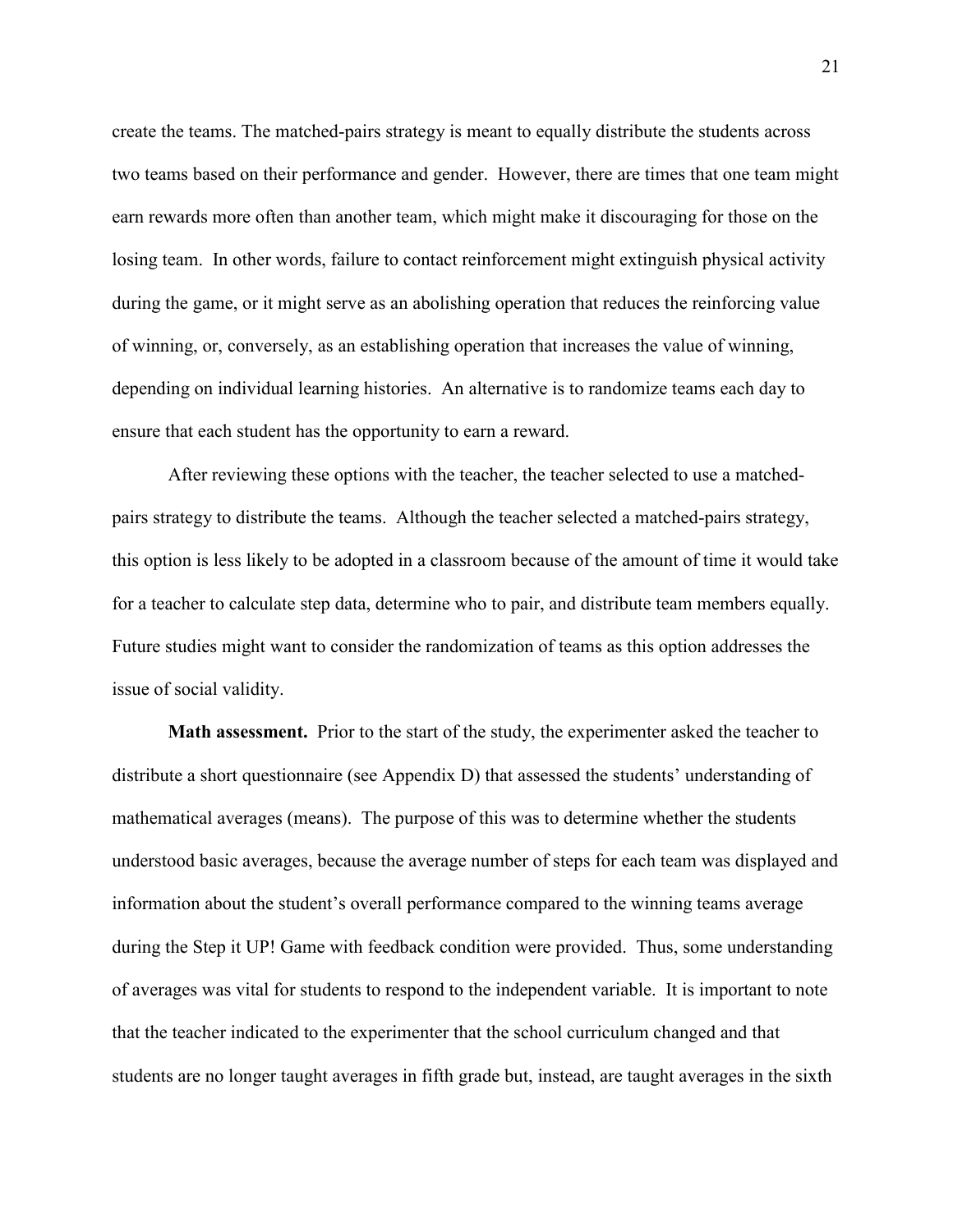create the teams. The matched-pairs strategy is meant to equally distribute the students across two teams based on their performance and gender. However, there are times that one team might earn rewards more often than another team, which might make it discouraging for those on the losing team. In other words, failure to contact reinforcement might extinguish physical activity during the game, or it might serve as an abolishing operation that reduces the reinforcing value of winning, or, conversely, as an establishing operation that increases the value of winning, depending on individual learning histories. An alternative is to randomize teams each day to ensure that each student has the opportunity to earn a reward.

After reviewing these options with the teacher, the teacher selected to use a matched-pairs strategy to distribute the teams. Although the teacher selected a matched-pairs strategy, this option is less likely to be adopted in a classroom because of the amount of time it would take for a teacher to calculate step data, determine who to pair, and distribute team members equally. Future studies might want to consider the randomization of teams as this option addresses the issue of social validity.

**Math assessment.** Prior to the start of the study, the experimenter asked the teacher to distribute a short questionnaire (see Appendix D) that assessed the students' understanding of mathematical averages (means). The purpose of this was to determine whether the students understood basic averages, because the average number of steps for each team was displayed and information about the student's overall performance compared to the winning teams average during the Step it UP! Game with feedback condition were provided. Thus, some understanding of averages was vital for students to respond to the independent variable. It is important to note that the teacher indicated to the experimenter that the school curriculum changed and that students are no longer taught averages in fifth grade but, instead, are taught averages in the sixth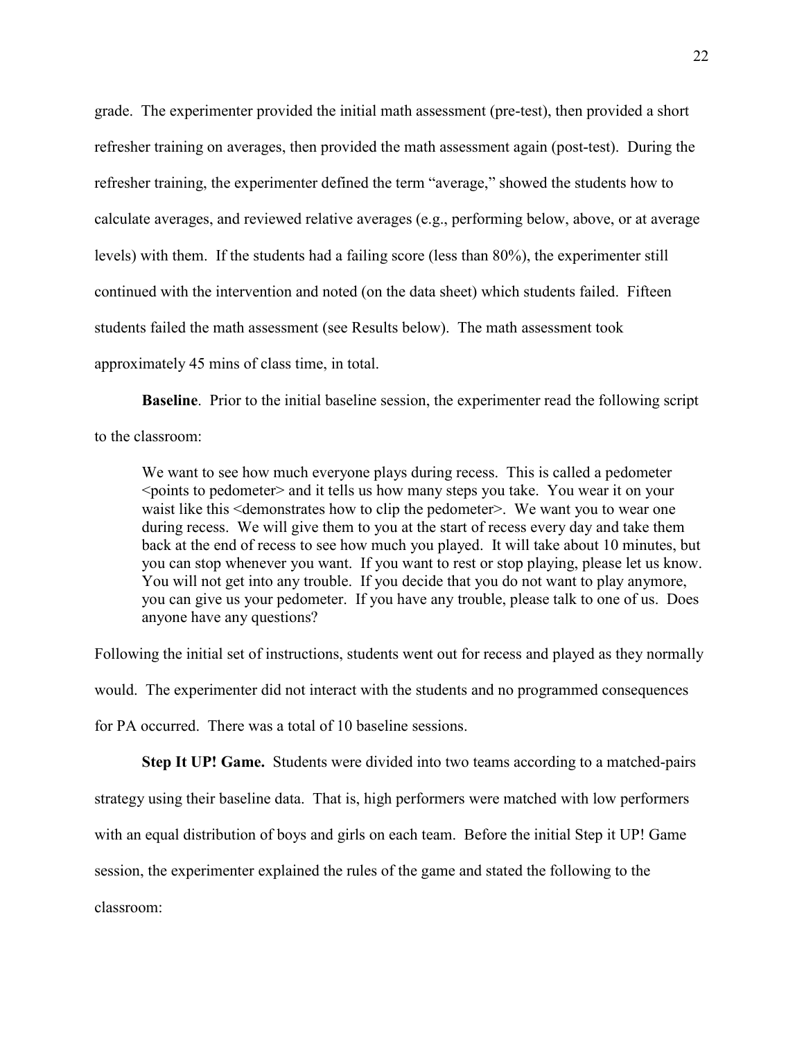grade. The experimenter provided the initial math assessment (pre-test), then provided a short refresher training on averages, then provided the math assessment again (post-test). During the refresher training, the experimenter defined the term "average," showed the students how to calculate averages, and reviewed relative averages (e.g., performing below, above, or at average levels) with them. If the students had a failing score (less than 80%), the experimenter still continued with the intervention and noted (on the data sheet) which students failed. Fifteen students failed the math assessment (see Results below). The math assessment took approximately 45 mins of class time, in total.

**Baseline**. Prior to the initial baseline session, the experimenter read the following script to the classroom:

> We want to see how much everyone plays during recess. This is called a pedometer <points to pedometer> and it tells us how many steps you take. You wear it on your waist like this <demonstrates how to clip the pedometer>. We want you to wear one during recess. We will give them to you at the start of recess every day and take them back at the end of recess to see how much you played. It will take about 10 minutes, but you can stop whenever you want. If you want to rest or stop playing, please let us know. You will not get into any trouble. If you decide that you do not want to play anymore, you can give us your pedometer. If you have any trouble, please talk to one of us. Does anyone have any questions?

Following the initial set of instructions, students went out for recess and played as they normally would. The experimenter did not interact with the students and no programmed consequences for PA occurred. There was a total of 10 baseline sessions.

**Step It UP! Game.** Students were divided into two teams according to a matched-pairs strategy using their baseline data. That is, high performers were matched with low performers with an equal distribution of boys and girls on each team. Before the initial Step it UP! Game session, the experimenter explained the rules of the game and stated the following to the classroom: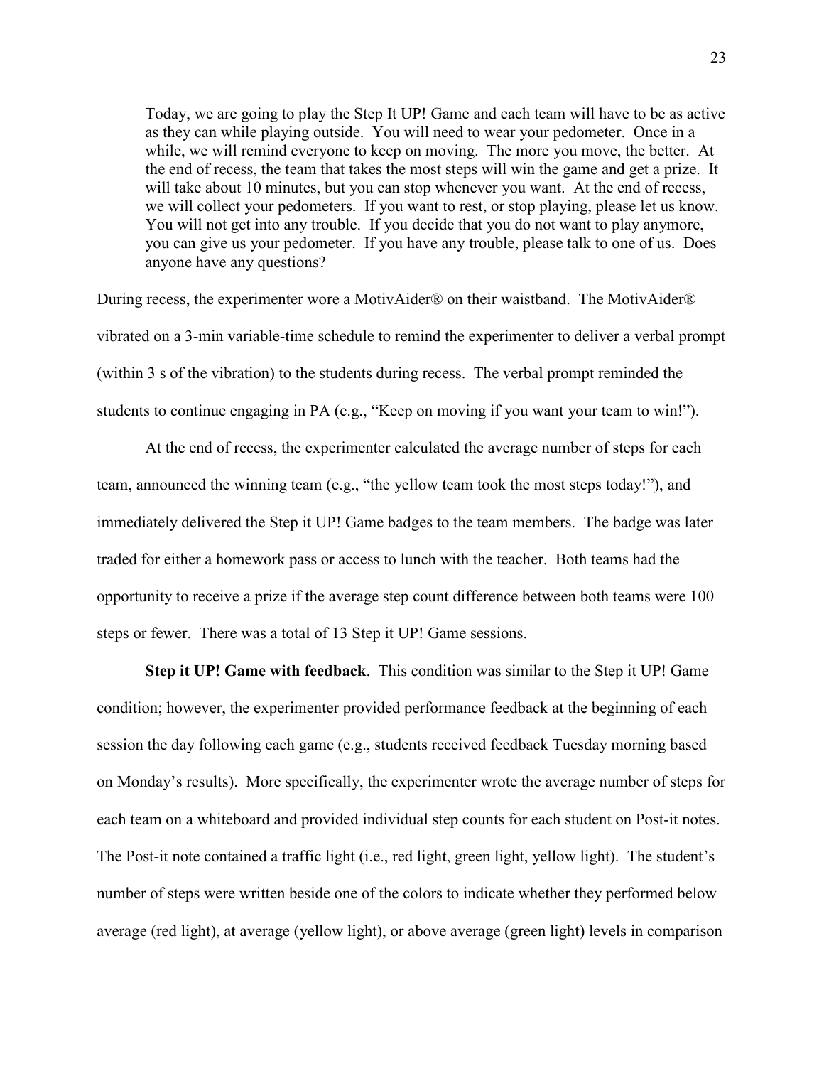> Today, we are going to play the Step It UP! Game and each team will have to be as active as they can while playing outside. You will need to wear your pedometer. Once in a while, we will remind everyone to keep on moving. The more you move, the better. At the end of recess, the team that takes the most steps will win the game and get a prize. It will take about 10 minutes, but you can stop whenever you want. At the end of recess, we will collect your pedometers. If you want to rest, or stop playing, please let us know. You will not get into any trouble. If you decide that you do not want to play anymore, you can give us your pedometer. If you have any trouble, please talk to one of us. Does anyone have any questions?

During recess, the experimenter wore a MotivAider® on their waistband. The MotivAider® vibrated on a 3-min variable-time schedule to remind the experimenter to deliver a verbal prompt (within 3 s of the vibration) to the students during recess. The verbal prompt reminded the students to continue engaging in PA (e.g., "Keep on moving if you want your team to win!").

At the end of recess, the experimenter calculated the average number of steps for each team, announced the winning team (e.g., "the yellow team took the most steps today!"), and immediately delivered the Step it UP! Game badges to the team members. The badge was later traded for either a homework pass or access to lunch with the teacher. Both teams had the opportunity to receive a prize if the average step count difference between both teams were 100 steps or fewer. There was a total of 13 Step it UP! Game sessions.

**Step it UP! Game with feedback**. This condition was similar to the Step it UP! Game condition; however, the experimenter provided performance feedback at the beginning of each session the day following each game (e.g., students received feedback Tuesday morning based on Monday's results). More specifically, the experimenter wrote the average number of steps for each team on a whiteboard and provided individual step counts for each student on Post-it notes. The Post-it note contained a traffic light (i.e., red light, green light, yellow light). The student's number of steps were written beside one of the colors to indicate whether they performed below average (red light), at average (yellow light), or above average (green light) levels in comparison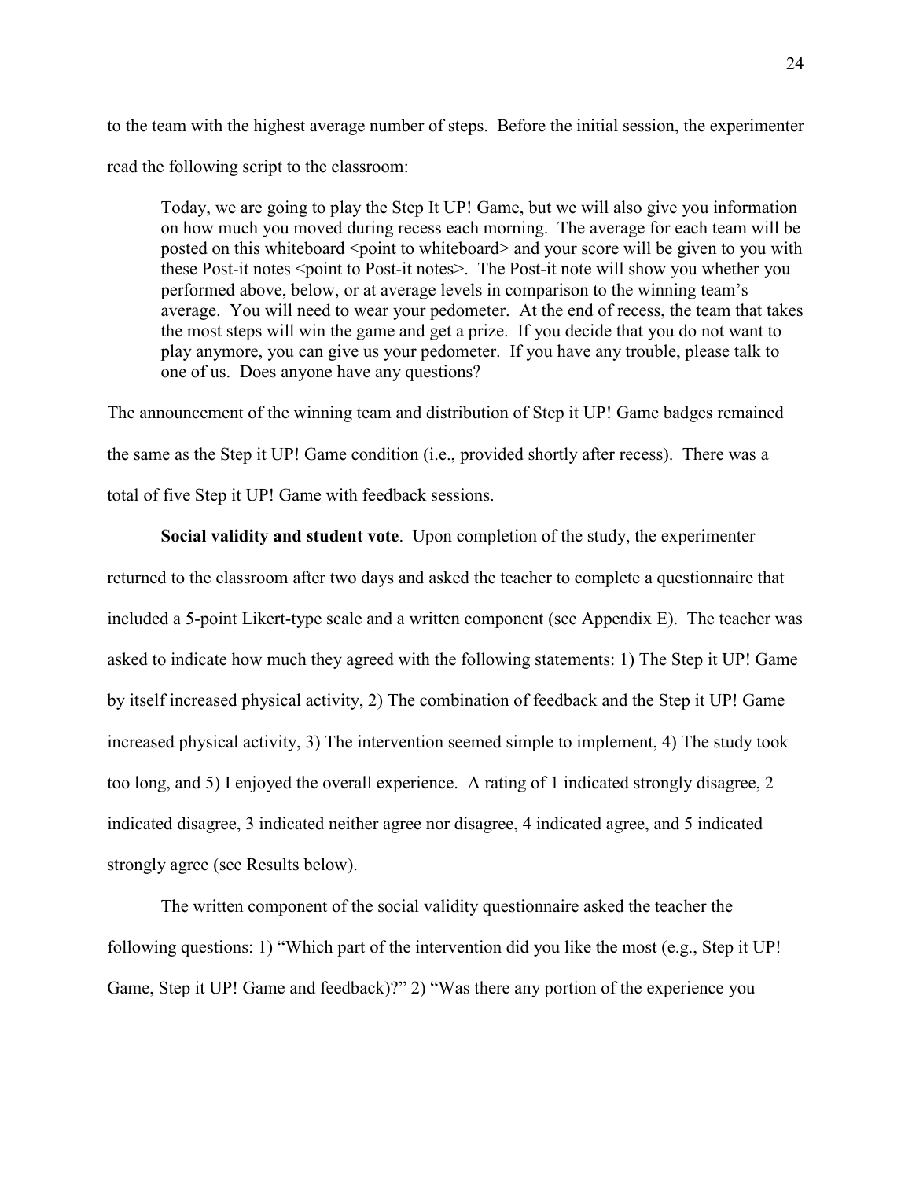to the team with the highest average number of steps. Before the initial session, the experimenter read the following script to the classroom:

> Today, we are going to play the Step It UP! Game, but we will also give you information on how much you moved during recess each morning. The average for each team will be posted on this whiteboard <point to whiteboard> and your score will be given to you with these Post-it notes <point to Post-it notes>. The Post-it note will show you whether you performed above, below, or at average levels in comparison to the winning team's average. You will need to wear your pedometer. At the end of recess, the team that takes the most steps will win the game and get a prize. If you decide that you do not want to play anymore, you can give us your pedometer. If you have any trouble, please talk to one of us. Does anyone have any questions?

The announcement of the winning team and distribution of Step it UP! Game badges remained the same as the Step it UP! Game condition (i.e., provided shortly after recess). There was a total of five Step it UP! Game with feedback sessions.

**Social validity and student vote**. Upon completion of the study, the experimenter returned to the classroom after two days and asked the teacher to complete a questionnaire that included a 5-point Likert-type scale and a written component (see Appendix E). The teacher was asked to indicate how much they agreed with the following statements: 1) The Step it UP! Game by itself increased physical activity, 2) The combination of feedback and the Step it UP! Game increased physical activity, 3) The intervention seemed simple to implement, 4) The study took too long, and 5) I enjoyed the overall experience. A rating of 1 indicated strongly disagree, 2 indicated disagree, 3 indicated neither agree nor disagree, 4 indicated agree, and 5 indicated strongly agree (see Results below).

The written component of the social validity questionnaire asked the teacher the following questions: 1) "Which part of the intervention did you like the most (e.g., Step it UP! Game, Step it UP! Game and feedback)?" 2) "Was there any portion of the experience you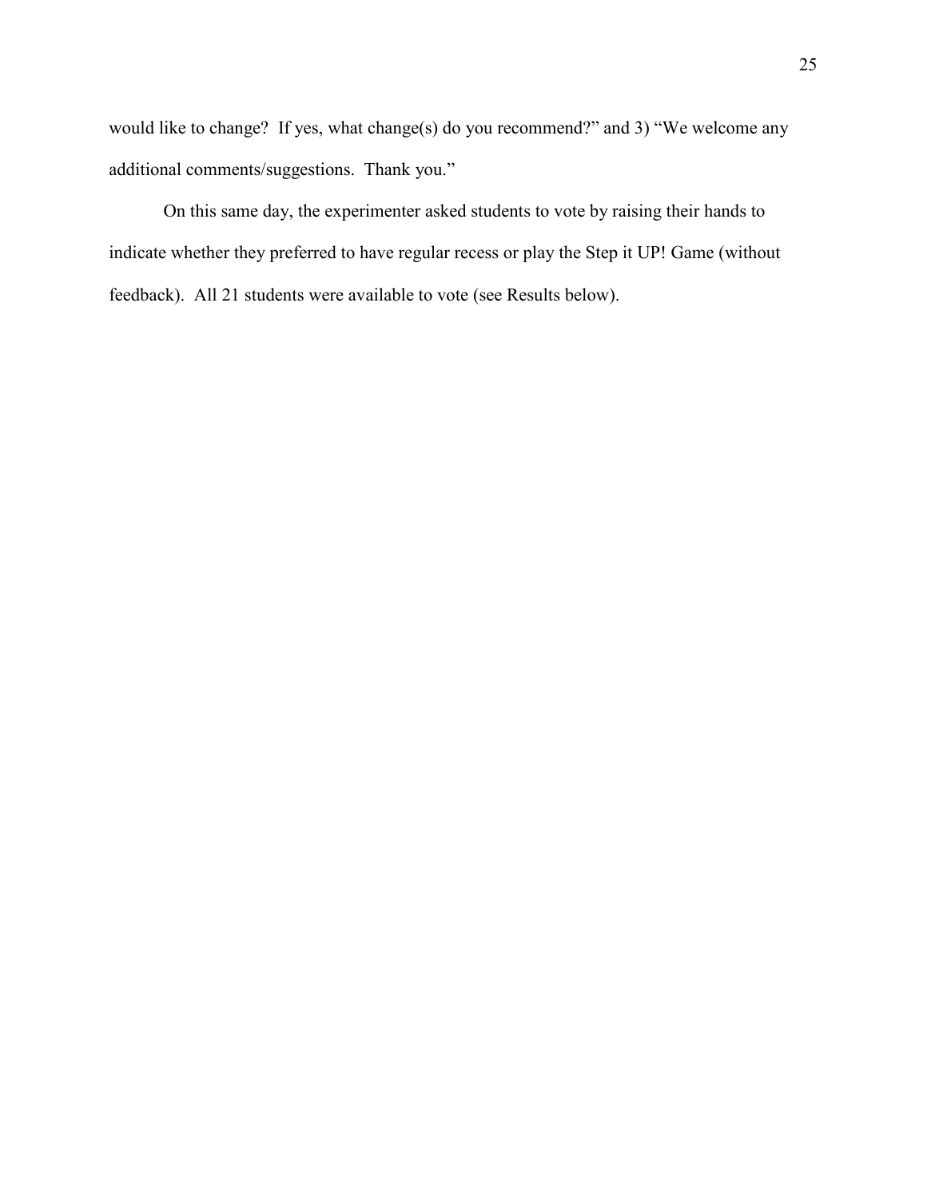would like to change? If yes, what change(s) do you recommend?" and 3) "We welcome any additional comments/suggestions. Thank you."

On this same day, the experimenter asked students to vote by raising their hands to indicate whether they preferred to have regular recess or play the Step it UP! Game (without feedback). All 21 students were available to vote (see Results below).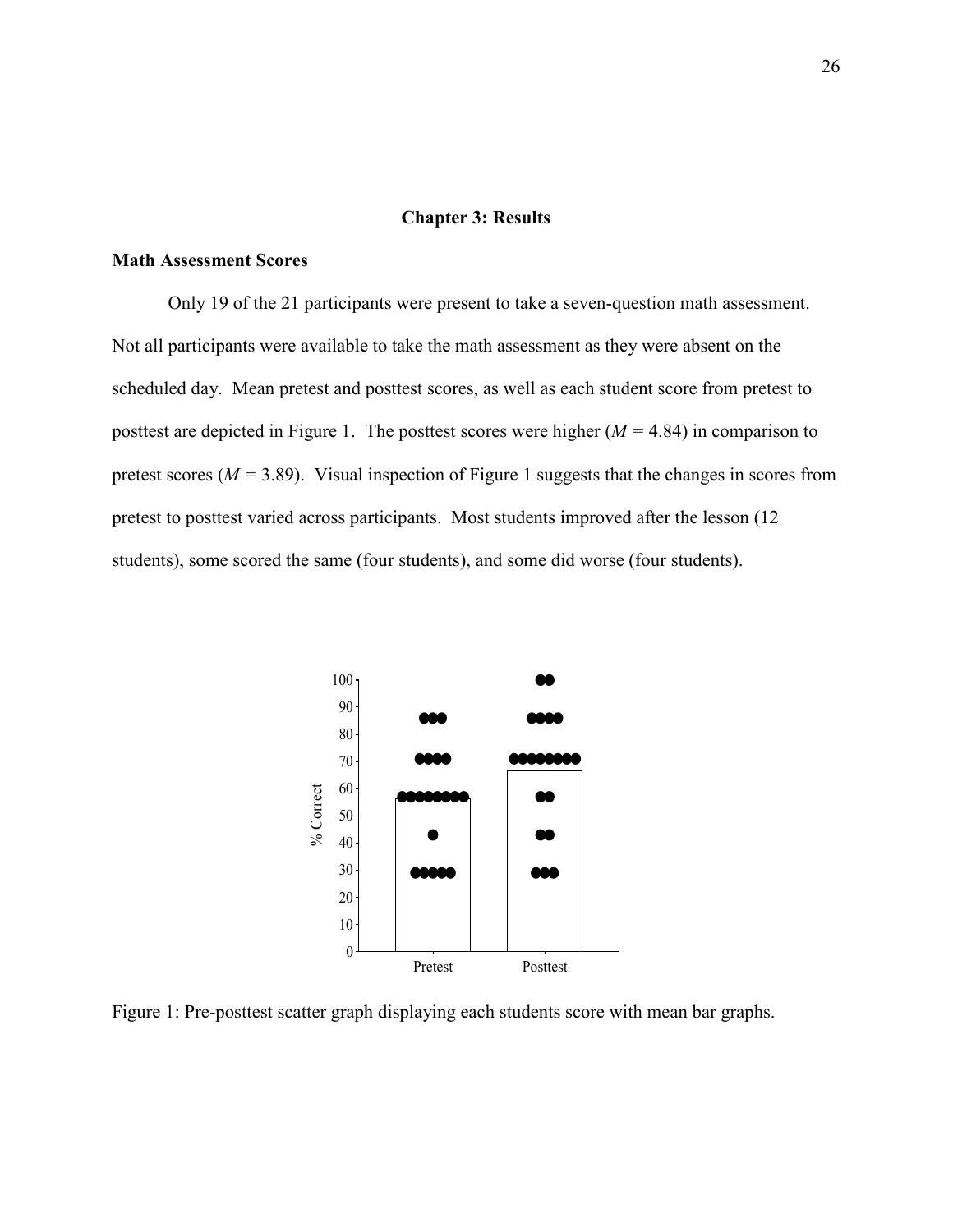## Chapter 3: Results

### Math Assessment Scores

Only 19 of the 21 participants were present to take a seven-question math assessment. Not all participants were available to take the math assessment as they were absent on the scheduled day. Mean pretest and posttest scores, as well as each student score from pretest to posttest are depicted in Figure 1. The posttest scores were higher ($M = 4.84$) in comparison to pretest scores ($M = 3.89$). Visual inspection of Figure 1 suggests that the changes in scores from pretest to posttest varied across participants. Most students improved after the lesson (12 students), some scored the same (four students), and some did worse (four students).

Figure 1: Pre-posttest scatter graph displaying each students score with mean bar graphs.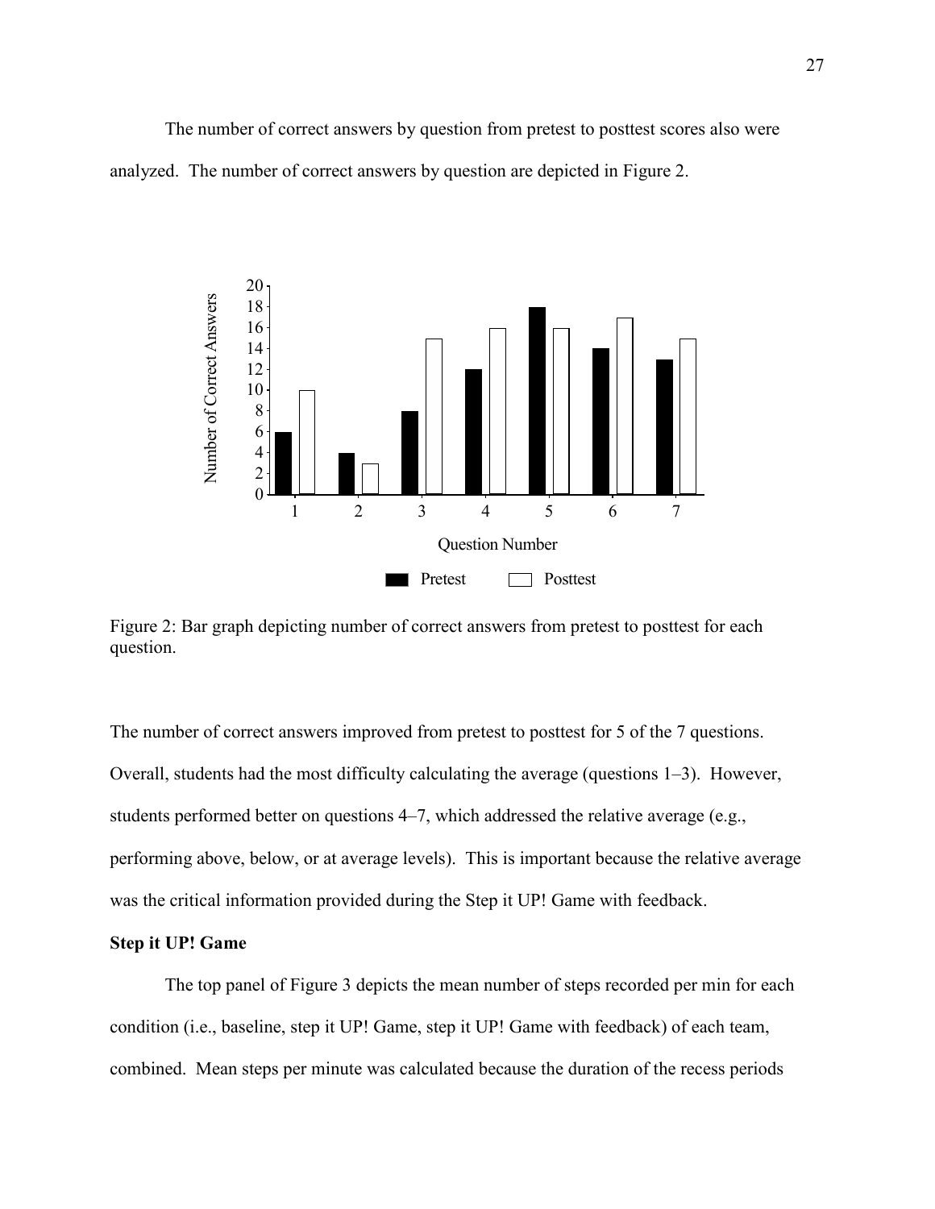The number of correct answers by question from pretest to posttest scores also were analyzed. The number of correct answers by question are depicted in Figure 2.

Figure 2: Bar graph depicting number of correct answers from pretest to posttest for each question.

The number of correct answers improved from pretest to posttest for 5 of the 7 questions. Overall, students had the most difficulty calculating the average (questions 1–3). However, students performed better on questions 4–7, which addressed the relative average (e.g., performing above, below, or at average levels). This is important because the relative average was the critical information provided during the Step it UP! Game with feedback.

**Step it UP! Game**

The top panel of Figure 3 depicts the mean number of steps recorded per min for each condition (i.e., baseline, step it UP! Game, step it UP! Game with feedback) of each team, combined. Mean steps per minute was calculated because the duration of the recess periods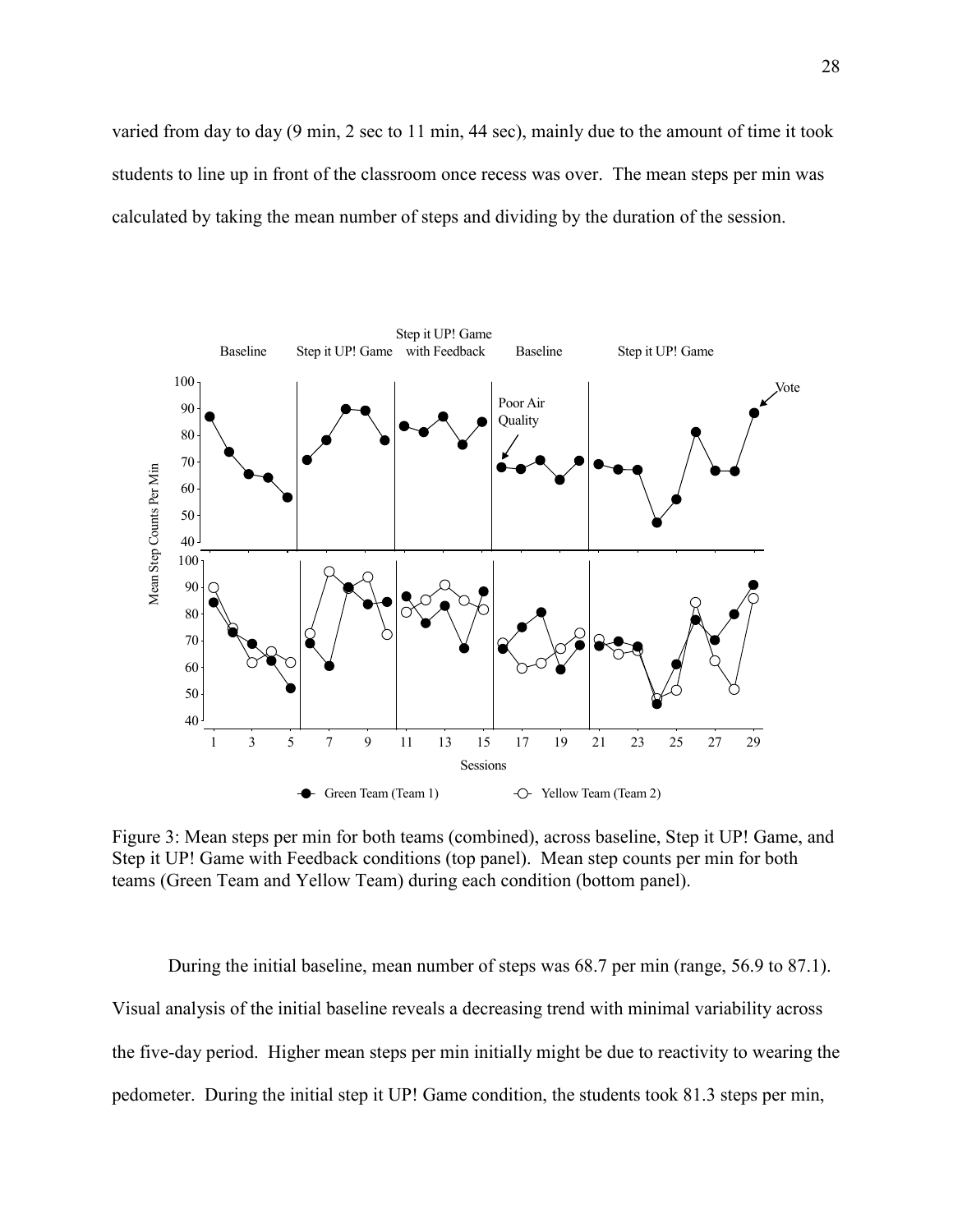varied from day to day (9 min, 2 sec to 11 min, 44 sec), mainly due to the amount of time it took students to line up in front of the classroom once recess was over. The mean steps per min was calculated by taking the mean number of steps and dividing by the duration of the session.

Figure 3: Mean steps per min for both teams (combined), across baseline, Step it UP! Game, and Step it UP! Game with Feedback conditions (top panel). Mean step counts per min for both teams (Green Team and Yellow Team) during each condition (bottom panel).

During the initial baseline, mean number of steps was 68.7 per min (range, 56.9 to 87.1). Visual analysis of the initial baseline reveals a decreasing trend with minimal variability across the five-day period. Higher mean steps per min initially might be due to reactivity to wearing the pedometer. During the initial step it UP! Game condition, the students took 81.3 steps per min,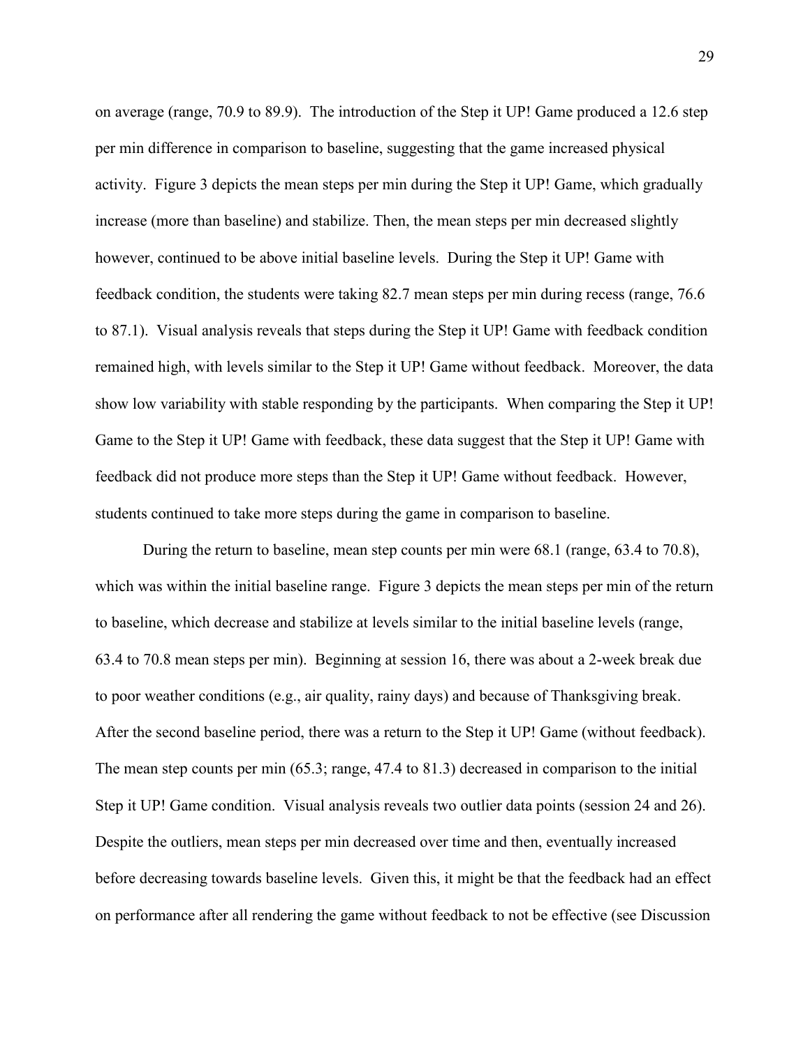on average (range, 70.9 to 89.9). The introduction of the Step it UP! Game produced a 12.6 step per min difference in comparison to baseline, suggesting that the game increased physical activity. Figure 3 depicts the mean steps per min during the Step it UP! Game, which gradually increase (more than baseline) and stabilize. Then, the mean steps per min decreased slightly however, continued to be above initial baseline levels. During the Step it UP! Game with feedback condition, the students were taking 82.7 mean steps per min during recess (range, 76.6 to 87.1). Visual analysis reveals that steps during the Step it UP! Game with feedback condition remained high, with levels similar to the Step it UP! Game without feedback. Moreover, the data show low variability with stable responding by the participants. When comparing the Step it UP! Game to the Step it UP! Game with feedback, these data suggest that the Step it UP! Game with feedback did not produce more steps than the Step it UP! Game without feedback. However, students continued to take more steps during the game in comparison to baseline.

During the return to baseline, mean step counts per min were 68.1 (range, 63.4 to 70.8), which was within the initial baseline range. Figure 3 depicts the mean steps per min of the return to baseline, which decrease and stabilize at levels similar to the initial baseline levels (range, 63.4 to 70.8 mean steps per min). Beginning at session 16, there was about a 2-week break due to poor weather conditions (e.g., air quality, rainy days) and because of Thanksgiving break. After the second baseline period, there was a return to the Step it UP! Game (without feedback). The mean step counts per min (65.3; range, 47.4 to 81.3) decreased in comparison to the initial Step it UP! Game condition. Visual analysis reveals two outlier data points (session 24 and 26). Despite the outliers, mean steps per min decreased over time and then, eventually increased before decreasing towards baseline levels. Given this, it might be that the feedback had an effect on performance after all rendering the game without feedback to not be effective (see Discussion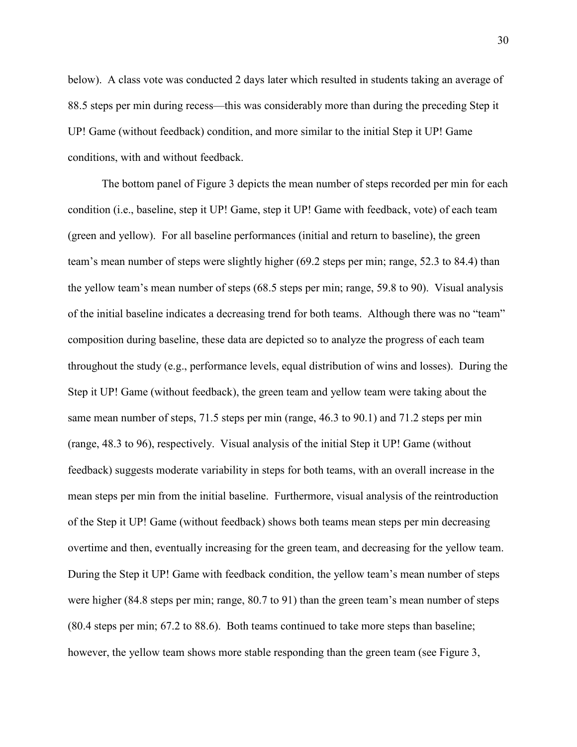below). A class vote was conducted 2 days later which resulted in students taking an average of 88.5 steps per min during recess—this was considerably more than during the preceding Step it UP! Game (without feedback) condition, and more similar to the initial Step it UP! Game conditions, with and without feedback.

The bottom panel of Figure 3 depicts the mean number of steps recorded per min for each condition (i.e., baseline, step it UP! Game, step it UP! Game with feedback, vote) of each team (green and yellow). For all baseline performances (initial and return to baseline), the green team's mean number of steps were slightly higher (69.2 steps per min; range, 52.3 to 84.4) than the yellow team's mean number of steps (68.5 steps per min; range, 59.8 to 90). Visual analysis of the initial baseline indicates a decreasing trend for both teams. Although there was no "team" composition during baseline, these data are depicted so to analyze the progress of each team throughout the study (e.g., performance levels, equal distribution of wins and losses). During the Step it UP! Game (without feedback), the green team and yellow team were taking about the same mean number of steps, 71.5 steps per min (range, 46.3 to 90.1) and 71.2 steps per min (range, 48.3 to 96), respectively. Visual analysis of the initial Step it UP! Game (without feedback) suggests moderate variability in steps for both teams, with an overall increase in the mean steps per min from the initial baseline. Furthermore, visual analysis of the reintroduction of the Step it UP! Game (without feedback) shows both teams mean steps per min decreasing overtime and then, eventually increasing for the green team, and decreasing for the yellow team. During the Step it UP! Game with feedback condition, the yellow team's mean number of steps were higher (84.8 steps per min; range, 80.7 to 91) than the green team's mean number of steps (80.4 steps per min; 67.2 to 88.6). Both teams continued to take more steps than baseline; however, the yellow team shows more stable responding than the green team (see Figure 3,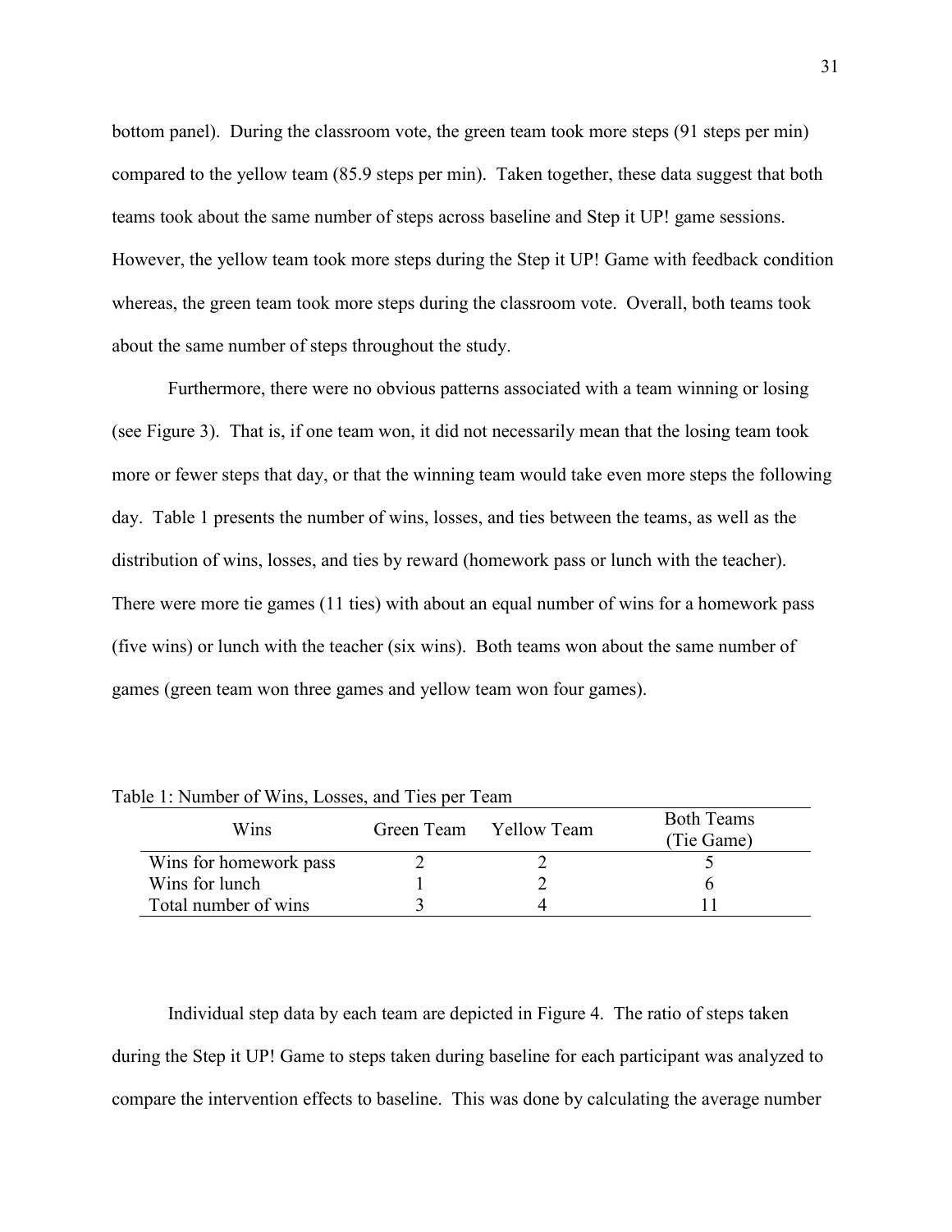bottom panel). During the classroom vote, the green team took more steps (91 steps per min) compared to the yellow team (85.9 steps per min). Taken together, these data suggest that both teams took about the same number of steps across baseline and Step it UP! game sessions. However, the yellow team took more steps during the Step it UP! Game with feedback condition whereas, the green team took more steps during the classroom vote. Overall, both teams took about the same number of steps throughout the study.

Furthermore, there were no obvious patterns associated with a team winning or losing (see Figure 3). That is, if one team won, it did not necessarily mean that the losing team took more or fewer steps that day, or that the winning team would take even more steps the following day. Table 1 presents the number of wins, losses, and ties between the teams, as well as the distribution of wins, losses, and ties by reward (homework pass or lunch with the teacher). There were more tie games (11 ties) with about an equal number of wins for a homework pass (five wins) or lunch with the teacher (six wins). Both teams won about the same number of games (green team won three games and yellow team won four games).

Table 1: Number of Wins, Losses, and Ties per Team

| Wins | Green Team | Yellow Team | Both Teams (Tie Game) |
|---|---|---|---|
| Wins for homework pass | 2 | 2 | 5 |
| Wins for lunch | 1 | 2 | 6 |
| Total number of wins | 3 | 4 | 11 |

Individual step data by each team are depicted in Figure 4. The ratio of steps taken during the Step it UP! Game to steps taken during baseline for each participant was analyzed to compare the intervention effects to baseline. This was done by calculating the average number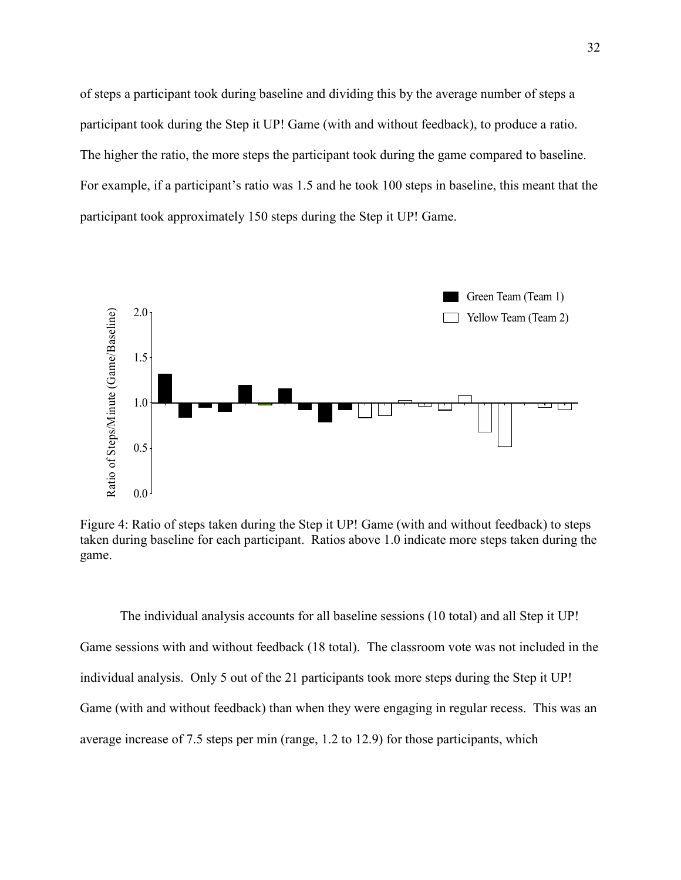of steps a participant took during baseline and dividing this by the average number of steps a participant took during the Step it UP! Game (with and without feedback), to produce a ratio. The higher the ratio, the more steps the participant took during the game compared to baseline. For example, if a participant's ratio was 1.5 and he took 100 steps in baseline, this meant that the participant took approximately 150 steps during the Step it UP! Game.

Figure 4: Ratio of steps taken during the Step it UP! Game (with and without feedback) to steps taken during baseline for each participant. Ratios above 1.0 indicate more steps taken during the game.

The individual analysis accounts for all baseline sessions (10 total) and all Step it UP! Game sessions with and without feedback (18 total). The classroom vote was not included in the individual analysis. Only 5 out of the 21 participants took more steps during the Step it UP! Game (with and without feedback) than when they were engaging in regular recess. This was an average increase of 7.5 steps per min (range, 1.2 to 12.9) for those participants, which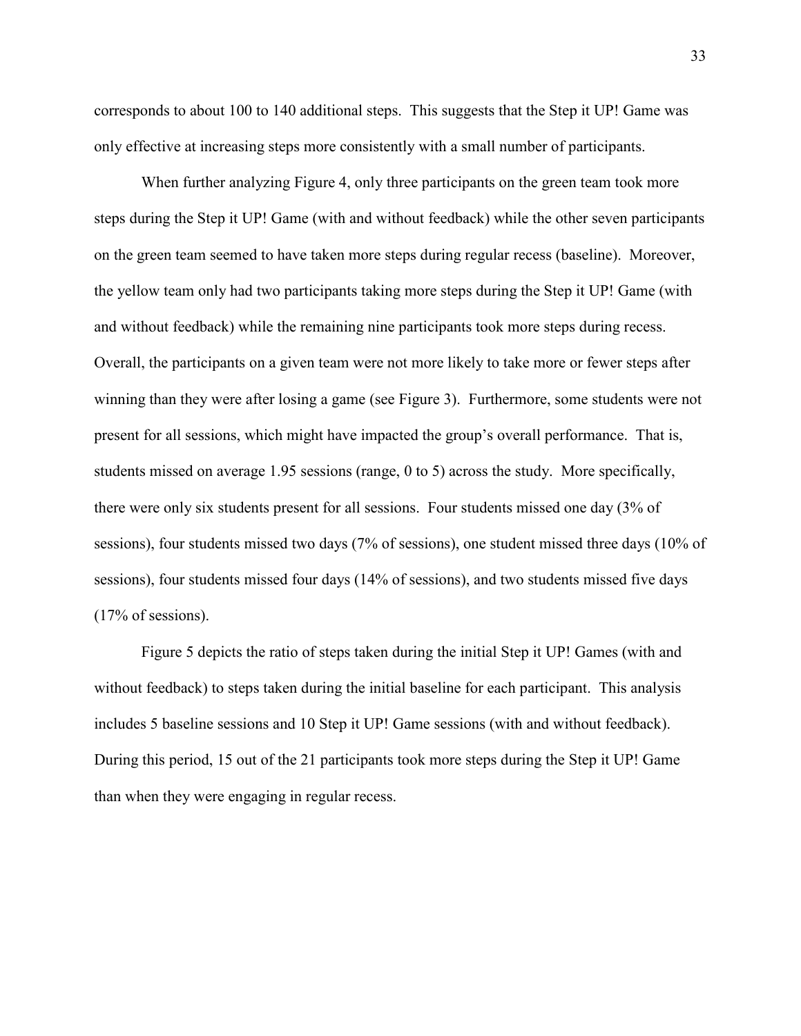corresponds to about 100 to 140 additional steps. This suggests that the Step it UP! Game was only effective at increasing steps more consistently with a small number of participants.

When further analyzing Figure 4, only three participants on the green team took more steps during the Step it UP! Game (with and without feedback) while the other seven participants on the green team seemed to have taken more steps during regular recess (baseline). Moreover, the yellow team only had two participants taking more steps during the Step it UP! Game (with and without feedback) while the remaining nine participants took more steps during recess. Overall, the participants on a given team were not more likely to take more or fewer steps after winning than they were after losing a game (see Figure 3). Furthermore, some students were not present for all sessions, which might have impacted the group's overall performance. That is, students missed on average 1.95 sessions (range, 0 to 5) across the study. More specifically, there were only six students present for all sessions. Four students missed one day (3% of sessions), four students missed two days (7% of sessions), one student missed three days (10% of sessions), four students missed four days (14% of sessions), and two students missed five days (17% of sessions).

Figure 5 depicts the ratio of steps taken during the initial Step it UP! Games (with and without feedback) to steps taken during the initial baseline for each participant. This analysis includes 5 baseline sessions and 10 Step it UP! Game sessions (with and without feedback). During this period, 15 out of the 21 participants took more steps during the Step it UP! Game than when they were engaging in regular recess.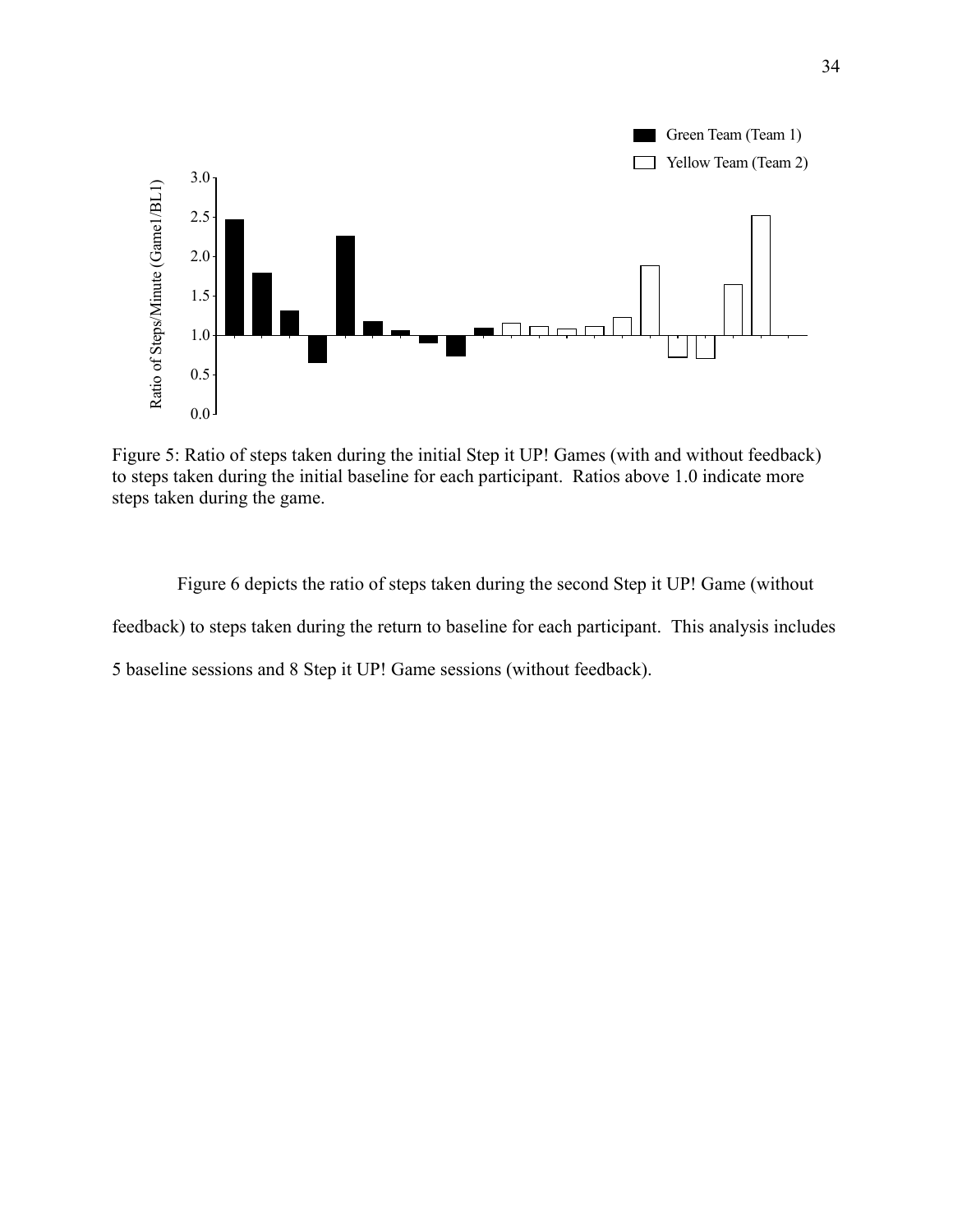Figure 5: Ratio of steps taken during the initial Step it UP! Games (with and without feedback) to steps taken during the initial baseline for each participant. Ratios above 1.0 indicate more steps taken during the game.

Figure 6 depicts the ratio of steps taken during the second Step it UP! Game (without feedback) to steps taken during the return to baseline for each participant. This analysis includes 5 baseline sessions and 8 Step it UP! Game sessions (without feedback).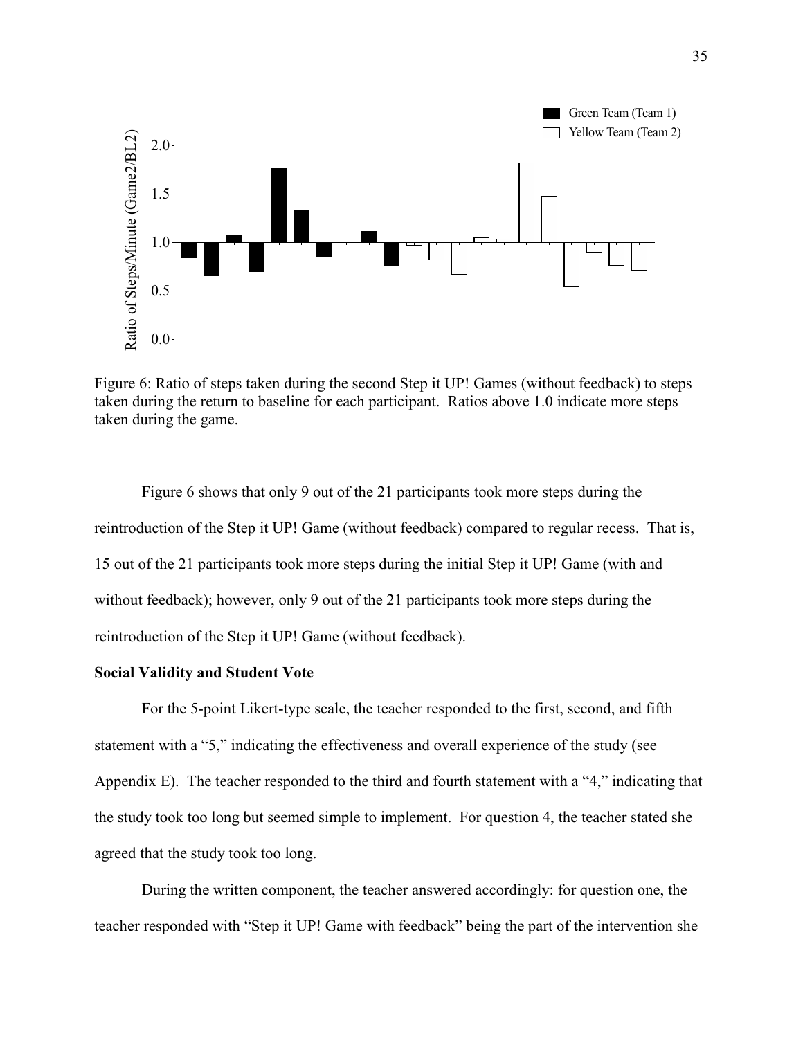Figure 6: Ratio of steps taken during the second Step it UP! Games (without feedback) to steps taken during the return to baseline for each participant. Ratios above 1.0 indicate more steps taken during the game.

Figure 6 shows that only 9 out of the 21 participants took more steps during the reintroduction of the Step it UP! Game (without feedback) compared to regular recess. That is, 15 out of the 21 participants took more steps during the initial Step it UP! Game (with and without feedback); however, only 9 out of the 21 participants took more steps during the reintroduction of the Step it UP! Game (without feedback).

**Social Validity and Student Vote**

For the 5-point Likert-type scale, the teacher responded to the first, second, and fifth statement with a "5," indicating the effectiveness and overall experience of the study (see Appendix E). The teacher responded to the third and fourth statement with a "4," indicating that the study took too long but seemed simple to implement. For question 4, the teacher stated she agreed that the study took too long.

During the written component, the teacher answered accordingly: for question one, the teacher responded with "Step it UP! Game with feedback" being the part of the intervention she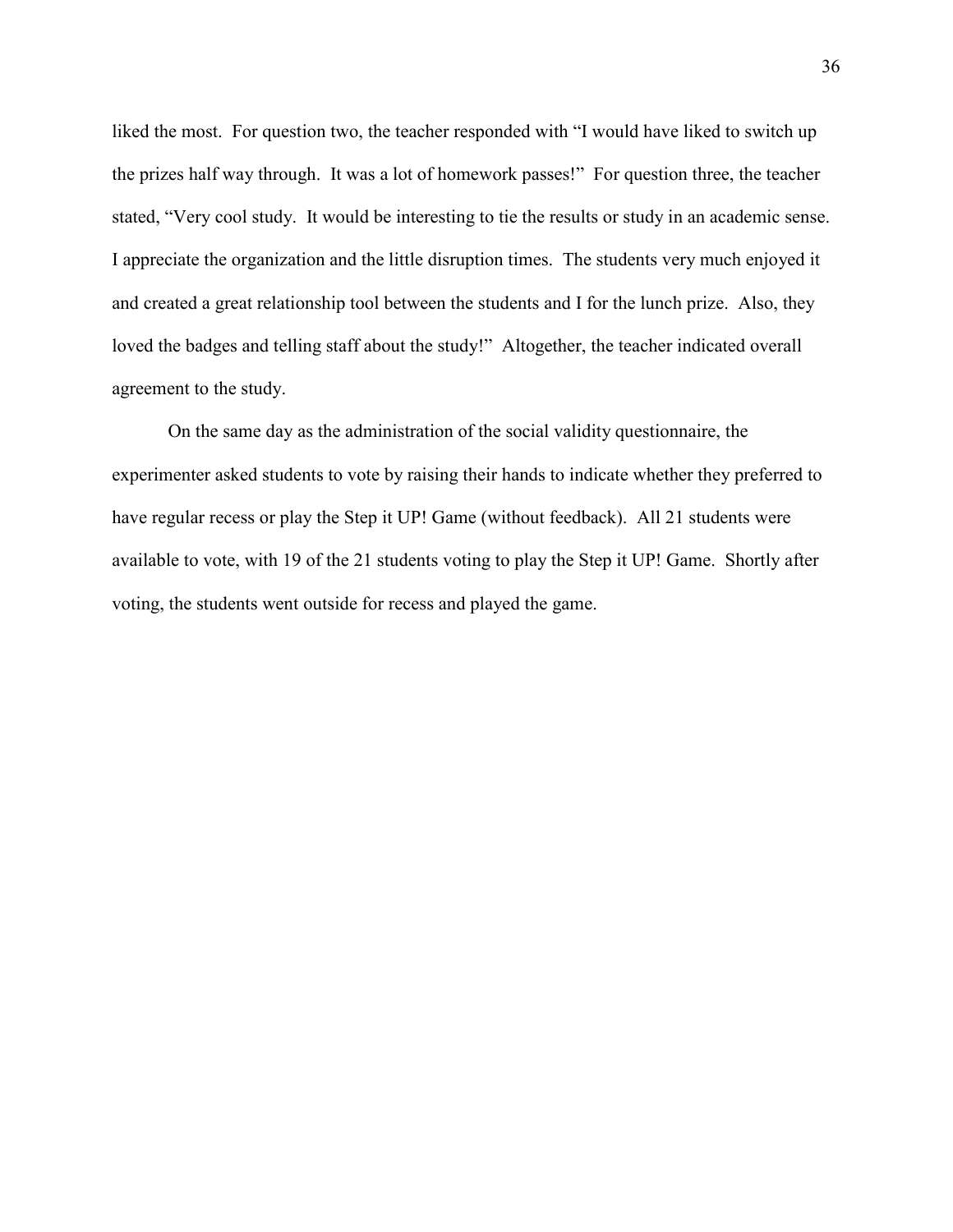liked the most. For question two, the teacher responded with "I would have liked to switch up the prizes half way through. It was a lot of homework passes!" For question three, the teacher stated, "Very cool study. It would be interesting to tie the results or study in an academic sense. I appreciate the organization and the little disruption times. The students very much enjoyed it and created a great relationship tool between the students and I for the lunch prize. Also, they loved the badges and telling staff about the study!" Altogether, the teacher indicated overall agreement to the study.

On the same day as the administration of the social validity questionnaire, the experimenter asked students to vote by raising their hands to indicate whether they preferred to have regular recess or play the Step it UP! Game (without feedback). All 21 students were available to vote, with 19 of the 21 students voting to play the Step it UP! Game. Shortly after voting, the students went outside for recess and played the game.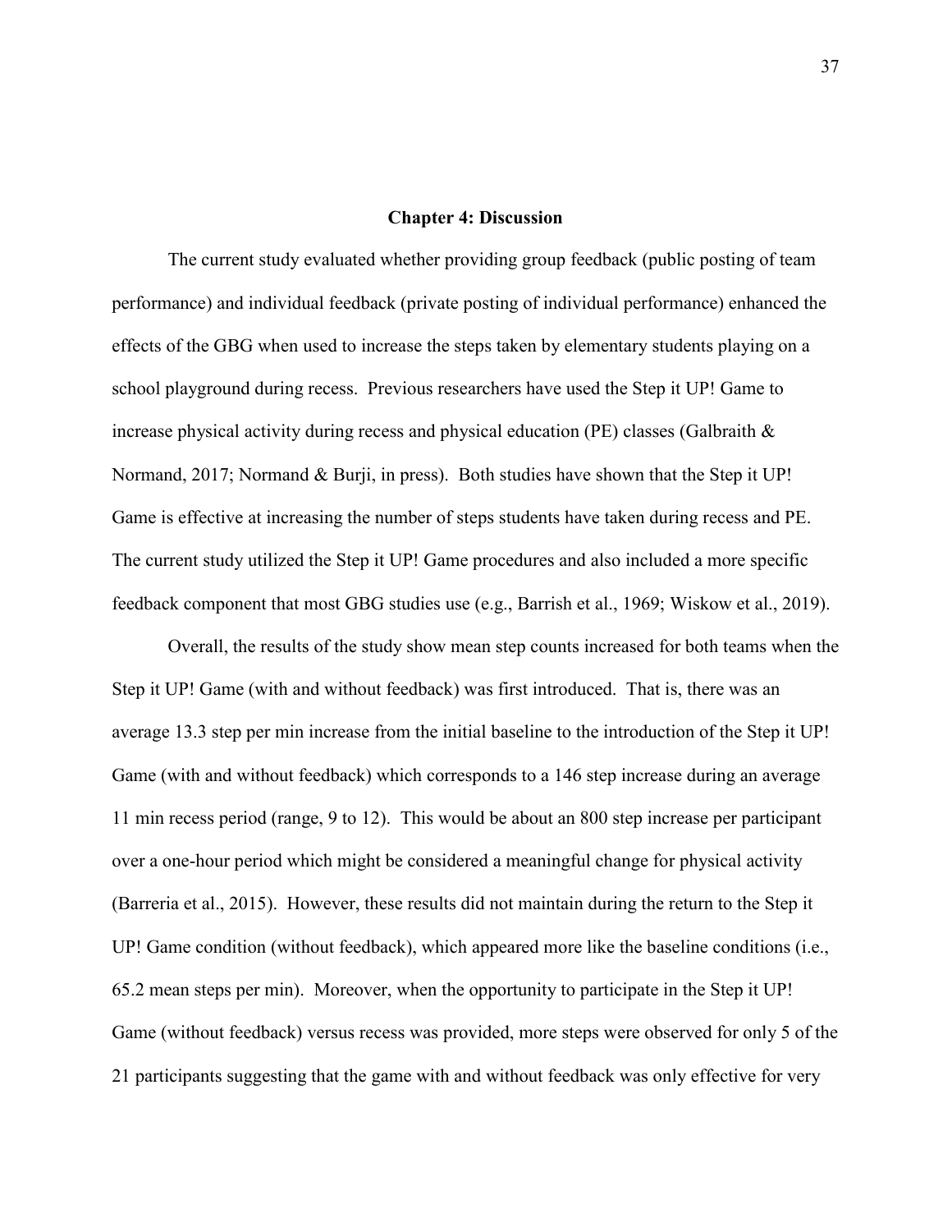# Chapter 4: Discussion

The current study evaluated whether providing group feedback (public posting of team performance) and individual feedback (private posting of individual performance) enhanced the effects of the GBG when used to increase the steps taken by elementary students playing on a school playground during recess. Previous researchers have used the Step it UP! Game to increase physical activity during recess and physical education (PE) classes (Galbraith & Normand, 2017; Normand & Burji, in press). Both studies have shown that the Step it UP! Game is effective at increasing the number of steps students have taken during recess and PE. The current study utilized the Step it UP! Game procedures and also included a more specific feedback component that most GBG studies use (e.g., Barrish et al., 1969; Wiskow et al., 2019).

Overall, the results of the study show mean step counts increased for both teams when the Step it UP! Game (with and without feedback) was first introduced. That is, there was an average 13.3 step per min increase from the initial baseline to the introduction of the Step it UP! Game (with and without feedback) which corresponds to a 146 step increase during an average 11 min recess period (range, 9 to 12). This would be about an 800 step increase per participant over a one-hour period which might be considered a meaningful change for physical activity (Barreria et al., 2015). However, these results did not maintain during the return to the Step it UP! Game condition (without feedback), which appeared more like the baseline conditions (i.e., 65.2 mean steps per min). Moreover, when the opportunity to participate in the Step it UP! Game (without feedback) versus recess was provided, more steps were observed for only 5 of the 21 participants suggesting that the game with and without feedback was only effective for very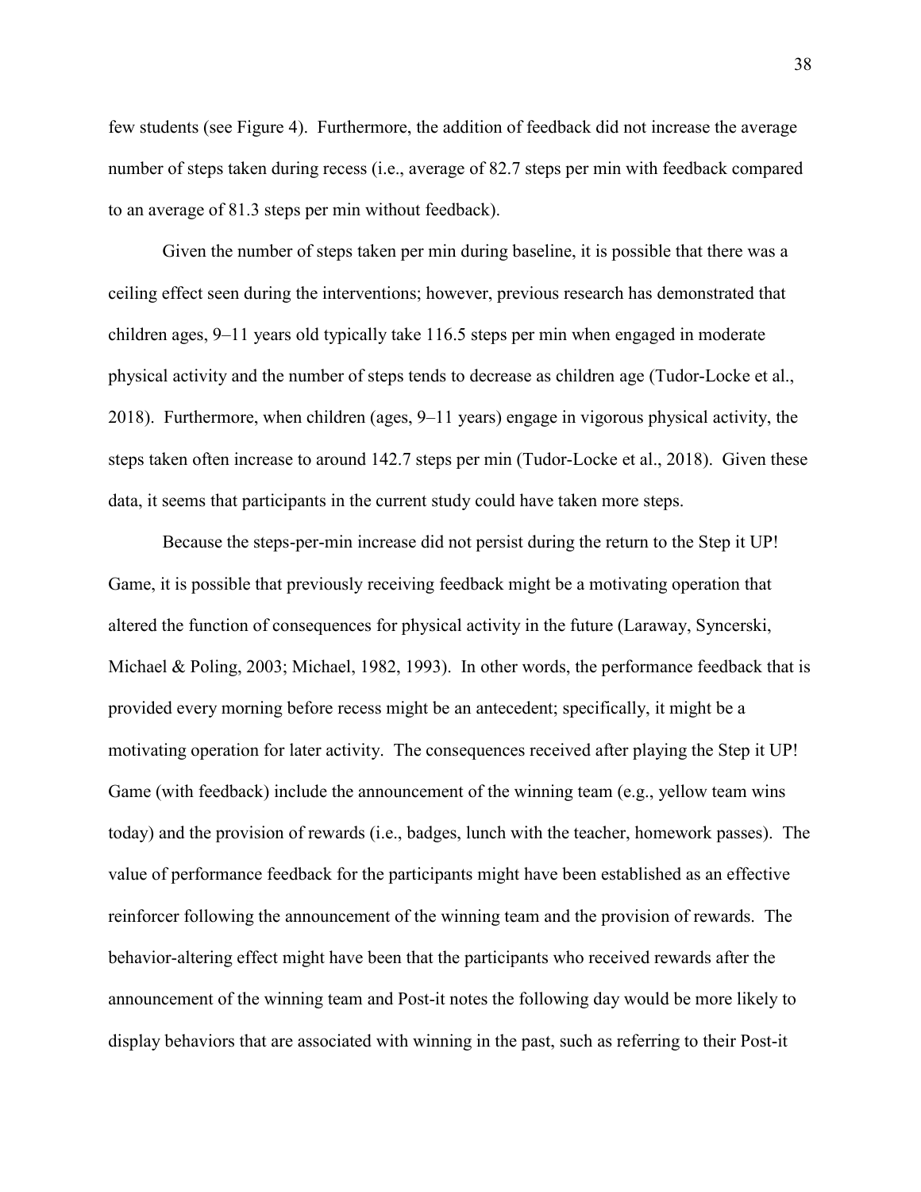few students (see Figure 4). Furthermore, the addition of feedback did not increase the average number of steps taken during recess (i.e., average of 82.7 steps per min with feedback compared to an average of 81.3 steps per min without feedback).

Given the number of steps taken per min during baseline, it is possible that there was a ceiling effect seen during the interventions; however, previous research has demonstrated that children ages, 9–11 years old typically take 116.5 steps per min when engaged in moderate physical activity and the number of steps tends to decrease as children age (Tudor-Locke et al., 2018). Furthermore, when children (ages, 9–11 years) engage in vigorous physical activity, the steps taken often increase to around 142.7 steps per min (Tudor-Locke et al., 2018). Given these data, it seems that participants in the current study could have taken more steps.

Because the steps-per-min increase did not persist during the return to the Step it UP! Game, it is possible that previously receiving feedback might be a motivating operation that altered the function of consequences for physical activity in the future (Laraway, Syncerski, Michael & Poling, 2003; Michael, 1982, 1993). In other words, the performance feedback that is provided every morning before recess might be an antecedent; specifically, it might be a motivating operation for later activity. The consequences received after playing the Step it UP! Game (with feedback) include the announcement of the winning team (e.g., yellow team wins today) and the provision of rewards (i.e., badges, lunch with the teacher, homework passes). The value of performance feedback for the participants might have been established as an effective reinforcer following the announcement of the winning team and the provision of rewards. The behavior-altering effect might have been that the participants who received rewards after the announcement of the winning team and Post-it notes the following day would be more likely to display behaviors that are associated with winning in the past, such as referring to their Post-it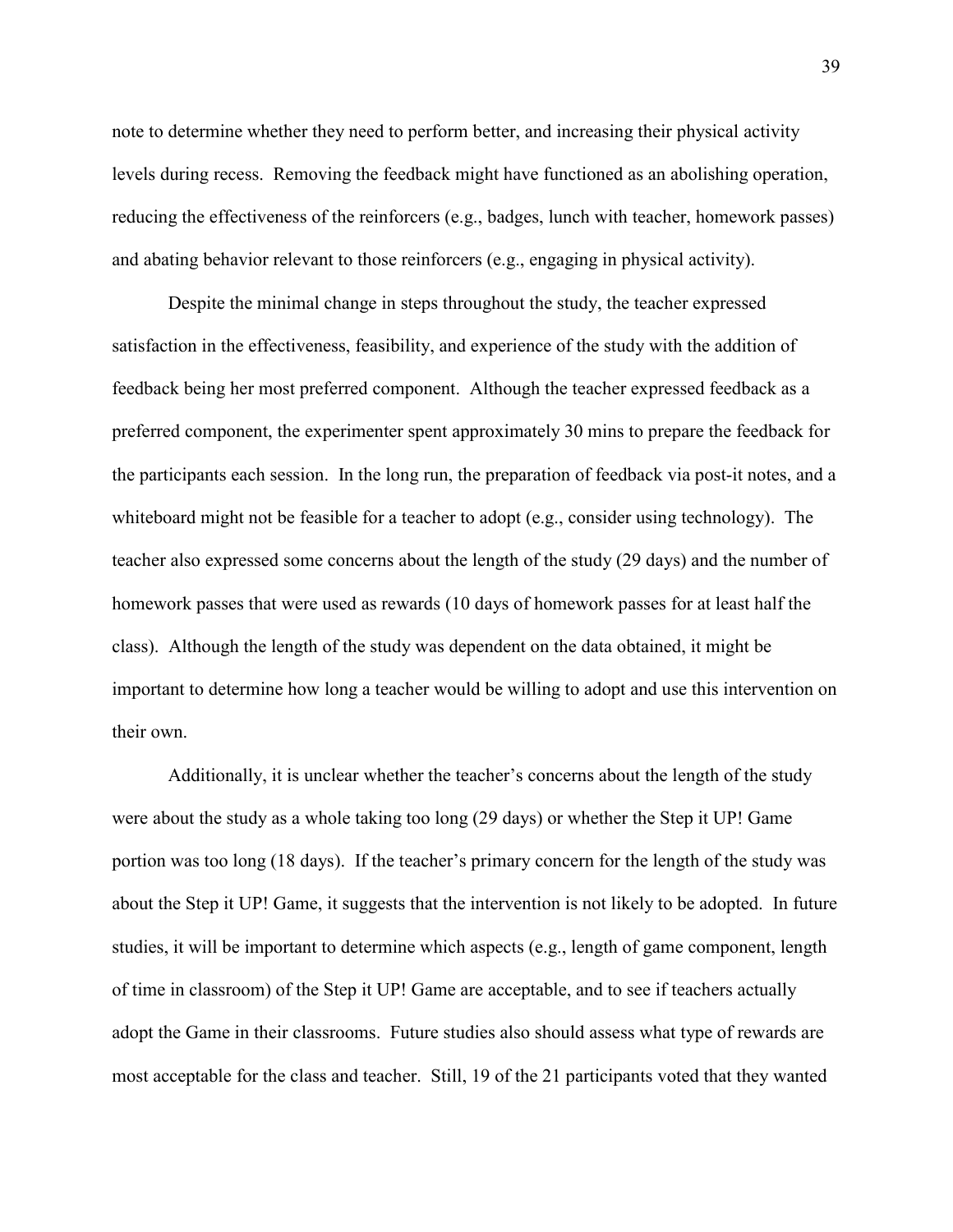note to determine whether they need to perform better, and increasing their physical activity levels during recess. Removing the feedback might have functioned as an abolishing operation, reducing the effectiveness of the reinforcers (e.g., badges, lunch with teacher, homework passes) and abating behavior relevant to those reinforcers (e.g., engaging in physical activity).

Despite the minimal change in steps throughout the study, the teacher expressed satisfaction in the effectiveness, feasibility, and experience of the study with the addition of feedback being her most preferred component. Although the teacher expressed feedback as a preferred component, the experimenter spent approximately 30 mins to prepare the feedback for the participants each session. In the long run, the preparation of feedback via post-it notes, and a whiteboard might not be feasible for a teacher to adopt (e.g., consider using technology). The teacher also expressed some concerns about the length of the study (29 days) and the number of homework passes that were used as rewards (10 days of homework passes for at least half the class). Although the length of the study was dependent on the data obtained, it might be important to determine how long a teacher would be willing to adopt and use this intervention on their own.

Additionally, it is unclear whether the teacher's concerns about the length of the study were about the study as a whole taking too long (29 days) or whether the Step it UP! Game portion was too long (18 days). If the teacher's primary concern for the length of the study was about the Step it UP! Game, it suggests that the intervention is not likely to be adopted. In future studies, it will be important to determine which aspects (e.g., length of game component, length of time in classroom) of the Step it UP! Game are acceptable, and to see if teachers actually adopt the Game in their classrooms. Future studies also should assess what type of rewards are most acceptable for the class and teacher. Still, 19 of the 21 participants voted that they wanted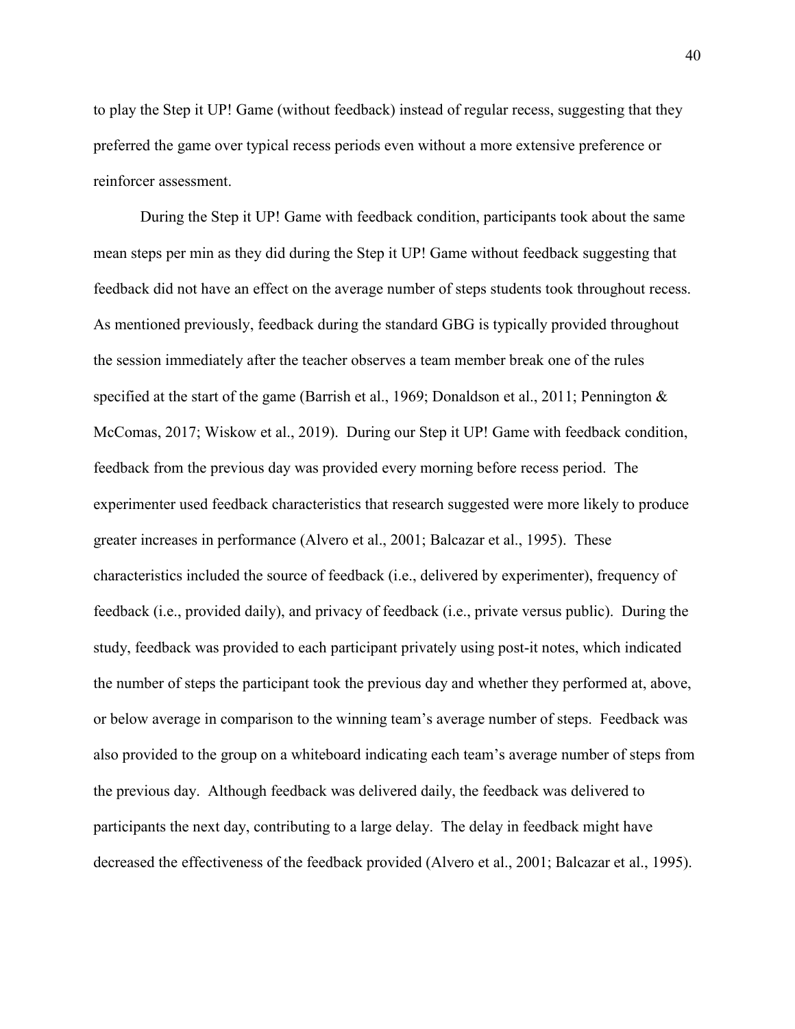to play the Step it UP! Game (without feedback) instead of regular recess, suggesting that they preferred the game over typical recess periods even without a more extensive preference or reinforcer assessment.

During the Step it UP! Game with feedback condition, participants took about the same mean steps per min as they did during the Step it UP! Game without feedback suggesting that feedback did not have an effect on the average number of steps students took throughout recess. As mentioned previously, feedback during the standard GBG is typically provided throughout the session immediately after the teacher observes a team member break one of the rules specified at the start of the game (Barrish et al., 1969; Donaldson et al., 2011; Pennington & McComas, 2017; Wiskow et al., 2019). During our Step it UP! Game with feedback condition, feedback from the previous day was provided every morning before recess period. The experimenter used feedback characteristics that research suggested were more likely to produce greater increases in performance (Alvero et al., 2001; Balcazar et al., 1995). These characteristics included the source of feedback (i.e., delivered by experimenter), frequency of feedback (i.e., provided daily), and privacy of feedback (i.e., private versus public). During the study, feedback was provided to each participant privately using post-it notes, which indicated the number of steps the participant took the previous day and whether they performed at, above, or below average in comparison to the winning team's average number of steps. Feedback was also provided to the group on a whiteboard indicating each team's average number of steps from the previous day. Although feedback was delivered daily, the feedback was delivered to participants the next day, contributing to a large delay. The delay in feedback might have decreased the effectiveness of the feedback provided (Alvero et al., 2001; Balcazar et al., 1995).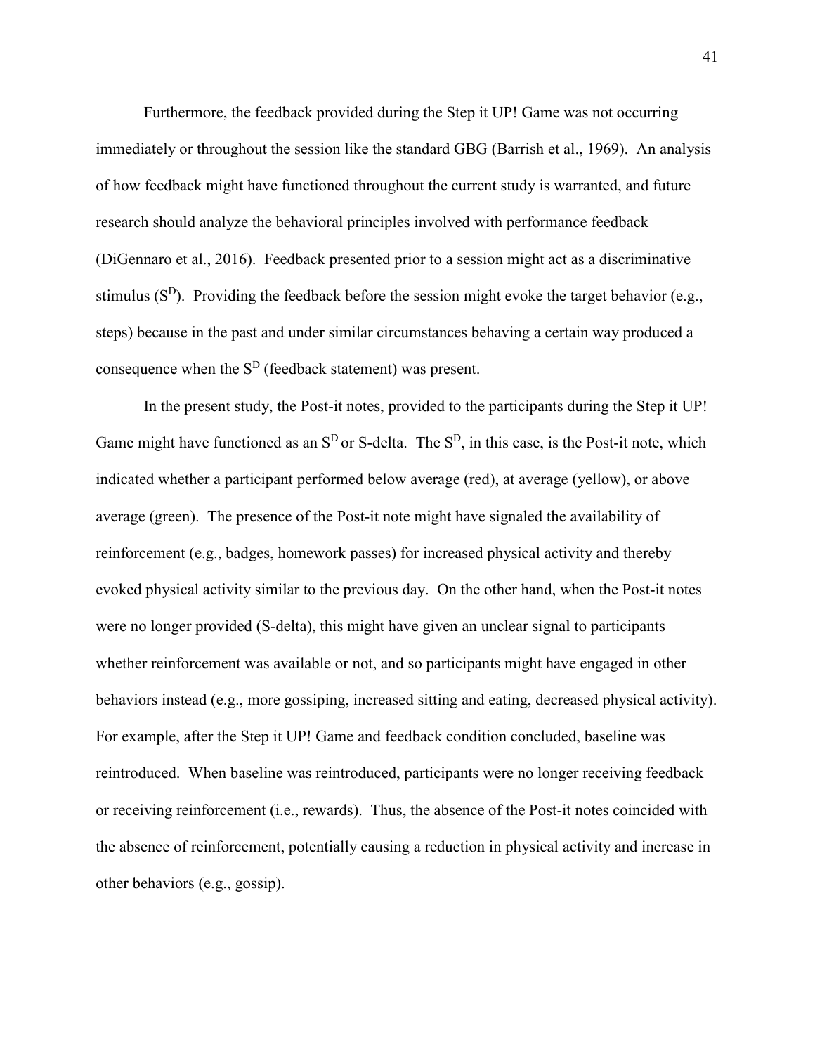Furthermore, the feedback provided during the Step it UP! Game was not occurring immediately or throughout the session like the standard GBG (Barrish et al., 1969). An analysis of how feedback might have functioned throughout the current study is warranted, and future research should analyze the behavioral principles involved with performance feedback (DiGennaro et al., 2016). Feedback presented prior to a session might act as a discriminative stimulus ($S^D$). Providing the feedback before the session might evoke the target behavior (e.g., steps) because in the past and under similar circumstances behaving a certain way produced a consequence when the $S^D$ (feedback statement) was present.

In the present study, the Post-it notes, provided to the participants during the Step it UP! Game might have functioned as an $S^D$ or S-delta. The $S^D$, in this case, is the Post-it note, which indicated whether a participant performed below average (red), at average (yellow), or above average (green). The presence of the Post-it note might have signaled the availability of reinforcement (e.g., badges, homework passes) for increased physical activity and thereby evoked physical activity similar to the previous day. On the other hand, when the Post-it notes were no longer provided (S-delta), this might have given an unclear signal to participants whether reinforcement was available or not, and so participants might have engaged in other behaviors instead (e.g., more gossiping, increased sitting and eating, decreased physical activity). For example, after the Step it UP! Game and feedback condition concluded, baseline was reintroduced. When baseline was reintroduced, participants were no longer receiving feedback or receiving reinforcement (i.e., rewards). Thus, the absence of the Post-it notes coincided with the absence of reinforcement, potentially causing a reduction in physical activity and increase in other behaviors (e.g., gossip).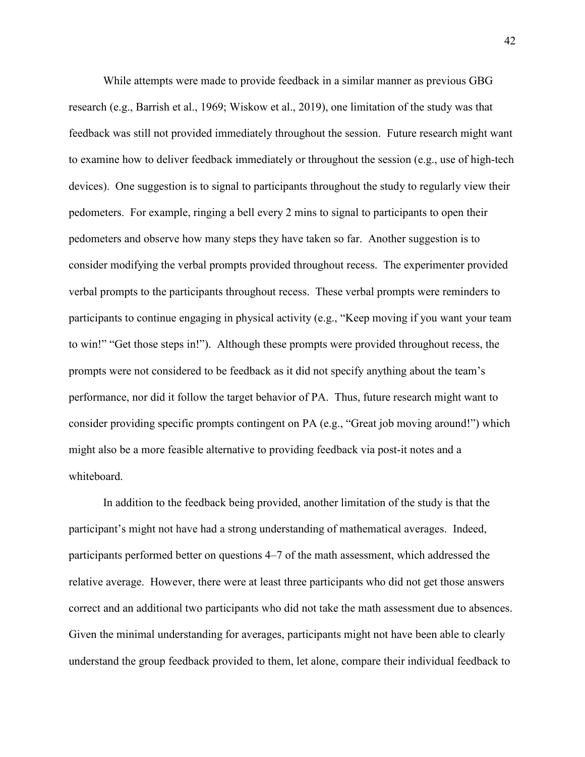While attempts were made to provide feedback in a similar manner as previous GBG research (e.g., Barrish et al., 1969; Wiskow et al., 2019), one limitation of the study was that feedback was still not provided immediately throughout the session. Future research might want to examine how to deliver feedback immediately or throughout the session (e.g., use of high-tech devices). One suggestion is to signal to participants throughout the study to regularly view their pedometers. For example, ringing a bell every 2 mins to signal to participants to open their pedometers and observe how many steps they have taken so far. Another suggestion is to consider modifying the verbal prompts provided throughout recess. The experimenter provided verbal prompts to the participants throughout recess. These verbal prompts were reminders to participants to continue engaging in physical activity (e.g., "Keep moving if you want your team to win!" "Get those steps in!"). Although these prompts were provided throughout recess, the prompts were not considered to be feedback as it did not specify anything about the team's performance, nor did it follow the target behavior of PA. Thus, future research might want to consider providing specific prompts contingent on PA (e.g., "Great job moving around!") which might also be a more feasible alternative to providing feedback via post-it notes and a whiteboard.

In addition to the feedback being provided, another limitation of the study is that the participant's might not have had a strong understanding of mathematical averages. Indeed, participants performed better on questions 4–7 of the math assessment, which addressed the relative average. However, there were at least three participants who did not get those answers correct and an additional two participants who did not take the math assessment due to absences. Given the minimal understanding for averages, participants might not have been able to clearly understand the group feedback provided to them, let alone, compare their individual feedback to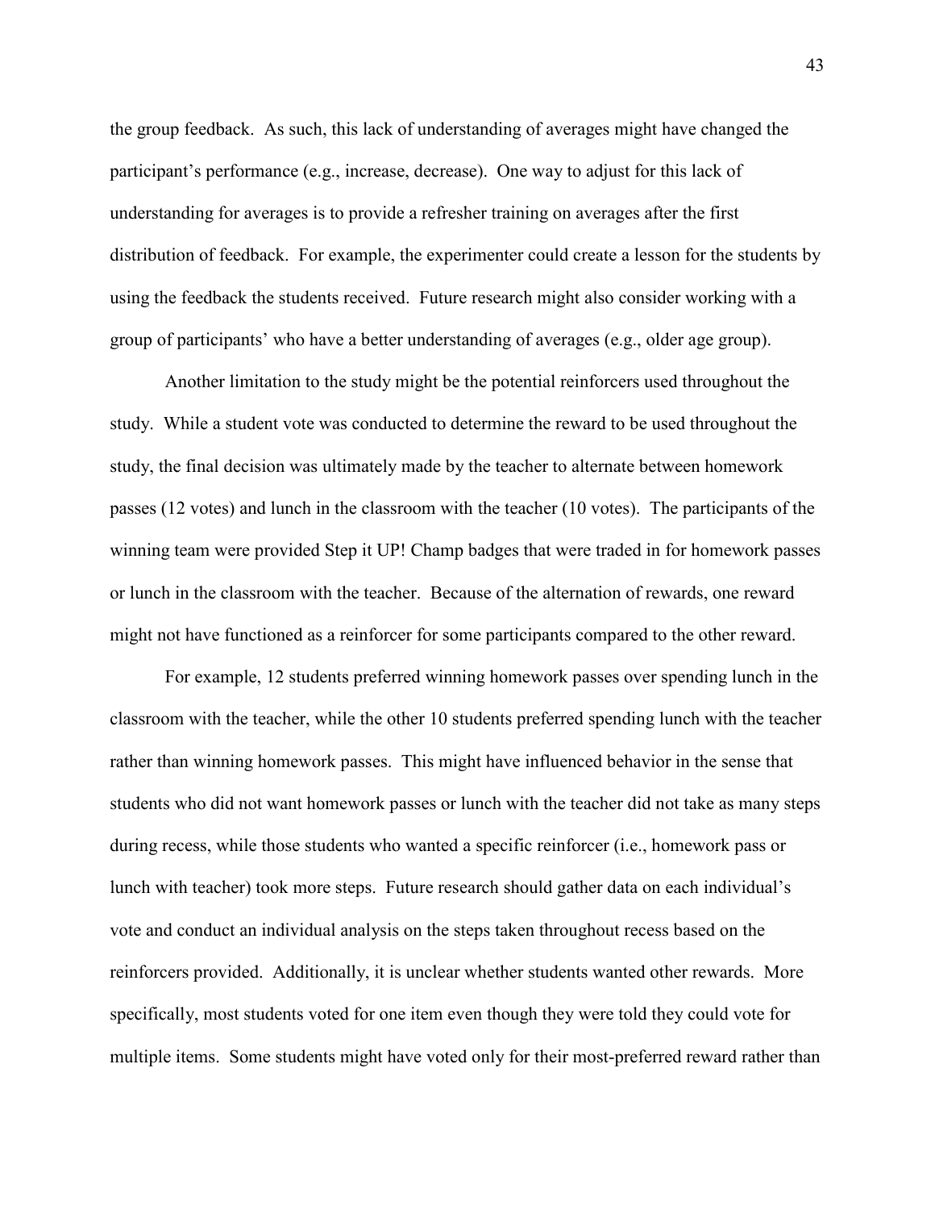the group feedback. As such, this lack of understanding of averages might have changed the participant's performance (e.g., increase, decrease). One way to adjust for this lack of understanding for averages is to provide a refresher training on averages after the first distribution of feedback. For example, the experimenter could create a lesson for the students by using the feedback the students received. Future research might also consider working with a group of participants' who have a better understanding of averages (e.g., older age group).

Another limitation to the study might be the potential reinforcers used throughout the study. While a student vote was conducted to determine the reward to be used throughout the study, the final decision was ultimately made by the teacher to alternate between homework passes (12 votes) and lunch in the classroom with the teacher (10 votes). The participants of the winning team were provided Step it UP! Champ badges that were traded in for homework passes or lunch in the classroom with the teacher. Because of the alternation of rewards, one reward might not have functioned as a reinforcer for some participants compared to the other reward.

For example, 12 students preferred winning homework passes over spending lunch in the classroom with the teacher, while the other 10 students preferred spending lunch with the teacher rather than winning homework passes. This might have influenced behavior in the sense that students who did not want homework passes or lunch with the teacher did not take as many steps during recess, while those students who wanted a specific reinforcer (i.e., homework pass or lunch with teacher) took more steps. Future research should gather data on each individual's vote and conduct an individual analysis on the steps taken throughout recess based on the reinforcers provided. Additionally, it is unclear whether students wanted other rewards. More specifically, most students voted for one item even though they were told they could vote for multiple items. Some students might have voted only for their most-preferred reward rather than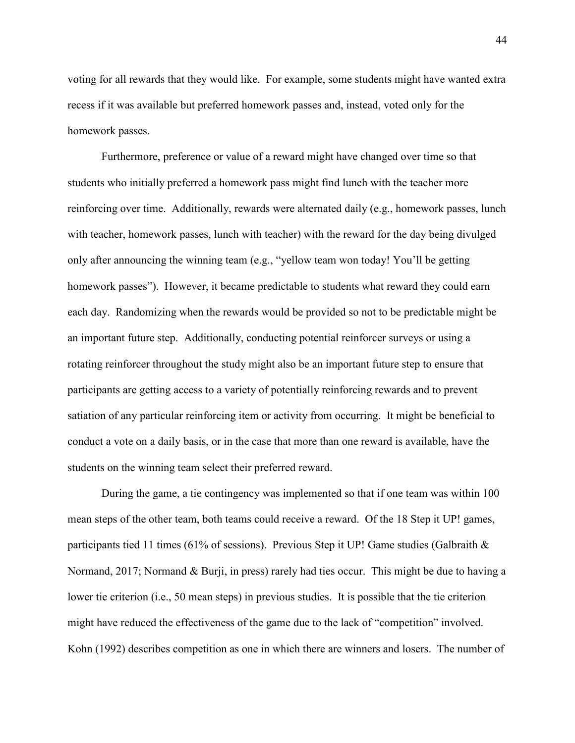voting for all rewards that they would like. For example, some students might have wanted extra recess if it was available but preferred homework passes and, instead, voted only for the homework passes.

Furthermore, preference or value of a reward might have changed over time so that students who initially preferred a homework pass might find lunch with the teacher more reinforcing over time. Additionally, rewards were alternated daily (e.g., homework passes, lunch with teacher, homework passes, lunch with teacher) with the reward for the day being divulged only after announcing the winning team (e.g., "yellow team won today! You'll be getting homework passes"). However, it became predictable to students what reward they could earn each day. Randomizing when the rewards would be provided so not to be predictable might be an important future step. Additionally, conducting potential reinforcer surveys or using a rotating reinforcer throughout the study might also be an important future step to ensure that participants are getting access to a variety of potentially reinforcing rewards and to prevent satiation of any particular reinforcing item or activity from occurring. It might be beneficial to conduct a vote on a daily basis, or in the case that more than one reward is available, have the students on the winning team select their preferred reward.

During the game, a tie contingency was implemented so that if one team was within 100 mean steps of the other team, both teams could receive a reward. Of the 18 Step it UP! games, participants tied 11 times (61% of sessions). Previous Step it UP! Game studies (Galbraith & Normand, 2017; Normand & Burji, in press) rarely had ties occur. This might be due to having a lower tie criterion (i.e., 50 mean steps) in previous studies. It is possible that the tie criterion might have reduced the effectiveness of the game due to the lack of "competition" involved. Kohn (1992) describes competition as one in which there are winners and losers. The number of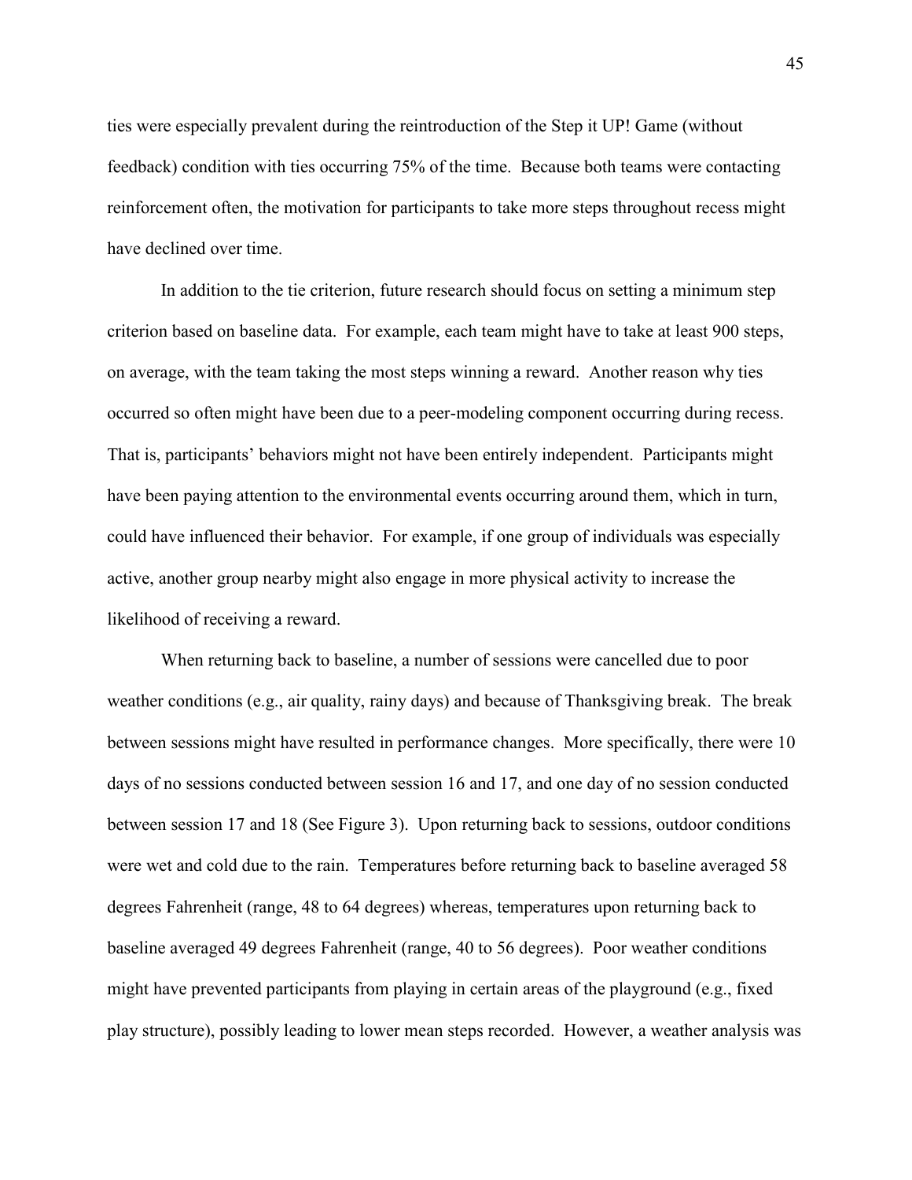ties were especially prevalent during the reintroduction of the Step it UP! Game (without feedback) condition with ties occurring 75% of the time. Because both teams were contacting reinforcement often, the motivation for participants to take more steps throughout recess might have declined over time.

In addition to the tie criterion, future research should focus on setting a minimum step criterion based on baseline data. For example, each team might have to take at least 900 steps, on average, with the team taking the most steps winning a reward. Another reason why ties occurred so often might have been due to a peer-modeling component occurring during recess. That is, participants' behaviors might not have been entirely independent. Participants might have been paying attention to the environmental events occurring around them, which in turn, could have influenced their behavior. For example, if one group of individuals was especially active, another group nearby might also engage in more physical activity to increase the likelihood of receiving a reward.

When returning back to baseline, a number of sessions were cancelled due to poor weather conditions (e.g., air quality, rainy days) and because of Thanksgiving break. The break between sessions might have resulted in performance changes. More specifically, there were 10 days of no sessions conducted between session 16 and 17, and one day of no session conducted between session 17 and 18 (See Figure 3). Upon returning back to sessions, outdoor conditions were wet and cold due to the rain. Temperatures before returning back to baseline averaged 58 degrees Fahrenheit (range, 48 to 64 degrees) whereas, temperatures upon returning back to baseline averaged 49 degrees Fahrenheit (range, 40 to 56 degrees). Poor weather conditions might have prevented participants from playing in certain areas of the playground (e.g., fixed play structure), possibly leading to lower mean steps recorded. However, a weather analysis was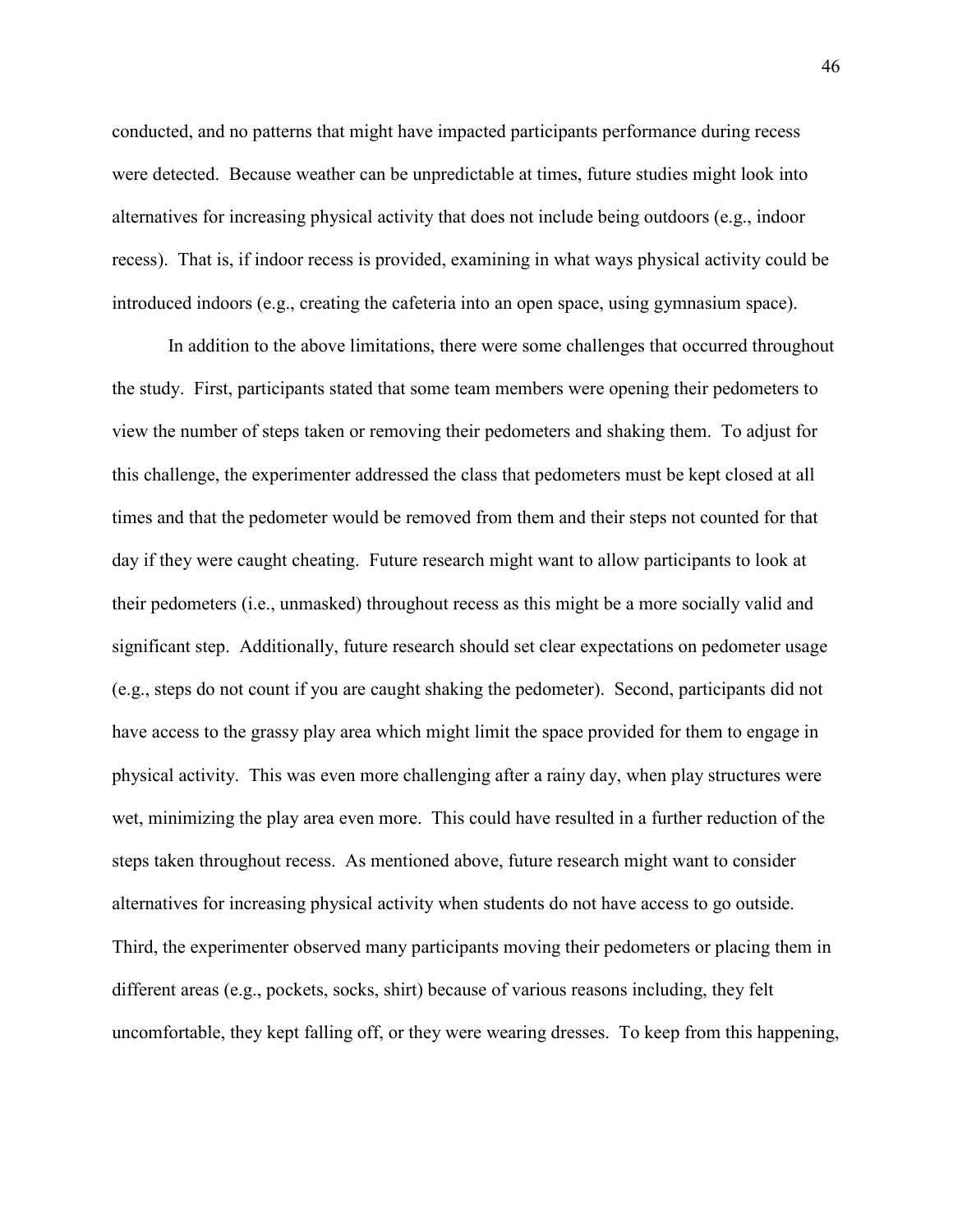conducted, and no patterns that might have impacted participants performance during recess were detected. Because weather can be unpredictable at times, future studies might look into alternatives for increasing physical activity that does not include being outdoors (e.g., indoor recess). That is, if indoor recess is provided, examining in what ways physical activity could be introduced indoors (e.g., creating the cafeteria into an open space, using gymnasium space).

In addition to the above limitations, there were some challenges that occurred throughout the study. First, participants stated that some team members were opening their pedometers to view the number of steps taken or removing their pedometers and shaking them. To adjust for this challenge, the experimenter addressed the class that pedometers must be kept closed at all times and that the pedometer would be removed from them and their steps not counted for that day if they were caught cheating. Future research might want to allow participants to look at their pedometers (i.e., unmasked) throughout recess as this might be a more socially valid and significant step. Additionally, future research should set clear expectations on pedometer usage (e.g., steps do not count if you are caught shaking the pedometer). Second, participants did not have access to the grassy play area which might limit the space provided for them to engage in physical activity. This was even more challenging after a rainy day, when play structures were wet, minimizing the play area even more. This could have resulted in a further reduction of the steps taken throughout recess. As mentioned above, future research might want to consider alternatives for increasing physical activity when students do not have access to go outside. Third, the experimenter observed many participants moving their pedometers or placing them in different areas (e.g., pockets, socks, shirt) because of various reasons including, they felt uncomfortable, they kept falling off, or they were wearing dresses. To keep from this happening,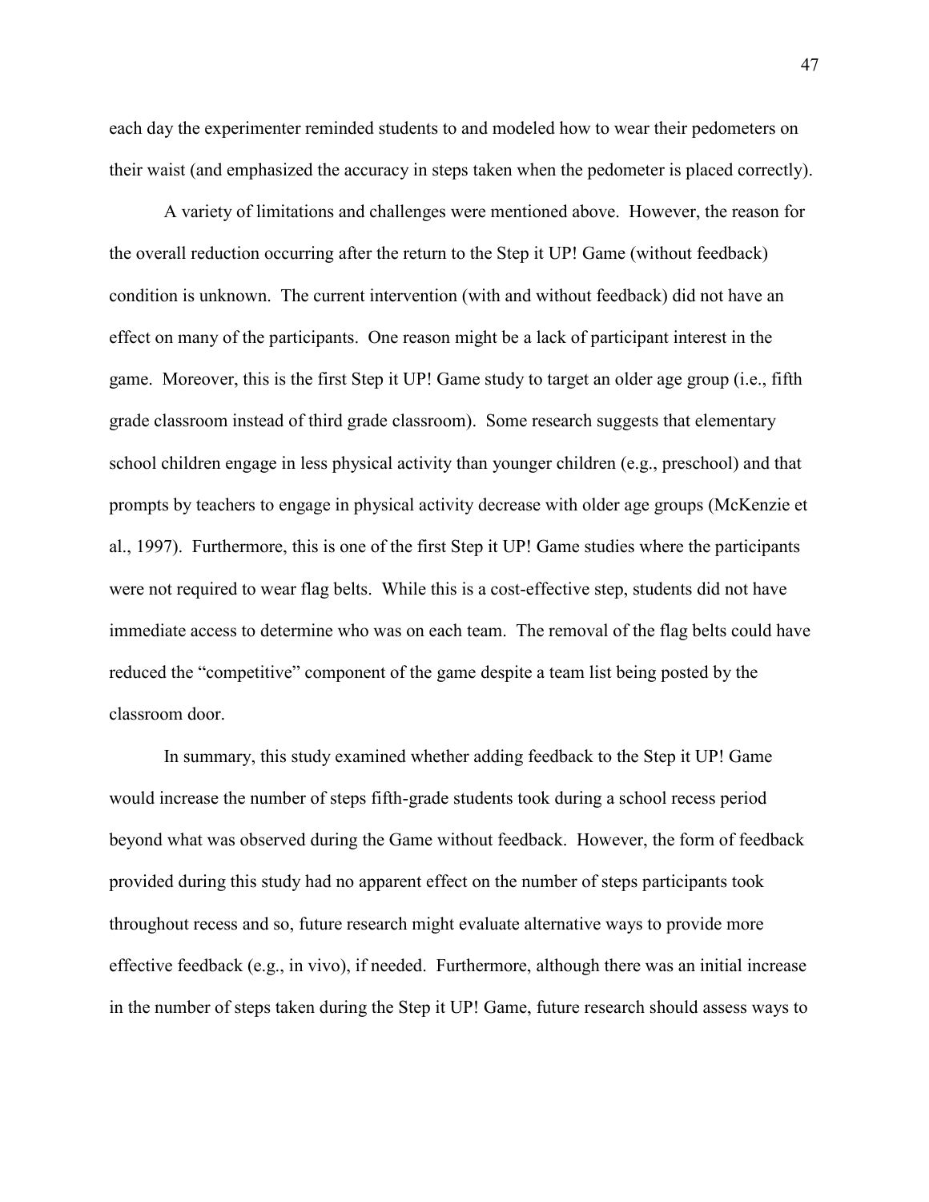each day the experimenter reminded students to and modeled how to wear their pedometers on their waist (and emphasized the accuracy in steps taken when the pedometer is placed correctly).

A variety of limitations and challenges were mentioned above. However, the reason for the overall reduction occurring after the return to the Step it UP! Game (without feedback) condition is unknown. The current intervention (with and without feedback) did not have an effect on many of the participants. One reason might be a lack of participant interest in the game. Moreover, this is the first Step it UP! Game study to target an older age group (i.e., fifth grade classroom instead of third grade classroom). Some research suggests that elementary school children engage in less physical activity than younger children (e.g., preschool) and that prompts by teachers to engage in physical activity decrease with older age groups (McKenzie et al., 1997). Furthermore, this is one of the first Step it UP! Game studies where the participants were not required to wear flag belts. While this is a cost-effective step, students did not have immediate access to determine who was on each team. The removal of the flag belts could have reduced the "competitive" component of the game despite a team list being posted by the classroom door.

In summary, this study examined whether adding feedback to the Step it UP! Game would increase the number of steps fifth-grade students took during a school recess period beyond what was observed during the Game without feedback. However, the form of feedback provided during this study had no apparent effect on the number of steps participants took throughout recess and so, future research might evaluate alternative ways to provide more effective feedback (e.g., in vivo), if needed. Furthermore, although there was an initial increase in the number of steps taken during the Step it UP! Game, future research should assess ways to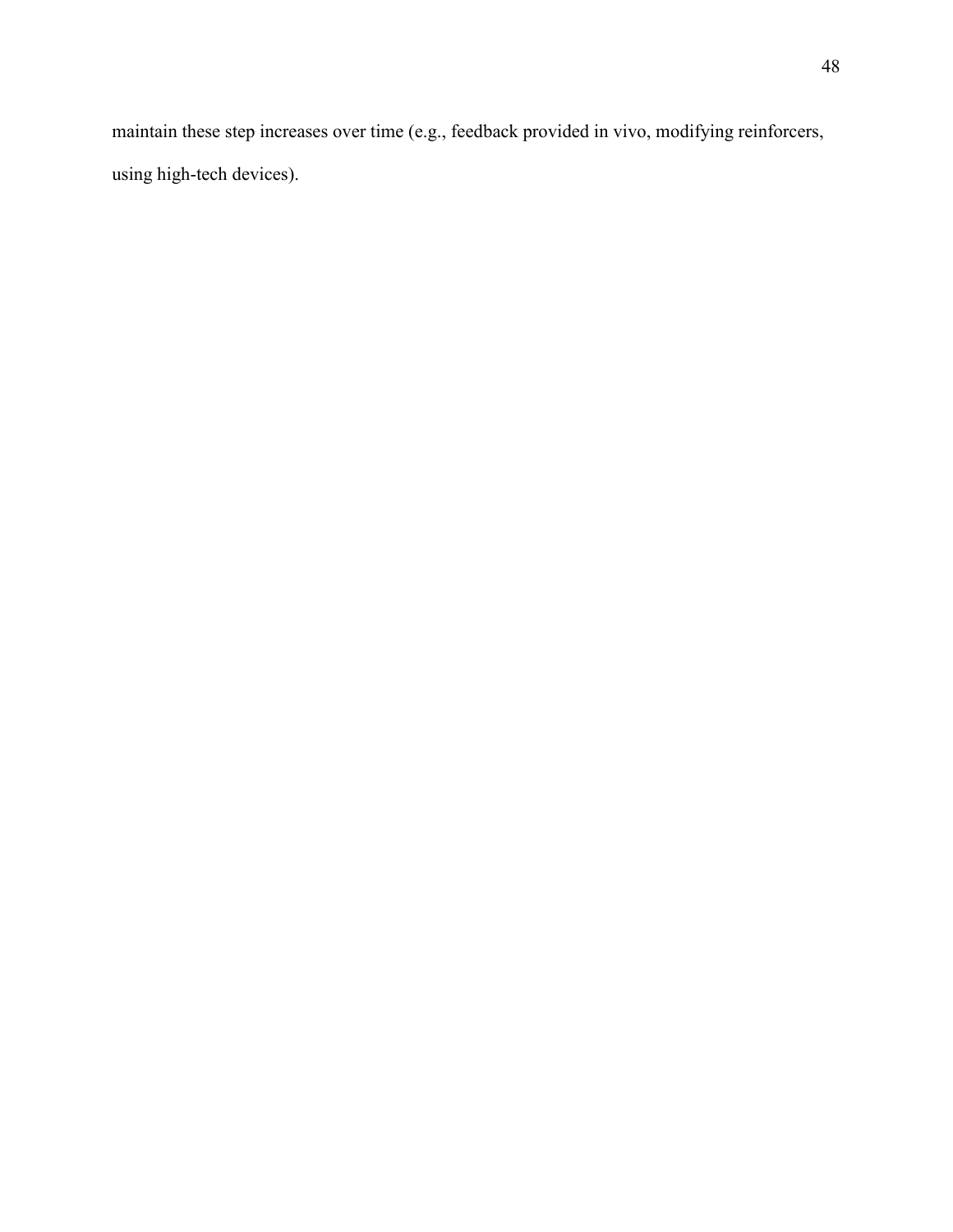maintain these step increases over time (e.g., feedback provided in vivo, modifying reinforcers, using high-tech devices).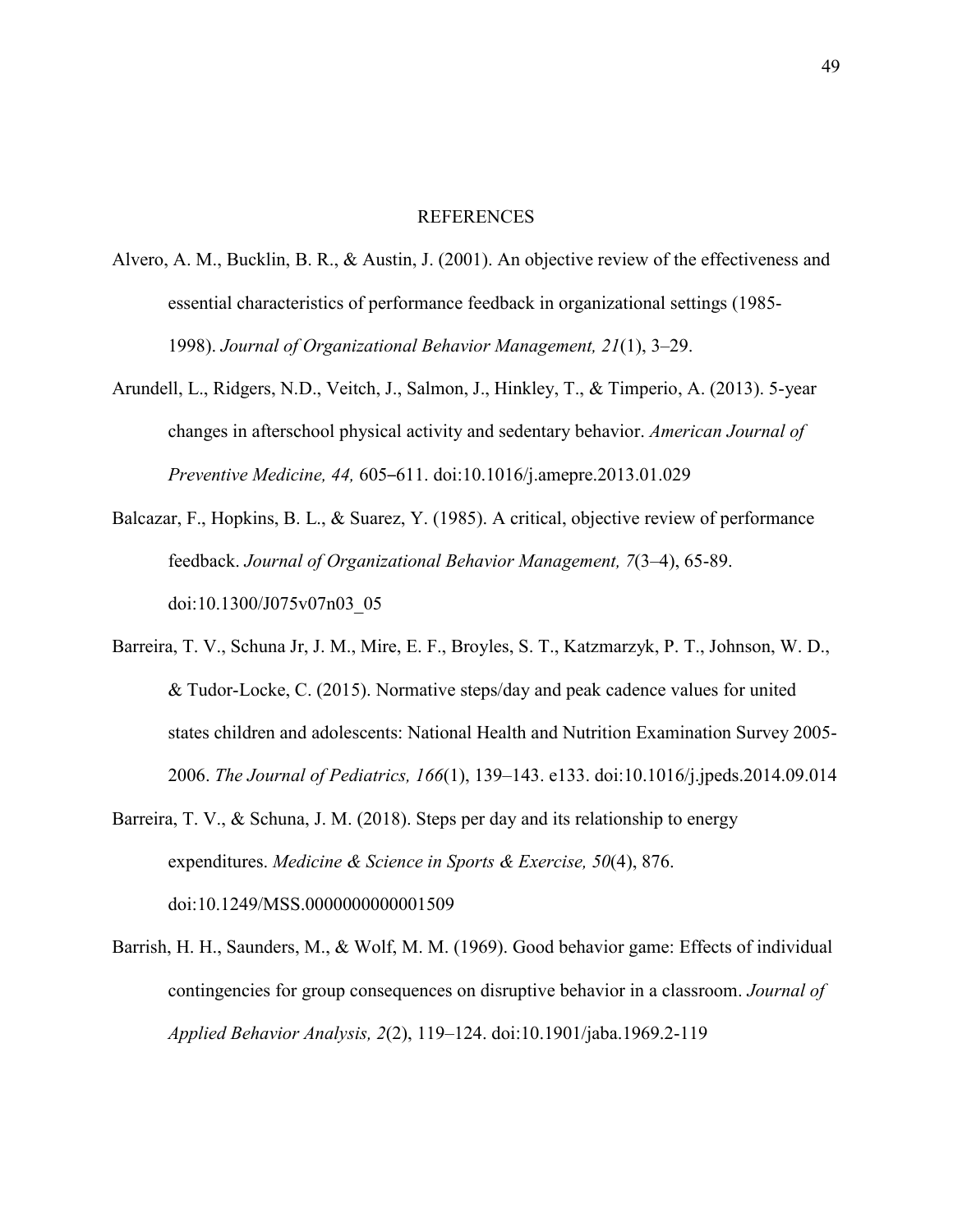# REFERENCES

Alvero, A. M., Bucklin, B. R., & Austin, J. (2001). An objective review of the effectiveness and essential characteristics of performance feedback in organizational settings (1985-1998). *Journal of Organizational Behavior Management, 21*(1), 3–29.

Arundell, L., Ridgers, N.D., Veitch, J., Salmon, J., Hinkley, T., & Timperio, A. (2013). 5-year changes in afterschool physical activity and sedentary behavior. *American Journal of Preventive Medicine, 44,* 605–611. doi:10.1016/j.amepre.2013.01.029

Balcazar, F., Hopkins, B. L., & Suarez, Y. (1985). A critical, objective review of performance feedback. *Journal of Organizational Behavior Management, 7*(3–4), 65-89. doi:10.1300/J075v07n03_05

Barreira, T. V., Schuna Jr, J. M., Mire, E. F., Broyles, S. T., Katzmarzyk, P. T., Johnson, W. D., & Tudor-Locke, C. (2015). Normative steps/day and peak cadence values for united states children and adolescents: National Health and Nutrition Examination Survey 2005-2006. *The Journal of Pediatrics, 166*(1), 139–143. e133. doi:10.1016/j.jpeds.2014.09.014

Barreira, T. V., & Schuna, J. M. (2018). Steps per day and its relationship to energy expenditures. *Medicine & Science in Sports & Exercise, 50*(4), 876. doi:10.1249/MSS.0000000000001509

Barrish, H. H., Saunders, M., & Wolf, M. M. (1969). Good behavior game: Effects of individual contingencies for group consequences on disruptive behavior in a classroom. *Journal of Applied Behavior Analysis, 2*(2), 119–124. doi:10.1901/jaba.1969.2-119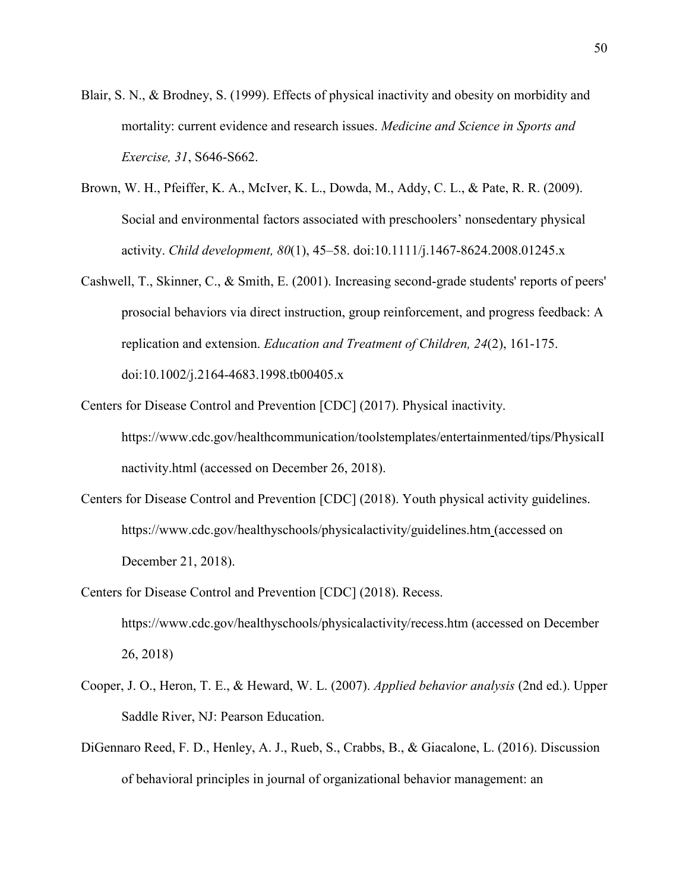Blair, S. N., & Brodney, S. (1999). Effects of physical inactivity and obesity on morbidity and mortality: current evidence and research issues. *Medicine and Science in Sports and Exercise, 31*, S646-S662.

Brown, W. H., Pfeiffer, K. A., McIver, K. L., Dowda, M., Addy, C. L., & Pate, R. R. (2009). Social and environmental factors associated with preschoolers' nonsedentary physical activity. *Child development, 80*(1), 45–58. doi:10.1111/j.1467-8624.2008.01245.x

Cashwell, T., Skinner, C., & Smith, E. (2001). Increasing second-grade students' reports of peers' prosocial behaviors via direct instruction, group reinforcement, and progress feedback: A replication and extension. *Education and Treatment of Children, 24*(2), 161-175. doi:10.1002/j.2164-4683.1998.tb00405.x

Centers for Disease Control and Prevention [CDC] (2017). Physical inactivity. https://www.cdc.gov/healthcommunication/toolstemplates/entertainmented/tips/PhysicalInactivity.html (accessed on December 26, 2018).

Centers for Disease Control and Prevention [CDC] (2018). Youth physical activity guidelines. https://www.cdc.gov/healthyschools/physicalactivity/guidelines.htm (accessed on December 21, 2018).

Centers for Disease Control and Prevention [CDC] (2018). Recess. https://www.cdc.gov/healthyschools/physicalactivity/recess.htm (accessed on December 26, 2018)

Cooper, J. O., Heron, T. E., & Heward, W. L. (2007). *Applied behavior analysis* (2nd ed.). Upper Saddle River, NJ: Pearson Education.

DiGennaro Reed, F. D., Henley, A. J., Rueb, S., Crabbs, B., & Giacalone, L. (2016). Discussion of behavioral principles in journal of organizational behavior management: an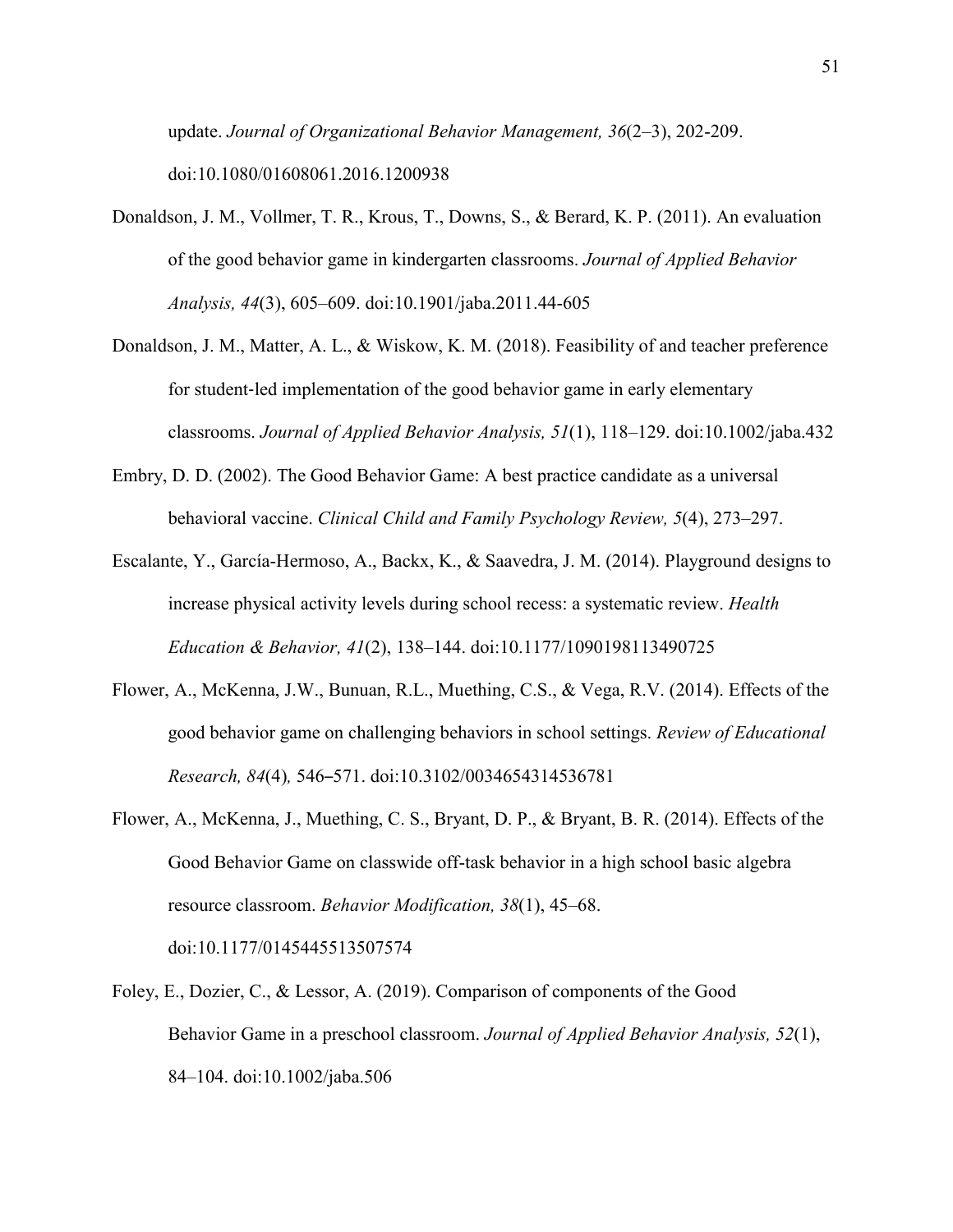update. *Journal of Organizational Behavior Management, 36*(2–3), 202-209. doi:10.1080/01608061.2016.1200938

Donaldson, J. M., Vollmer, T. R., Krous, T., Downs, S., & Berard, K. P. (2011). An evaluation of the good behavior game in kindergarten classrooms. *Journal of Applied Behavior Analysis, 44*(3), 605–609. doi:10.1901/jaba.2011.44-605

Donaldson, J. M., Matter, A. L., & Wiskow, K. M. (2018). Feasibility of and teacher preference for student-led implementation of the good behavior game in early elementary classrooms. *Journal of Applied Behavior Analysis, 51*(1), 118–129. doi:10.1002/jaba.432

Embry, D. D. (2002). The Good Behavior Game: A best practice candidate as a universal behavioral vaccine. *Clinical Child and Family Psychology Review, 5*(4), 273–297.

Escalante, Y., García-Hermoso, A., Backx, K., & Saavedra, J. M. (2014). Playground designs to increase physical activity levels during school recess: a systematic review. *Health Education & Behavior, 41*(2), 138–144. doi:10.1177/1090198113490725

Flower, A., McKenna, J.W., Bunuan, R.L., Muething, C.S., & Vega, R.V. (2014). Effects of the good behavior game on challenging behaviors in school settings. *Review of Educational Research, 84*(4)*,* 546–571. doi:10.3102/0034654314536781

Flower, A., McKenna, J., Muething, C. S., Bryant, D. P., & Bryant, B. R. (2014). Effects of the Good Behavior Game on classwide off-task behavior in a high school basic algebra resource classroom. *Behavior Modification, 38*(1), 45–68. doi:10.1177/0145445513507574

Foley, E., Dozier, C., & Lessor, A. (2019). Comparison of components of the Good Behavior Game in a preschool classroom. *Journal of Applied Behavior Analysis, 52*(1), 84–104. doi:10.1002/jaba.506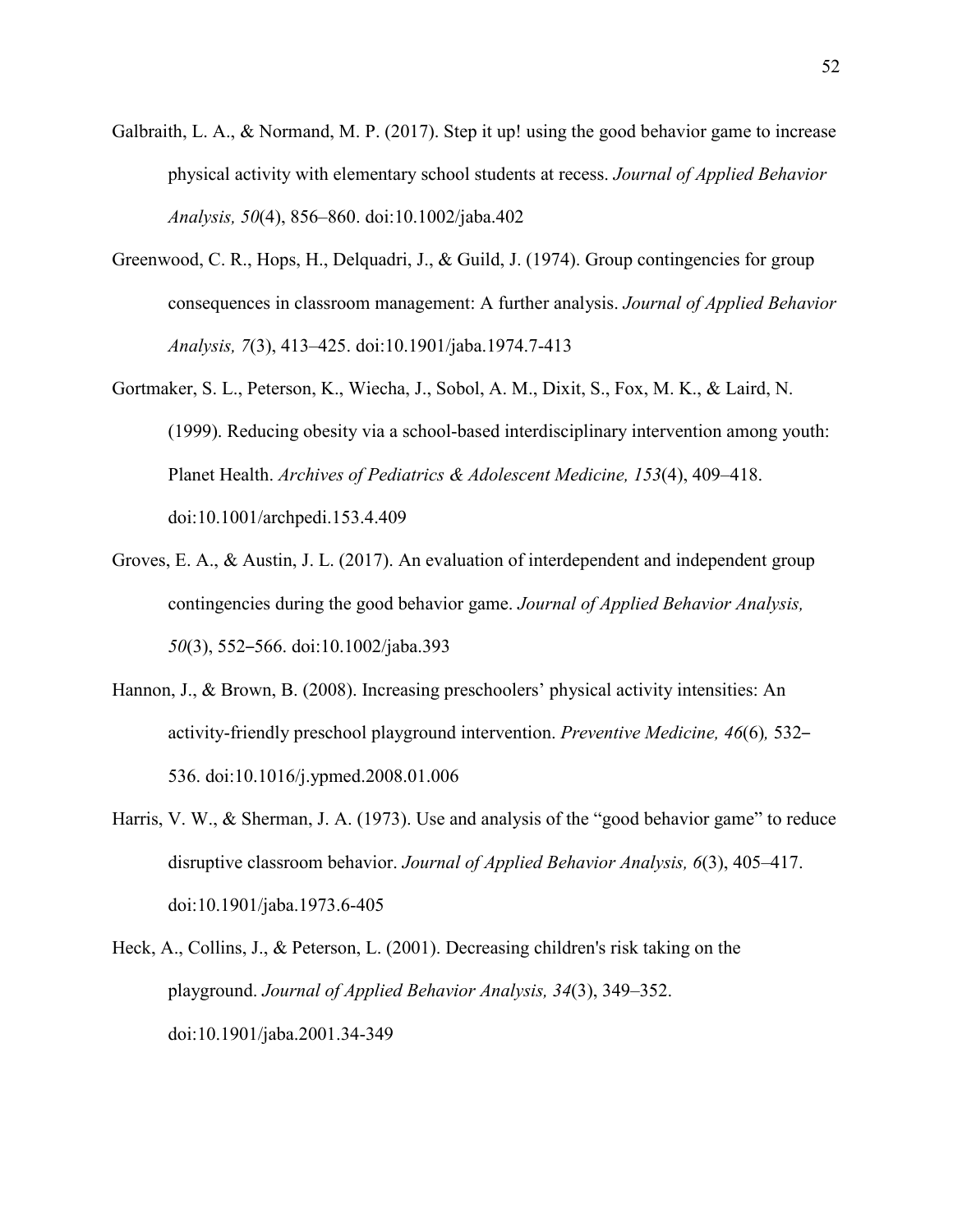Galbraith, L. A., & Normand, M. P. (2017). Step it up! using the good behavior game to increase physical activity with elementary school students at recess. *Journal of Applied Behavior Analysis, 50*(4), 856–860. doi:10.1002/jaba.402

Greenwood, C. R., Hops, H., Delquadri, J., & Guild, J. (1974). Group contingencies for group consequences in classroom management: A further analysis. *Journal of Applied Behavior Analysis, 7*(3), 413–425. doi:10.1901/jaba.1974.7-413

Gortmaker, S. L., Peterson, K., Wiecha, J., Sobol, A. M., Dixit, S., Fox, M. K., & Laird, N. (1999). Reducing obesity via a school-based interdisciplinary intervention among youth: Planet Health. *Archives of Pediatrics & Adolescent Medicine, 153*(4), 409–418. doi:10.1001/archpedi.153.4.409

Groves, E. A., & Austin, J. L. (2017). An evaluation of interdependent and independent group contingencies during the good behavior game. *Journal of Applied Behavior Analysis, 50*(3), 552–566. doi:10.1002/jaba.393

Hannon, J., & Brown, B. (2008). Increasing preschoolers' physical activity intensities: An activity-friendly preschool playground intervention. *Preventive Medicine, 46*(6), 532–536. doi:10.1016/j.ypmed.2008.01.006

Harris, V. W., & Sherman, J. A. (1973). Use and analysis of the "good behavior game" to reduce disruptive classroom behavior. *Journal of Applied Behavior Analysis, 6*(3), 405–417. doi:10.1901/jaba.1973.6-405

Heck, A., Collins, J., & Peterson, L. (2001). Decreasing children's risk taking on the playground. *Journal of Applied Behavior Analysis, 34*(3), 349–352. doi:10.1901/jaba.2001.34-349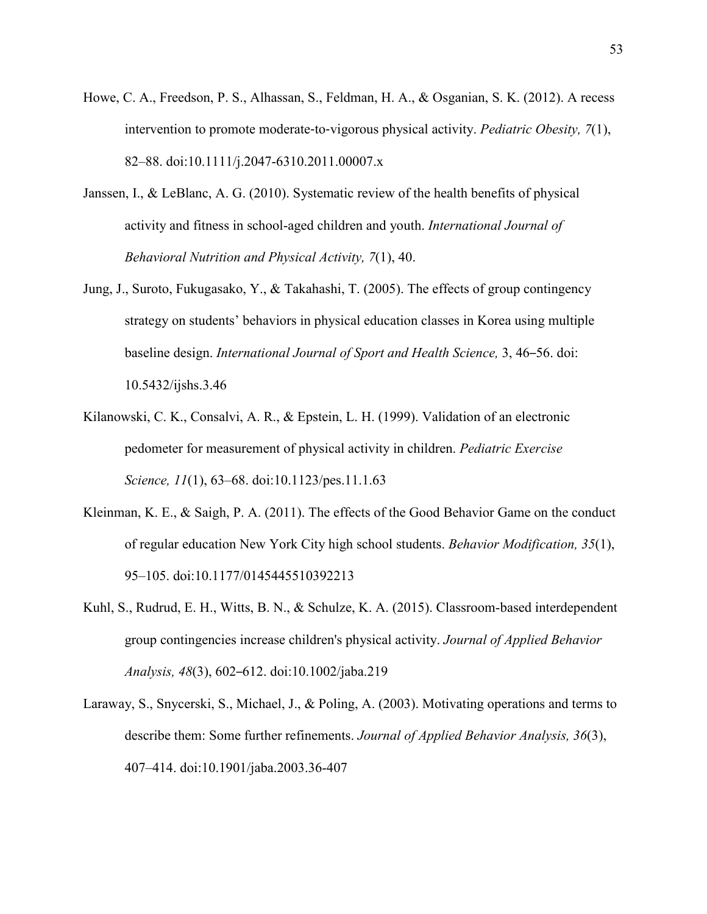Howe, C. A., Freedson, P. S., Alhassan, S., Feldman, H. A., & Osganian, S. K. (2012). A recess intervention to promote moderate-to-vigorous physical activity. *Pediatric Obesity, 7*(1), 82–88. doi:10.1111/j.2047-6310.2011.00007.x

Janssen, I., & LeBlanc, A. G. (2010). Systematic review of the health benefits of physical activity and fitness in school-aged children and youth. *International Journal of Behavioral Nutrition and Physical Activity, 7*(1), 40.

Jung, J., Suroto, Fukugasako, Y., & Takahashi, T. (2005). The effects of group contingency strategy on students' behaviors in physical education classes in Korea using multiple baseline design. *International Journal of Sport and Health Science,* 3, 46–56. doi: 10.5432/ijshs.3.46

Kilanowski, C. K., Consalvi, A. R., & Epstein, L. H. (1999). Validation of an electronic pedometer for measurement of physical activity in children. *Pediatric Exercise Science, 11*(1), 63–68. doi:10.1123/pes.11.1.63

Kleinman, K. E., & Saigh, P. A. (2011). The effects of the Good Behavior Game on the conduct of regular education New York City high school students. *Behavior Modification, 35*(1), 95–105. doi:10.1177/0145445510392213

Kuhl, S., Rudrud, E. H., Witts, B. N., & Schulze, K. A. (2015). Classroom-based interdependent group contingencies increase children's physical activity. *Journal of Applied Behavior Analysis, 48*(3), 602–612. doi:10.1002/jaba.219

Laraway, S., Snycerski, S., Michael, J., & Poling, A. (2003). Motivating operations and terms to describe them: Some further refinements. *Journal of Applied Behavior Analysis, 36*(3), 407–414. doi:10.1901/jaba.2003.36-407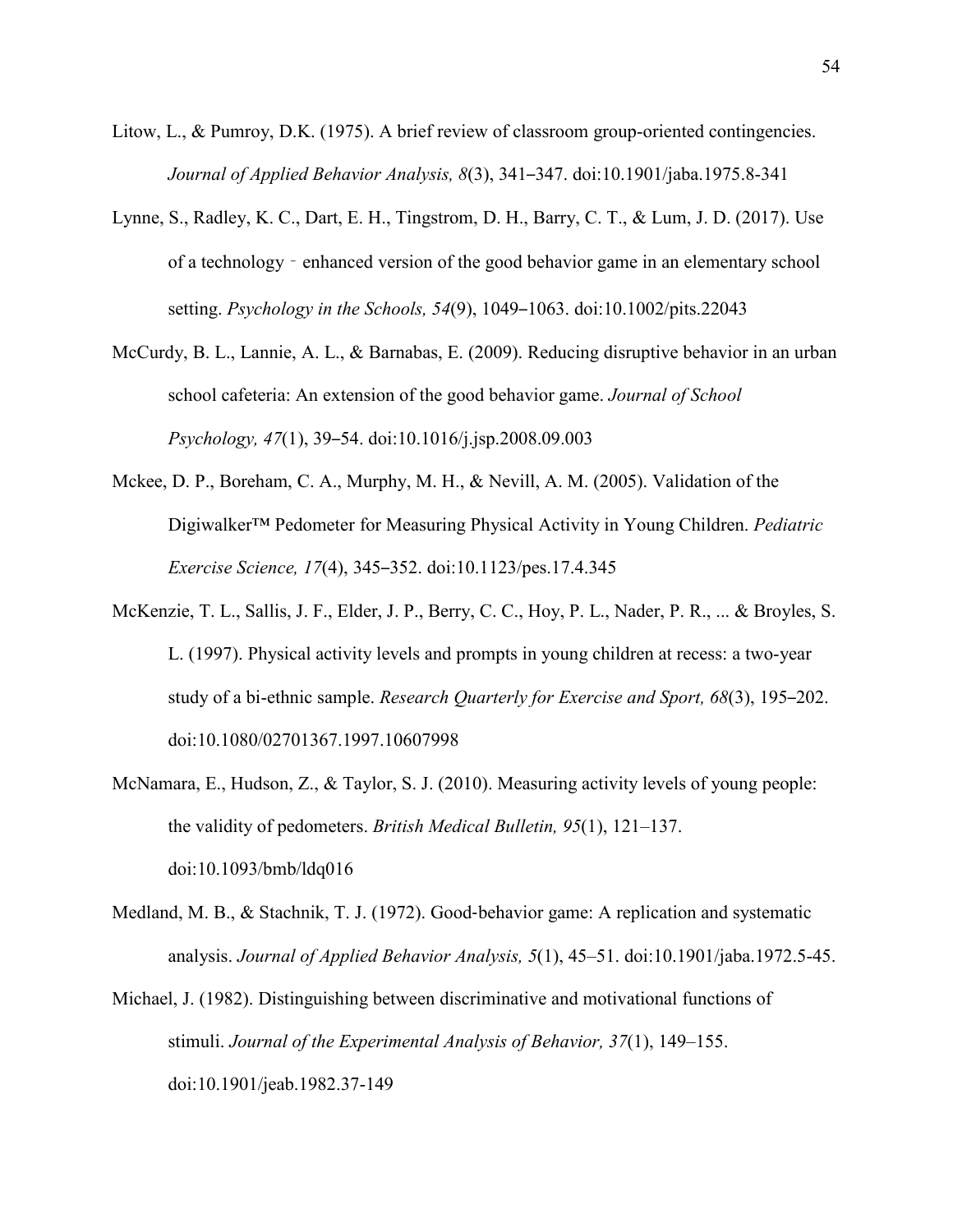Litow, L., & Pumroy, D.K. (1975). A brief review of classroom group-oriented contingencies. *Journal of Applied Behavior Analysis, 8*(3), 341‒347. doi:10.1901/jaba.1975.8-341

Lynne, S., Radley, K. C., Dart, E. H., Tingstrom, D. H., Barry, C. T., & Lum, J. D. (2017). Use of a technology‐enhanced version of the good behavior game in an elementary school setting. *Psychology in the Schools, 54*(9), 1049‒1063. doi:10.1002/pits.22043

McCurdy, B. L., Lannie, A. L., & Barnabas, E. (2009). Reducing disruptive behavior in an urban school cafeteria: An extension of the good behavior game. *Journal of School Psychology, 47*(1), 39‒54. doi:10.1016/j.jsp.2008.09.003

Mckee, D. P., Boreham, C. A., Murphy, M. H., & Nevill, A. M. (2005). Validation of the Digiwalker™ Pedometer for Measuring Physical Activity in Young Children. *Pediatric Exercise Science, 17*(4), 345‒352. doi:10.1123/pes.17.4.345

McKenzie, T. L., Sallis, J. F., Elder, J. P., Berry, C. C., Hoy, P. L., Nader, P. R., ... & Broyles, S. L. (1997). Physical activity levels and prompts in young children at recess: a two-year study of a bi-ethnic sample. *Research Quarterly for Exercise and Sport, 68*(3), 195‒202. doi:10.1080/02701367.1997.10607998

McNamara, E., Hudson, Z., & Taylor, S. J. (2010). Measuring activity levels of young people: the validity of pedometers. *British Medical Bulletin, 95*(1), 121–137. doi:10.1093/bmb/ldq016

Medland, M. B., & Stachnik, T. J. (1972). Good‐behavior game: A replication and systematic analysis. *Journal of Applied Behavior Analysis, 5*(1), 45–51. doi:10.1901/jaba.1972.5-45.

Michael, J. (1982). Distinguishing between discriminative and motivational functions of stimuli. *Journal of the Experimental Analysis of Behavior, 37*(1), 149–155. doi:10.1901/jeab.1982.37-149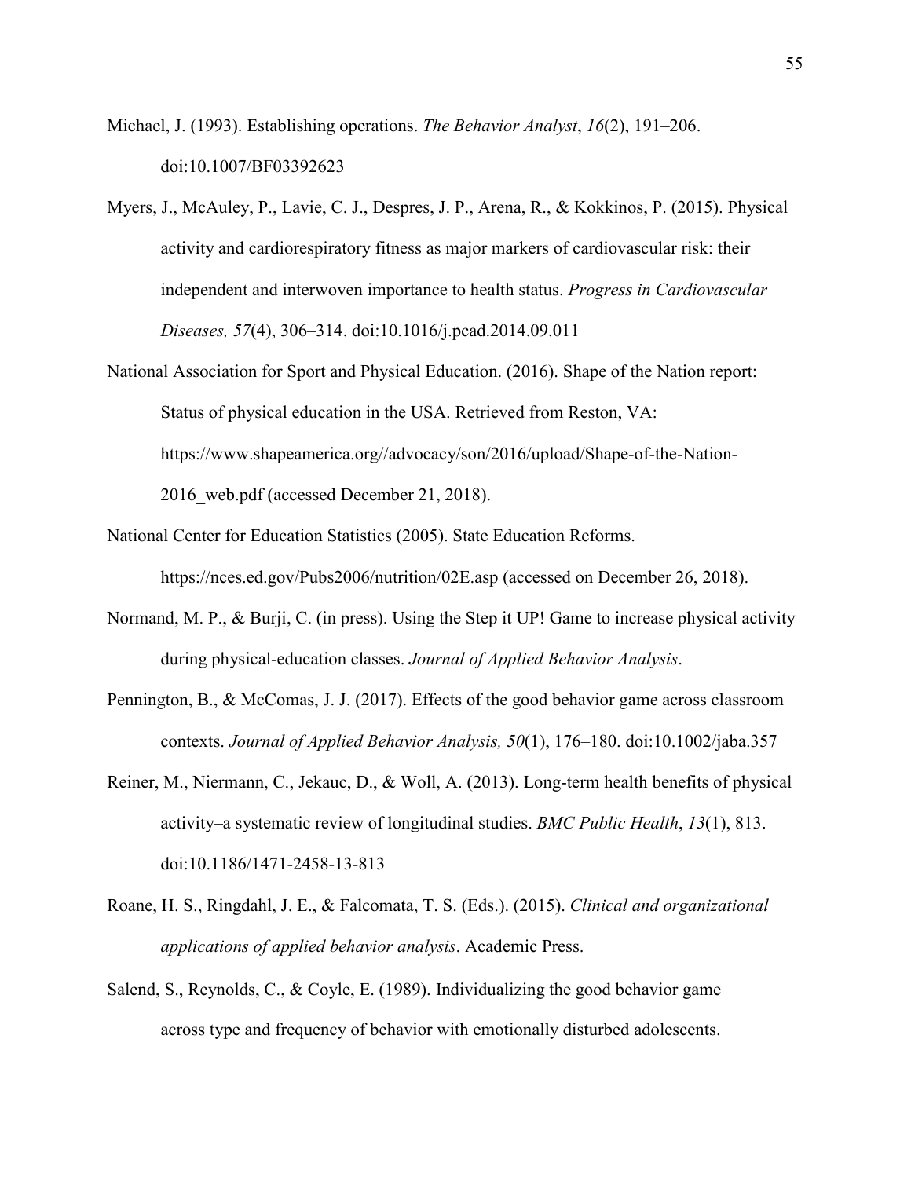Michael, J. (1993). Establishing operations. *The Behavior Analyst*, *16*(2), 191–206. doi:10.1007/BF03392623

Myers, J., McAuley, P., Lavie, C. J., Despres, J. P., Arena, R., & Kokkinos, P. (2015). Physical activity and cardiorespiratory fitness as major markers of cardiovascular risk: their independent and interwoven importance to health status. *Progress in Cardiovascular Diseases, 57*(4), 306–314. doi:10.1016/j.pcad.2014.09.011

National Association for Sport and Physical Education. (2016). Shape of the Nation report: Status of physical education in the USA. Retrieved from Reston, VA: https://www.shapeamerica.org//advocacy/son/2016/upload/Shape-of-the-Nation-2016_web.pdf (accessed December 21, 2018).

National Center for Education Statistics (2005). State Education Reforms. https://nces.ed.gov/Pubs2006/nutrition/02E.asp (accessed on December 26, 2018).

Normand, M. P., & Burji, C. (in press). Using the Step it UP! Game to increase physical activity during physical-education classes. *Journal of Applied Behavior Analysis*.

Pennington, B., & McComas, J. J. (2017). Effects of the good behavior game across classroom contexts. *Journal of Applied Behavior Analysis, 50*(1), 176–180. doi:10.1002/jaba.357

Reiner, M., Niermann, C., Jekauc, D., & Woll, A. (2013). Long-term health benefits of physical activity–a systematic review of longitudinal studies. *BMC Public Health*, *13*(1), 813. doi:10.1186/1471-2458-13-813

Roane, H. S., Ringdahl, J. E., & Falcomata, T. S. (Eds.). (2015). *Clinical and organizational applications of applied behavior analysis*. Academic Press.

Salend, S., Reynolds, C., & Coyle, E. (1989). Individualizing the good behavior game across type and frequency of behavior with emotionally disturbed adolescents.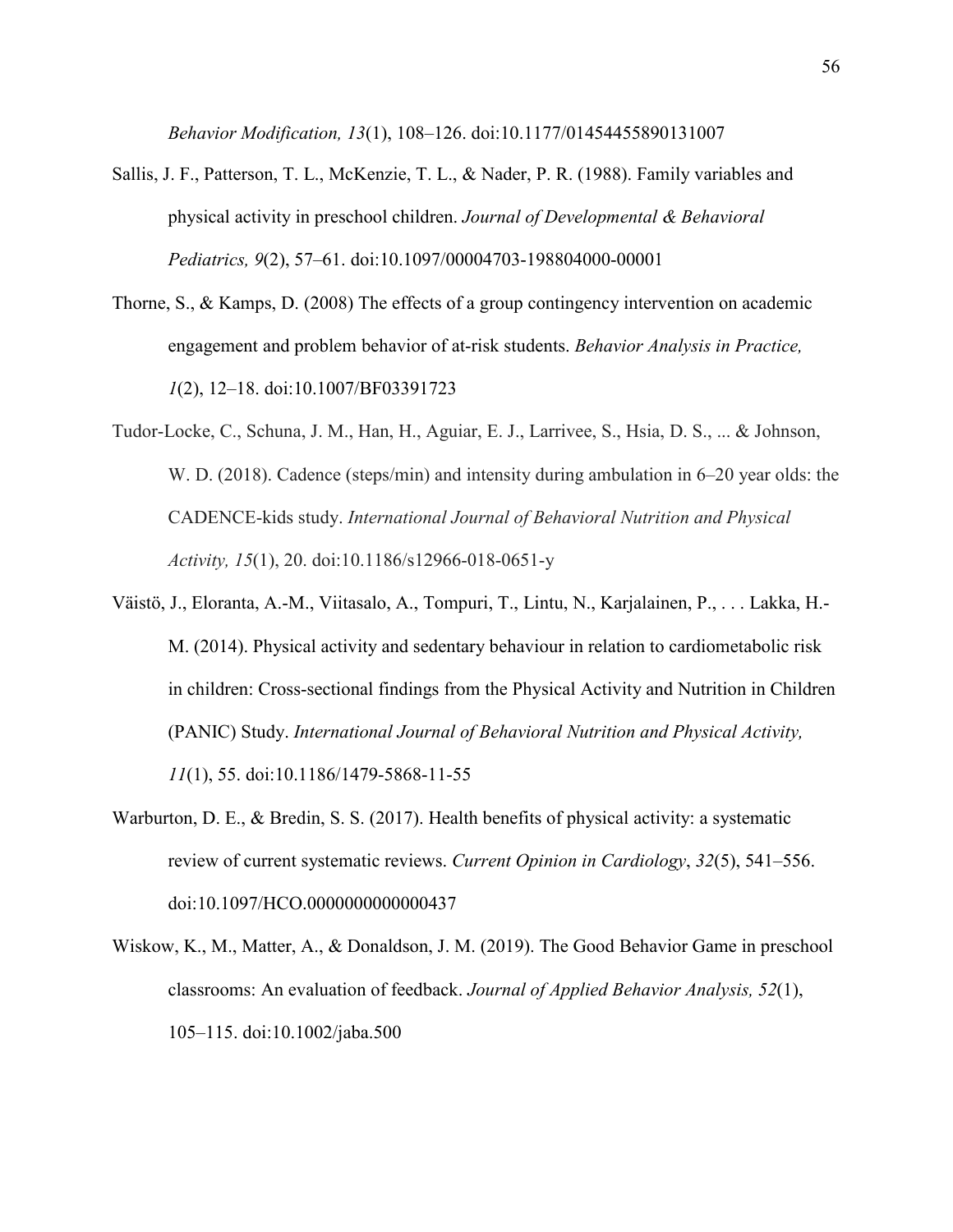*Behavior Modification, 13*(1), 108–126. doi:10.1177/01454455890131007

Sallis, J. F., Patterson, T. L., McKenzie, T. L., & Nader, P. R. (1988). Family variables and physical activity in preschool children. *Journal of Developmental & Behavioral Pediatrics, 9*(2), 57–61. doi:10.1097/00004703-198804000-00001

Thorne, S., & Kamps, D. (2008) The effects of a group contingency intervention on academic engagement and problem behavior of at-risk students. *Behavior Analysis in Practice, 1*(2), 12–18. doi:10.1007/BF03391723

Tudor-Locke, C., Schuna, J. M., Han, H., Aguiar, E. J., Larrivee, S., Hsia, D. S., ... & Johnson, W. D. (2018). Cadence (steps/min) and intensity during ambulation in 6–20 year olds: the CADENCE-kids study. *International Journal of Behavioral Nutrition and Physical Activity, 15*(1), 20. doi:10.1186/s12966-018-0651-y

Väistö, J., Eloranta, A.-M., Viitasalo, A., Tompuri, T., Lintu, N., Karjalainen, P., . . . Lakka, H.-M. (2014). Physical activity and sedentary behaviour in relation to cardiometabolic risk in children: Cross-sectional findings from the Physical Activity and Nutrition in Children (PANIC) Study. *International Journal of Behavioral Nutrition and Physical Activity, 11*(1), 55. doi:10.1186/1479-5868-11-55

Warburton, D. E., & Bredin, S. S. (2017). Health benefits of physical activity: a systematic review of current systematic reviews. *Current Opinion in Cardiology*, *32*(5), 541–556. doi:10.1097/HCO.0000000000000437

Wiskow, K., M., Matter, A., & Donaldson, J. M. (2019). The Good Behavior Game in preschool classrooms: An evaluation of feedback. *Journal of Applied Behavior Analysis, 52*(1), 105–115. doi:10.1002/jaba.500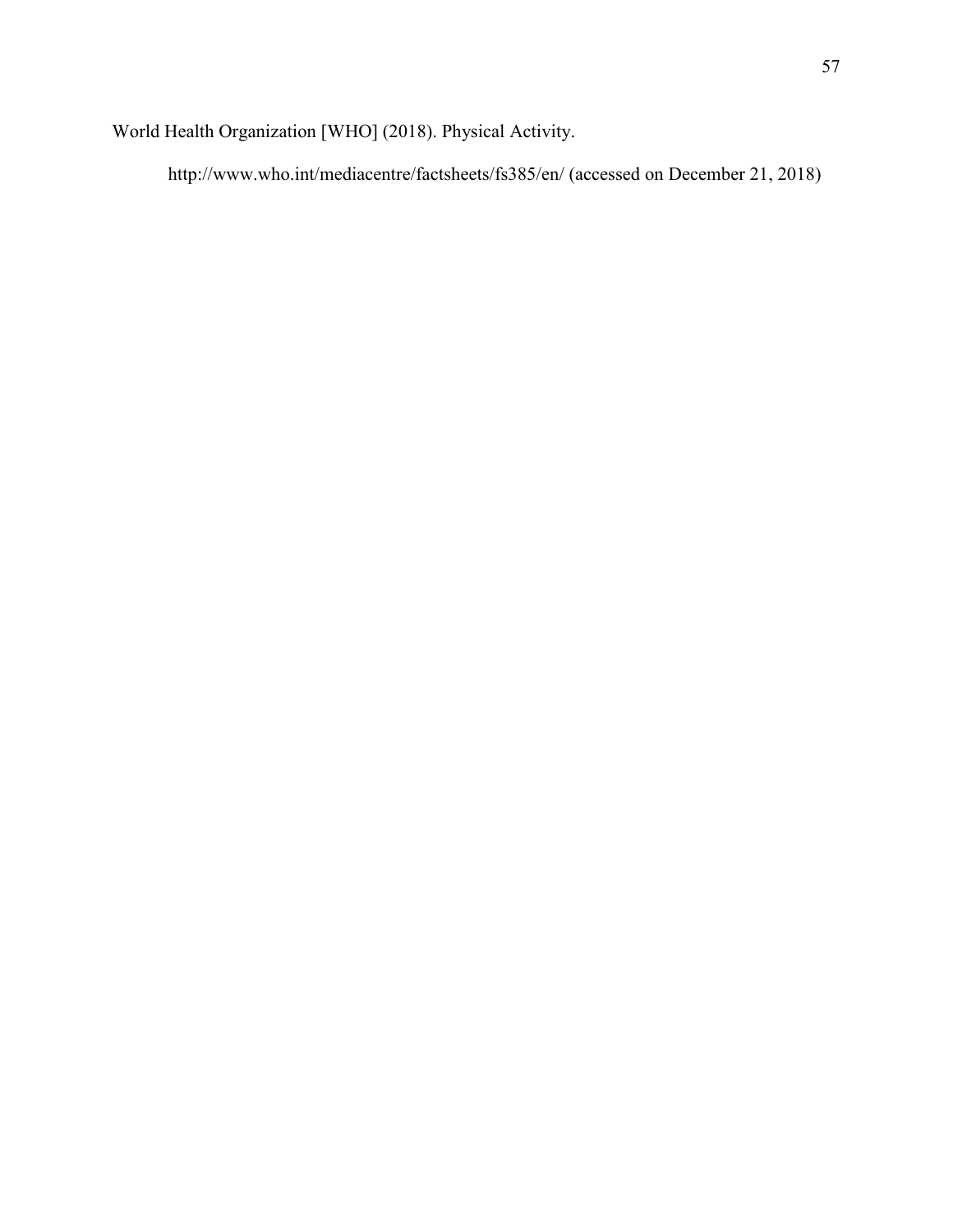World Health Organization [WHO] (2018). Physical Activity.

http://www.who.int/mediacentre/factsheets/fs385/en/ (accessed on December 21, 2018)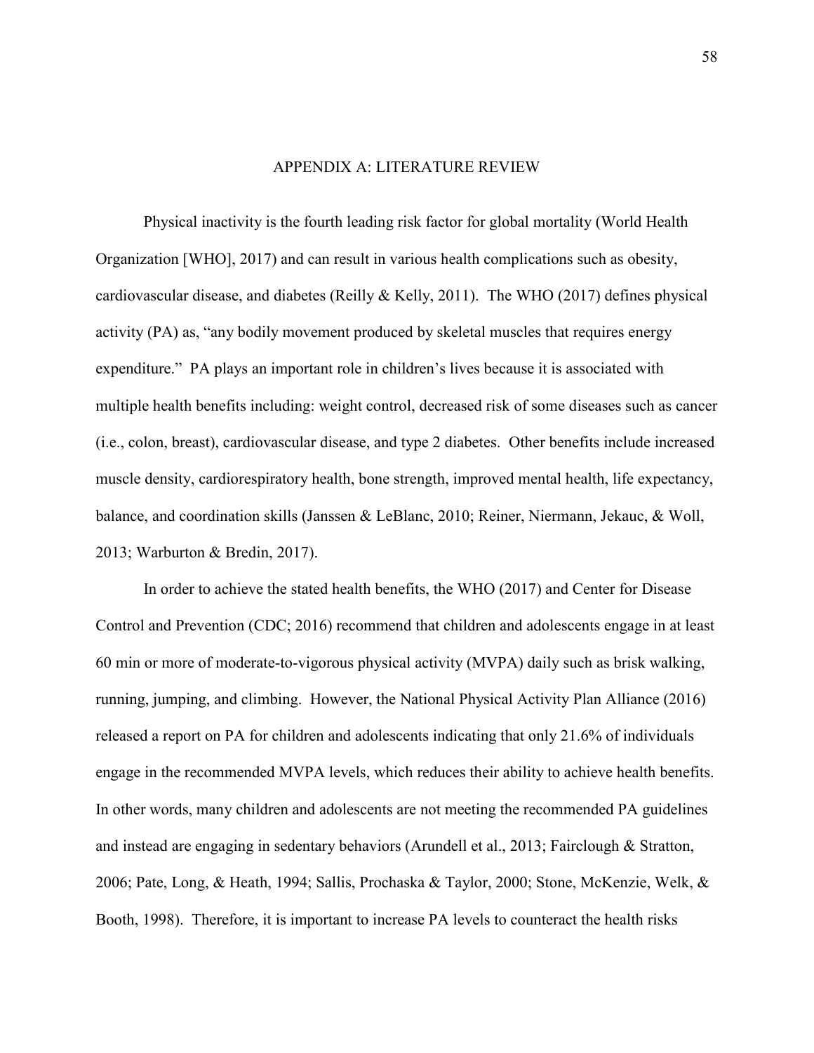# APPENDIX A: LITERATURE REVIEW

Physical inactivity is the fourth leading risk factor for global mortality (World Health Organization [WHO], 2017) and can result in various health complications such as obesity, cardiovascular disease, and diabetes (Reilly & Kelly, 2011). The WHO (2017) defines physical activity (PA) as, "any bodily movement produced by skeletal muscles that requires energy expenditure." PA plays an important role in children's lives because it is associated with multiple health benefits including: weight control, decreased risk of some diseases such as cancer (i.e., colon, breast), cardiovascular disease, and type 2 diabetes. Other benefits include increased muscle density, cardiorespiratory health, bone strength, improved mental health, life expectancy, balance, and coordination skills (Janssen & LeBlanc, 2010; Reiner, Niermann, Jekauc, & Woll, 2013; Warburton & Bredin, 2017).

In order to achieve the stated health benefits, the WHO (2017) and Center for Disease Control and Prevention (CDC; 2016) recommend that children and adolescents engage in at least 60 min or more of moderate-to-vigorous physical activity (MVPA) daily such as brisk walking, running, jumping, and climbing. However, the National Physical Activity Plan Alliance (2016) released a report on PA for children and adolescents indicating that only 21.6% of individuals engage in the recommended MVPA levels, which reduces their ability to achieve health benefits. In other words, many children and adolescents are not meeting the recommended PA guidelines and instead are engaging in sedentary behaviors (Arundell et al., 2013; Fairclough & Stratton, 2006; Pate, Long, & Heath, 1994; Sallis, Prochaska & Taylor, 2000; Stone, McKenzie, Welk, & Booth, 1998). Therefore, it is important to increase PA levels to counteract the health risks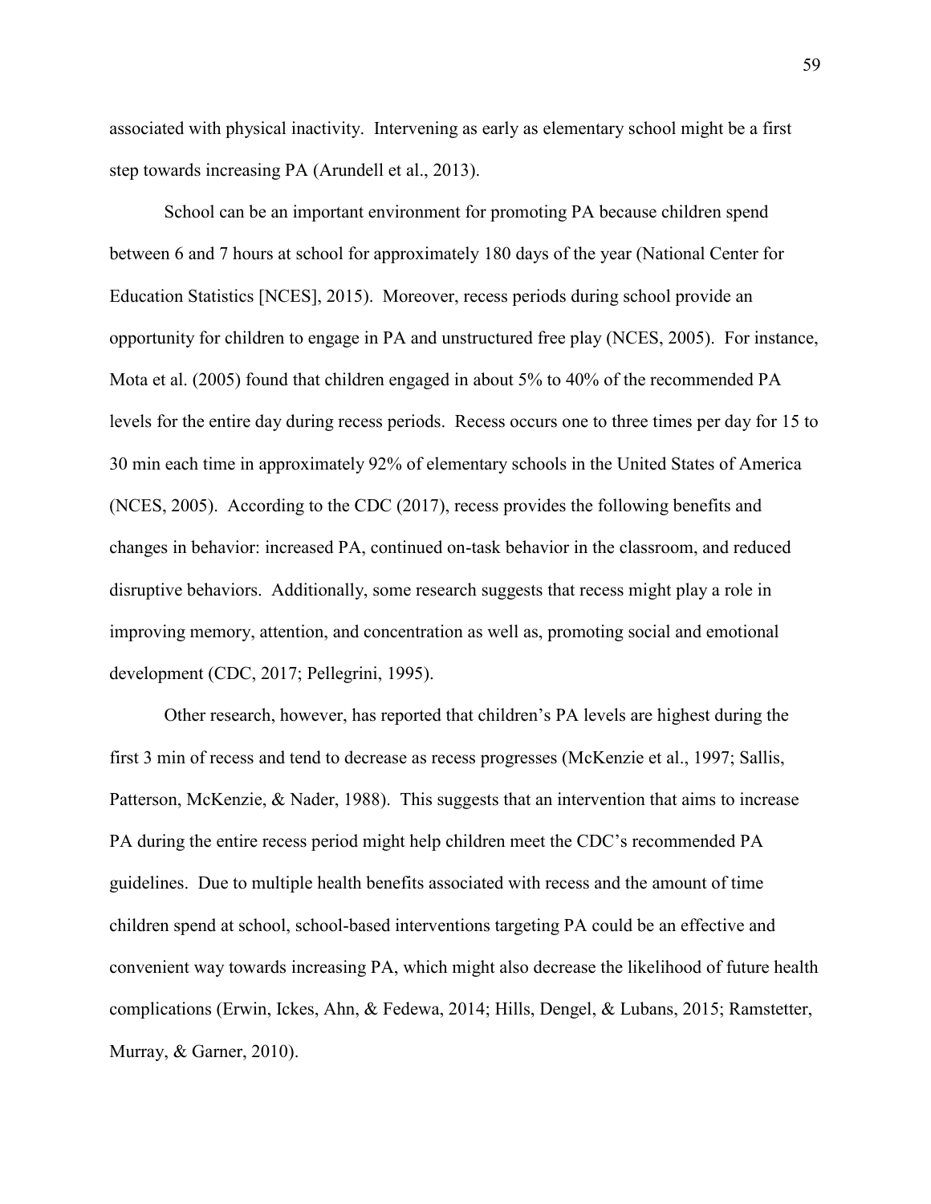associated with physical inactivity. Intervening as early as elementary school might be a first step towards increasing PA (Arundell et al., 2013).

School can be an important environment for promoting PA because children spend between 6 and 7 hours at school for approximately 180 days of the year (National Center for Education Statistics [NCES], 2015). Moreover, recess periods during school provide an opportunity for children to engage in PA and unstructured free play (NCES, 2005). For instance, Mota et al. (2005) found that children engaged in about 5% to 40% of the recommended PA levels for the entire day during recess periods. Recess occurs one to three times per day for 15 to 30 min each time in approximately 92% of elementary schools in the United States of America (NCES, 2005). According to the CDC (2017), recess provides the following benefits and changes in behavior: increased PA, continued on-task behavior in the classroom, and reduced disruptive behaviors. Additionally, some research suggests that recess might play a role in improving memory, attention, and concentration as well as, promoting social and emotional development (CDC, 2017; Pellegrini, 1995).

Other research, however, has reported that children's PA levels are highest during the first 3 min of recess and tend to decrease as recess progresses (McKenzie et al., 1997; Sallis, Patterson, McKenzie, & Nader, 1988). This suggests that an intervention that aims to increase PA during the entire recess period might help children meet the CDC's recommended PA guidelines. Due to multiple health benefits associated with recess and the amount of time children spend at school, school-based interventions targeting PA could be an effective and convenient way towards increasing PA, which might also decrease the likelihood of future health complications (Erwin, Ickes, Ahn, & Fedewa, 2014; Hills, Dengel, & Lubans, 2015; Ramstetter, Murray, & Garner, 2010).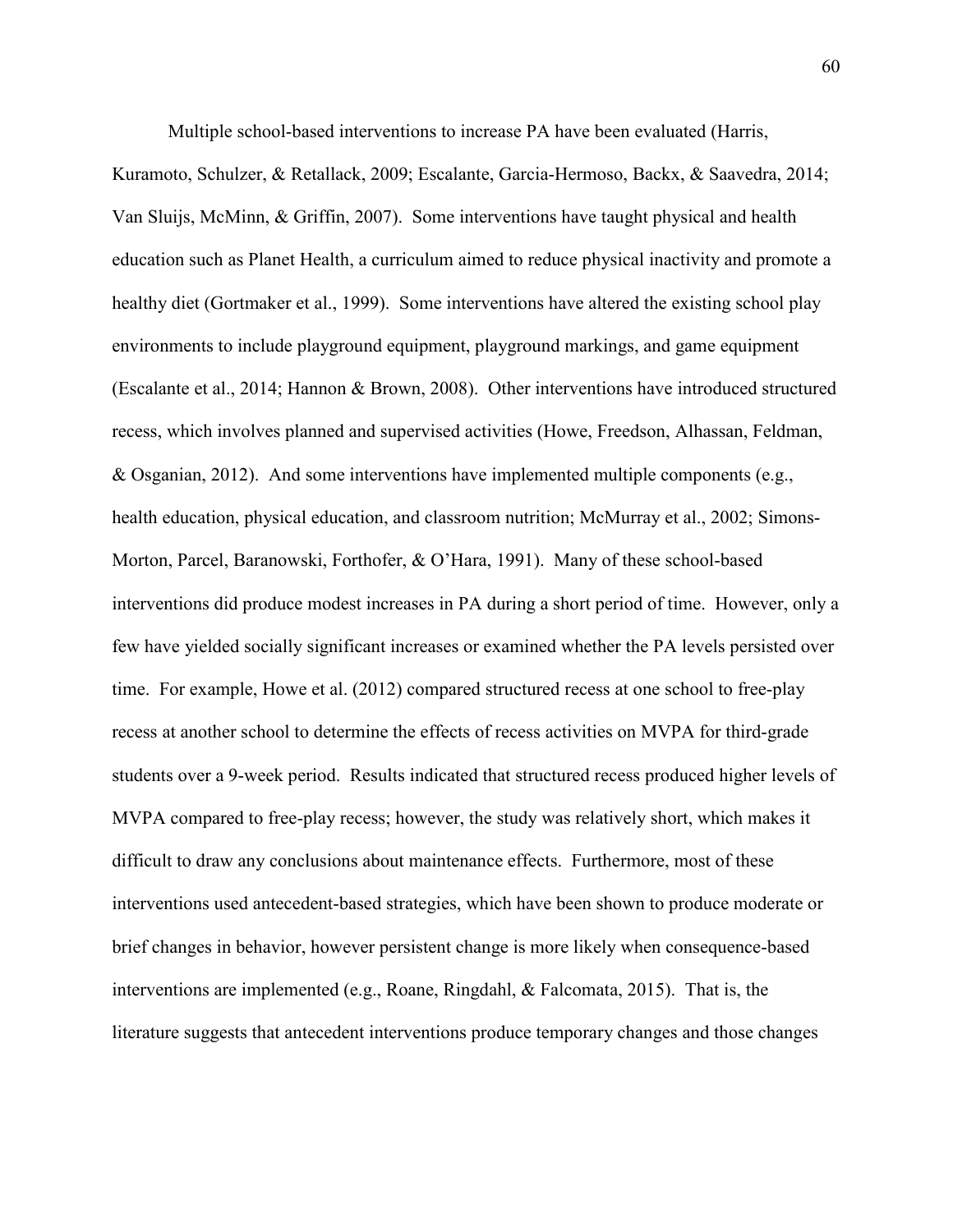Multiple school-based interventions to increase PA have been evaluated (Harris, Kuramoto, Schulzer, & Retallack, 2009; Escalante, Garcia-Hermoso, Backx, & Saavedra, 2014; Van Sluijs, McMinn, & Griffin, 2007). Some interventions have taught physical and health education such as Planet Health, a curriculum aimed to reduce physical inactivity and promote a healthy diet (Gortmaker et al., 1999). Some interventions have altered the existing school play environments to include playground equipment, playground markings, and game equipment (Escalante et al., 2014; Hannon & Brown, 2008). Other interventions have introduced structured recess, which involves planned and supervised activities (Howe, Freedson, Alhassan, Feldman, & Osganian, 2012). And some interventions have implemented multiple components (e.g., health education, physical education, and classroom nutrition; McMurray et al., 2002; Simons-Morton, Parcel, Baranowski, Forthofer, & O'Hara, 1991). Many of these school-based interventions did produce modest increases in PA during a short period of time. However, only a few have yielded socially significant increases or examined whether the PA levels persisted over time. For example, Howe et al. (2012) compared structured recess at one school to free-play recess at another school to determine the effects of recess activities on MVPA for third-grade students over a 9-week period. Results indicated that structured recess produced higher levels of MVPA compared to free-play recess; however, the study was relatively short, which makes it difficult to draw any conclusions about maintenance effects. Furthermore, most of these interventions used antecedent-based strategies, which have been shown to produce moderate or brief changes in behavior, however persistent change is more likely when consequence-based interventions are implemented (e.g., Roane, Ringdahl, & Falcomata, 2015). That is, the literature suggests that antecedent interventions produce temporary changes and those changes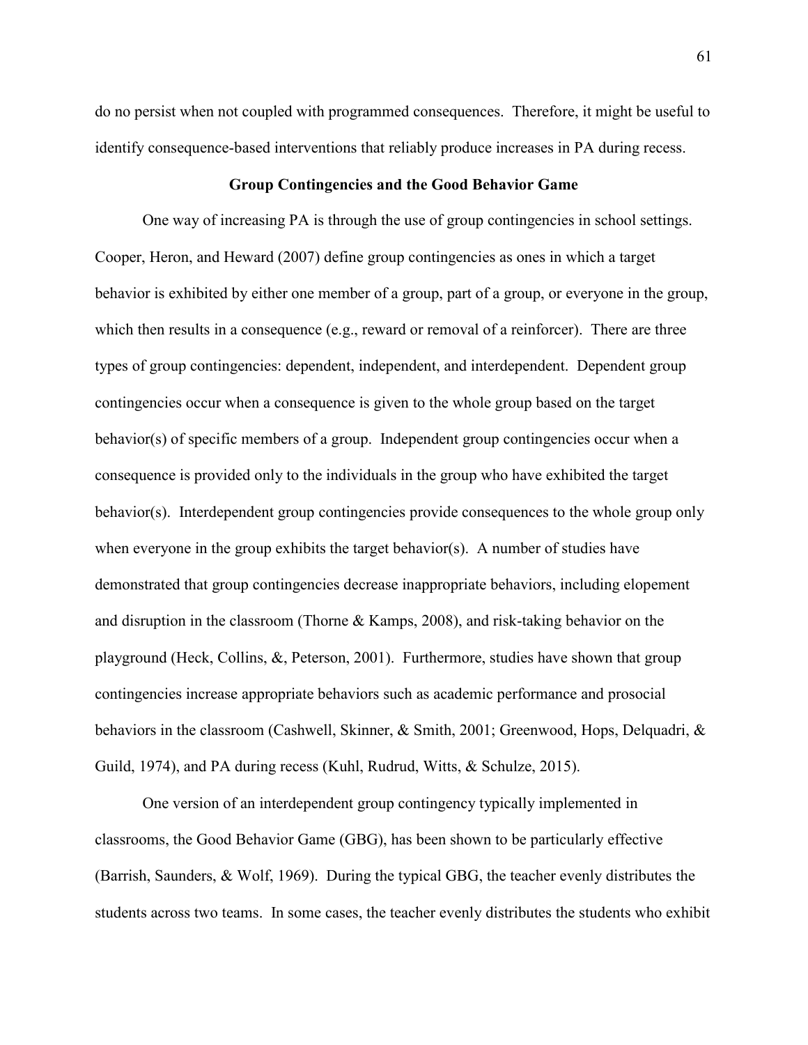do no persist when not coupled with programmed consequences. Therefore, it might be useful to identify consequence-based interventions that reliably produce increases in PA during recess.

## Group Contingencies and the Good Behavior Game

One way of increasing PA is through the use of group contingencies in school settings. Cooper, Heron, and Heward (2007) define group contingencies as ones in which a target behavior is exhibited by either one member of a group, part of a group, or everyone in the group, which then results in a consequence (e.g., reward or removal of a reinforcer). There are three types of group contingencies: dependent, independent, and interdependent. Dependent group contingencies occur when a consequence is given to the whole group based on the target behavior(s) of specific members of a group. Independent group contingencies occur when a consequence is provided only to the individuals in the group who have exhibited the target behavior(s). Interdependent group contingencies provide consequences to the whole group only when everyone in the group exhibits the target behavior(s). A number of studies have demonstrated that group contingencies decrease inappropriate behaviors, including elopement and disruption in the classroom (Thorne & Kamps, 2008), and risk-taking behavior on the playground (Heck, Collins, &, Peterson, 2001). Furthermore, studies have shown that group contingencies increase appropriate behaviors such as academic performance and prosocial behaviors in the classroom (Cashwell, Skinner, & Smith, 2001; Greenwood, Hops, Delquadri, & Guild, 1974), and PA during recess (Kuhl, Rudrud, Witts, & Schulze, 2015).

One version of an interdependent group contingency typically implemented in classrooms, the Good Behavior Game (GBG), has been shown to be particularly effective (Barrish, Saunders, & Wolf, 1969). During the typical GBG, the teacher evenly distributes the students across two teams. In some cases, the teacher evenly distributes the students who exhibit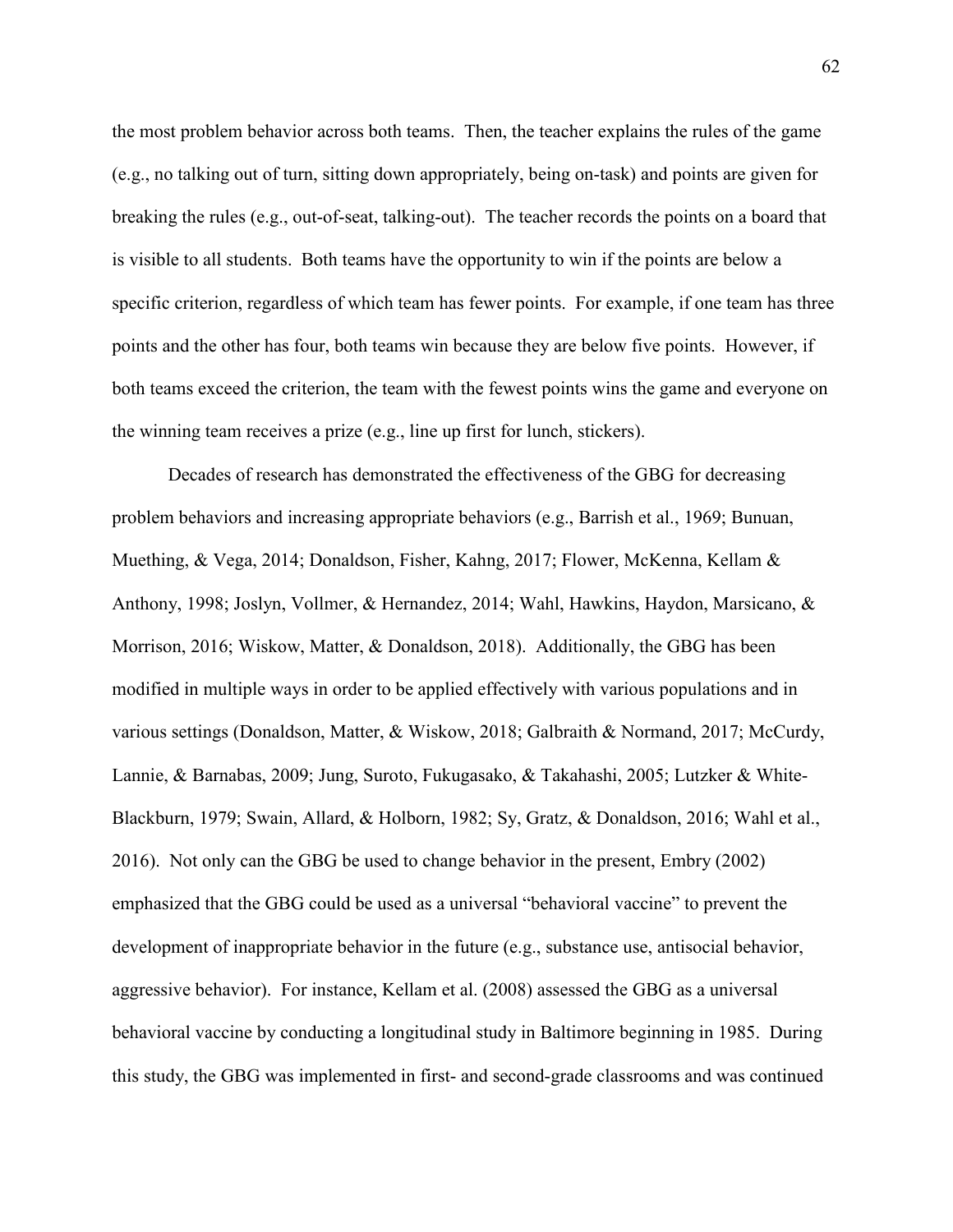the most problem behavior across both teams. Then, the teacher explains the rules of the game (e.g., no talking out of turn, sitting down appropriately, being on-task) and points are given for breaking the rules (e.g., out-of-seat, talking-out). The teacher records the points on a board that is visible to all students. Both teams have the opportunity to win if the points are below a specific criterion, regardless of which team has fewer points. For example, if one team has three points and the other has four, both teams win because they are below five points. However, if both teams exceed the criterion, the team with the fewest points wins the game and everyone on the winning team receives a prize (e.g., line up first for lunch, stickers).

Decades of research has demonstrated the effectiveness of the GBG for decreasing problem behaviors and increasing appropriate behaviors (e.g., Barrish et al., 1969; Bunuan, Muething, & Vega, 2014; Donaldson, Fisher, Kahng, 2017; Flower, McKenna, Kellam & Anthony, 1998; Joslyn, Vollmer, & Hernandez, 2014; Wahl, Hawkins, Haydon, Marsicano, & Morrison, 2016; Wiskow, Matter, & Donaldson, 2018). Additionally, the GBG has been modified in multiple ways in order to be applied effectively with various populations and in various settings (Donaldson, Matter, & Wiskow, 2018; Galbraith & Normand, 2017; McCurdy, Lannie, & Barnabas, 2009; Jung, Suroto, Fukugasako, & Takahashi, 2005; Lutzker & White-Blackburn, 1979; Swain, Allard, & Holborn, 1982; Sy, Gratz, & Donaldson, 2016; Wahl et al., 2016). Not only can the GBG be used to change behavior in the present, Embry (2002) emphasized that the GBG could be used as a universal "behavioral vaccine" to prevent the development of inappropriate behavior in the future (e.g., substance use, antisocial behavior, aggressive behavior). For instance, Kellam et al. (2008) assessed the GBG as a universal behavioral vaccine by conducting a longitudinal study in Baltimore beginning in 1985. During this study, the GBG was implemented in first- and second-grade classrooms and was continued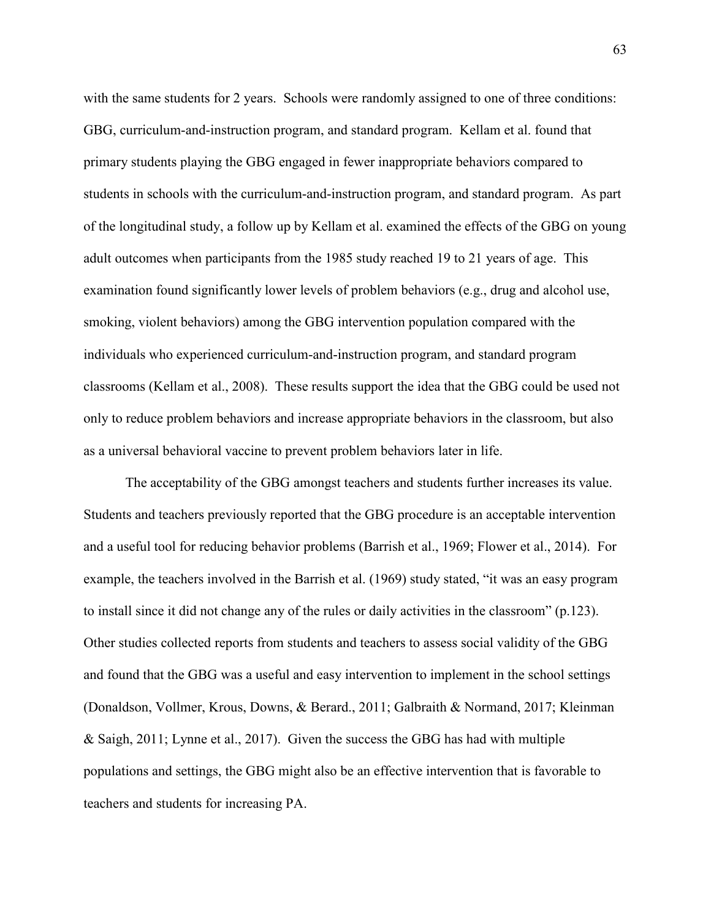with the same students for 2 years. Schools were randomly assigned to one of three conditions: GBG, curriculum-and-instruction program, and standard program. Kellam et al. found that primary students playing the GBG engaged in fewer inappropriate behaviors compared to students in schools with the curriculum-and-instruction program, and standard program. As part of the longitudinal study, a follow up by Kellam et al. examined the effects of the GBG on young adult outcomes when participants from the 1985 study reached 19 to 21 years of age. This examination found significantly lower levels of problem behaviors (e.g., drug and alcohol use, smoking, violent behaviors) among the GBG intervention population compared with the individuals who experienced curriculum-and-instruction program, and standard program classrooms (Kellam et al., 2008). These results support the idea that the GBG could be used not only to reduce problem behaviors and increase appropriate behaviors in the classroom, but also as a universal behavioral vaccine to prevent problem behaviors later in life.

The acceptability of the GBG amongst teachers and students further increases its value. Students and teachers previously reported that the GBG procedure is an acceptable intervention and a useful tool for reducing behavior problems (Barrish et al., 1969; Flower et al., 2014). For example, the teachers involved in the Barrish et al. (1969) study stated, "it was an easy program to install since it did not change any of the rules or daily activities in the classroom" (p.123). Other studies collected reports from students and teachers to assess social validity of the GBG and found that the GBG was a useful and easy intervention to implement in the school settings (Donaldson, Vollmer, Krous, Downs, & Berard., 2011; Galbraith & Normand, 2017; Kleinman & Saigh, 2011; Lynne et al., 2017). Given the success the GBG has had with multiple populations and settings, the GBG might also be an effective intervention that is favorable to teachers and students for increasing PA.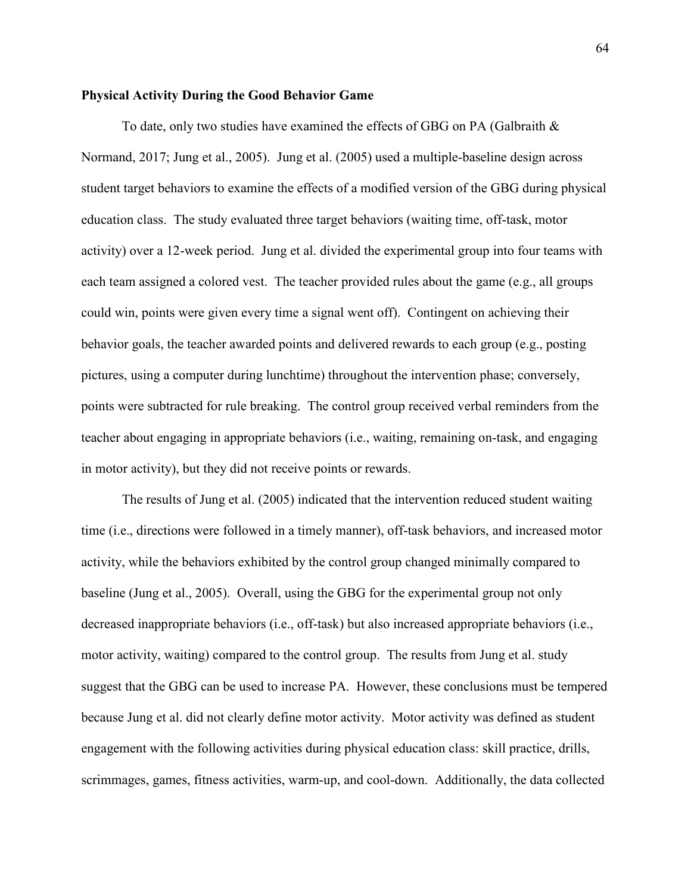**Physical Activity During the Good Behavior Game**

To date, only two studies have examined the effects of GBG on PA (Galbraith & Normand, 2017; Jung et al., 2005). Jung et al. (2005) used a multiple-baseline design across student target behaviors to examine the effects of a modified version of the GBG during physical education class. The study evaluated three target behaviors (waiting time, off-task, motor activity) over a 12-week period. Jung et al. divided the experimental group into four teams with each team assigned a colored vest. The teacher provided rules about the game (e.g., all groups could win, points were given every time a signal went off). Contingent on achieving their behavior goals, the teacher awarded points and delivered rewards to each group (e.g., posting pictures, using a computer during lunchtime) throughout the intervention phase; conversely, points were subtracted for rule breaking. The control group received verbal reminders from the teacher about engaging in appropriate behaviors (i.e., waiting, remaining on-task, and engaging in motor activity), but they did not receive points or rewards.

The results of Jung et al. (2005) indicated that the intervention reduced student waiting time (i.e., directions were followed in a timely manner), off-task behaviors, and increased motor activity, while the behaviors exhibited by the control group changed minimally compared to baseline (Jung et al., 2005). Overall, using the GBG for the experimental group not only decreased inappropriate behaviors (i.e., off-task) but also increased appropriate behaviors (i.e., motor activity, waiting) compared to the control group. The results from Jung et al. study suggest that the GBG can be used to increase PA. However, these conclusions must be tempered because Jung et al. did not clearly define motor activity. Motor activity was defined as student engagement with the following activities during physical education class: skill practice, drills, scrimmages, games, fitness activities, warm-up, and cool-down. Additionally, the data collected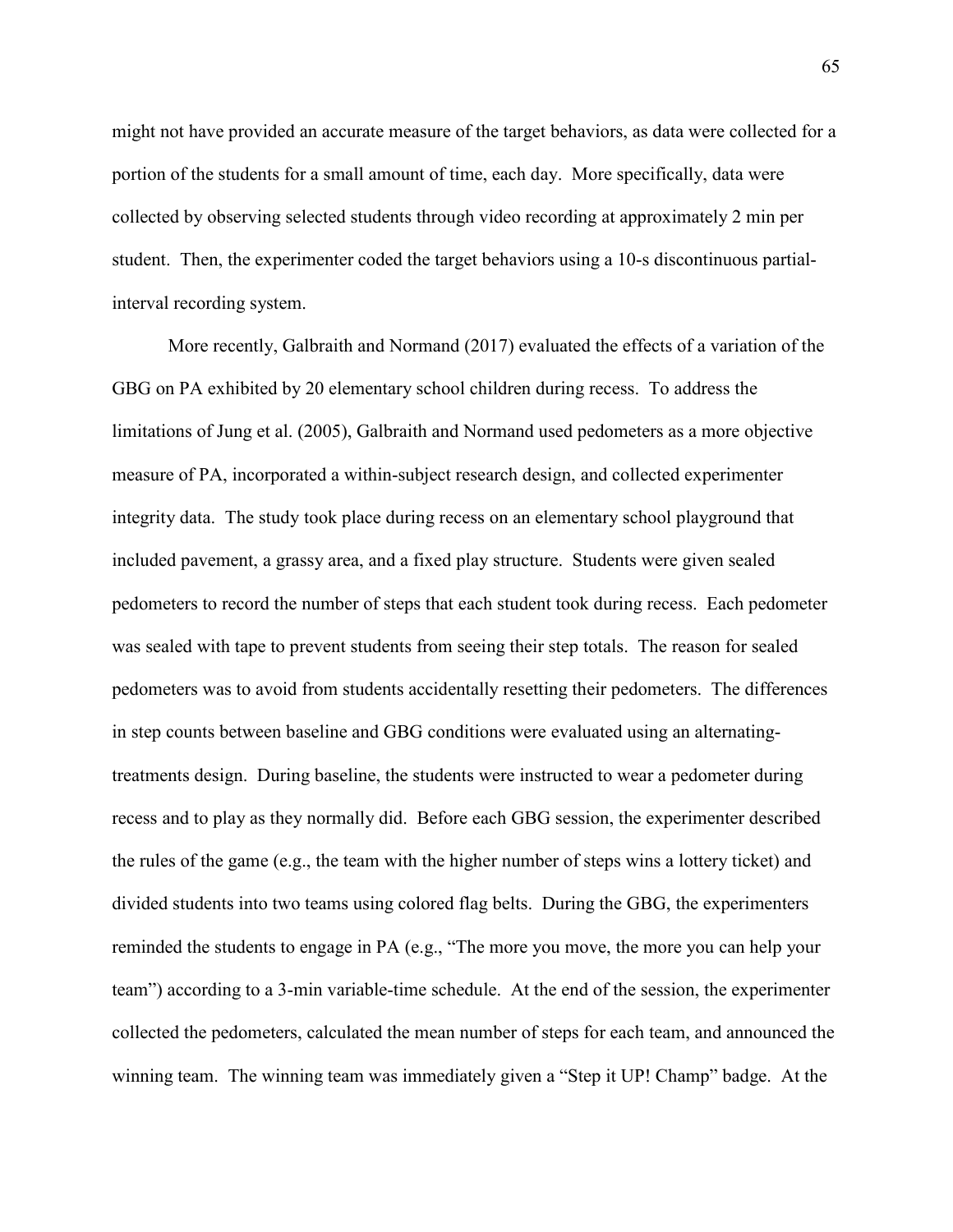might not have provided an accurate measure of the target behaviors, as data were collected for a portion of the students for a small amount of time, each day. More specifically, data were collected by observing selected students through video recording at approximately 2 min per student. Then, the experimenter coded the target behaviors using a 10-s discontinuous partial-interval recording system.

More recently, Galbraith and Normand (2017) evaluated the effects of a variation of the GBG on PA exhibited by 20 elementary school children during recess. To address the limitations of Jung et al. (2005), Galbraith and Normand used pedometers as a more objective measure of PA, incorporated a within-subject research design, and collected experimenter integrity data. The study took place during recess on an elementary school playground that included pavement, a grassy area, and a fixed play structure. Students were given sealed pedometers to record the number of steps that each student took during recess. Each pedometer was sealed with tape to prevent students from seeing their step totals. The reason for sealed pedometers was to avoid from students accidentally resetting their pedometers. The differences in step counts between baseline and GBG conditions were evaluated using an alternating-treatments design. During baseline, the students were instructed to wear a pedometer during recess and to play as they normally did. Before each GBG session, the experimenter described the rules of the game (e.g., the team with the higher number of steps wins a lottery ticket) and divided students into two teams using colored flag belts. During the GBG, the experimenters reminded the students to engage in PA (e.g., "The more you move, the more you can help your team") according to a 3-min variable-time schedule. At the end of the session, the experimenter collected the pedometers, calculated the mean number of steps for each team, and announced the winning team. The winning team was immediately given a "Step it UP! Champ" badge. At the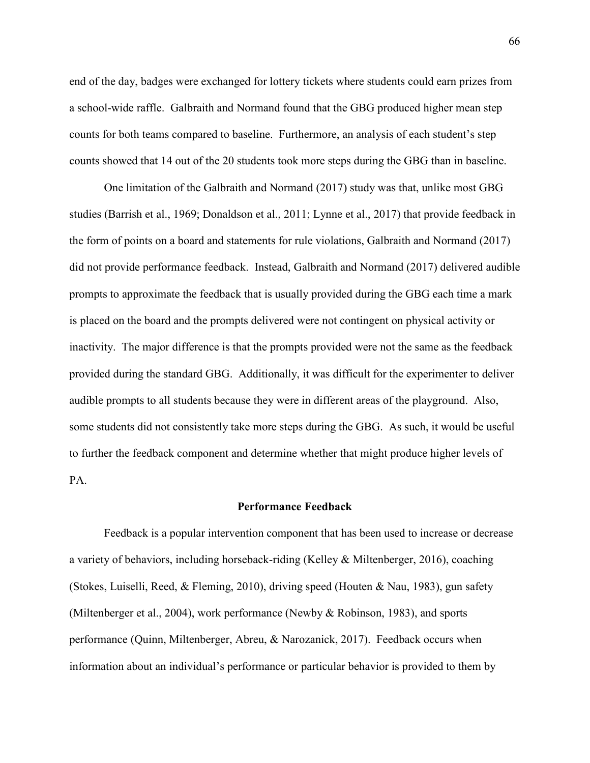end of the day, badges were exchanged for lottery tickets where students could earn prizes from a school-wide raffle. Galbraith and Normand found that the GBG produced higher mean step counts for both teams compared to baseline. Furthermore, an analysis of each student's step counts showed that 14 out of the 20 students took more steps during the GBG than in baseline.

One limitation of the Galbraith and Normand (2017) study was that, unlike most GBG studies (Barrish et al., 1969; Donaldson et al., 2011; Lynne et al., 2017) that provide feedback in the form of points on a board and statements for rule violations, Galbraith and Normand (2017) did not provide performance feedback. Instead, Galbraith and Normand (2017) delivered audible prompts to approximate the feedback that is usually provided during the GBG each time a mark is placed on the board and the prompts delivered were not contingent on physical activity or inactivity. The major difference is that the prompts provided were not the same as the feedback provided during the standard GBG. Additionally, it was difficult for the experimenter to deliver audible prompts to all students because they were in different areas of the playground. Also, some students did not consistently take more steps during the GBG. As such, it would be useful to further the feedback component and determine whether that might produce higher levels of PA.

## Performance Feedback

Feedback is a popular intervention component that has been used to increase or decrease a variety of behaviors, including horseback-riding (Kelley & Miltenberger, 2016), coaching (Stokes, Luiselli, Reed, & Fleming, 2010), driving speed (Houten & Nau, 1983), gun safety (Miltenberger et al., 2004), work performance (Newby & Robinson, 1983), and sports performance (Quinn, Miltenberger, Abreu, & Narozanick, 2017). Feedback occurs when information about an individual's performance or particular behavior is provided to them by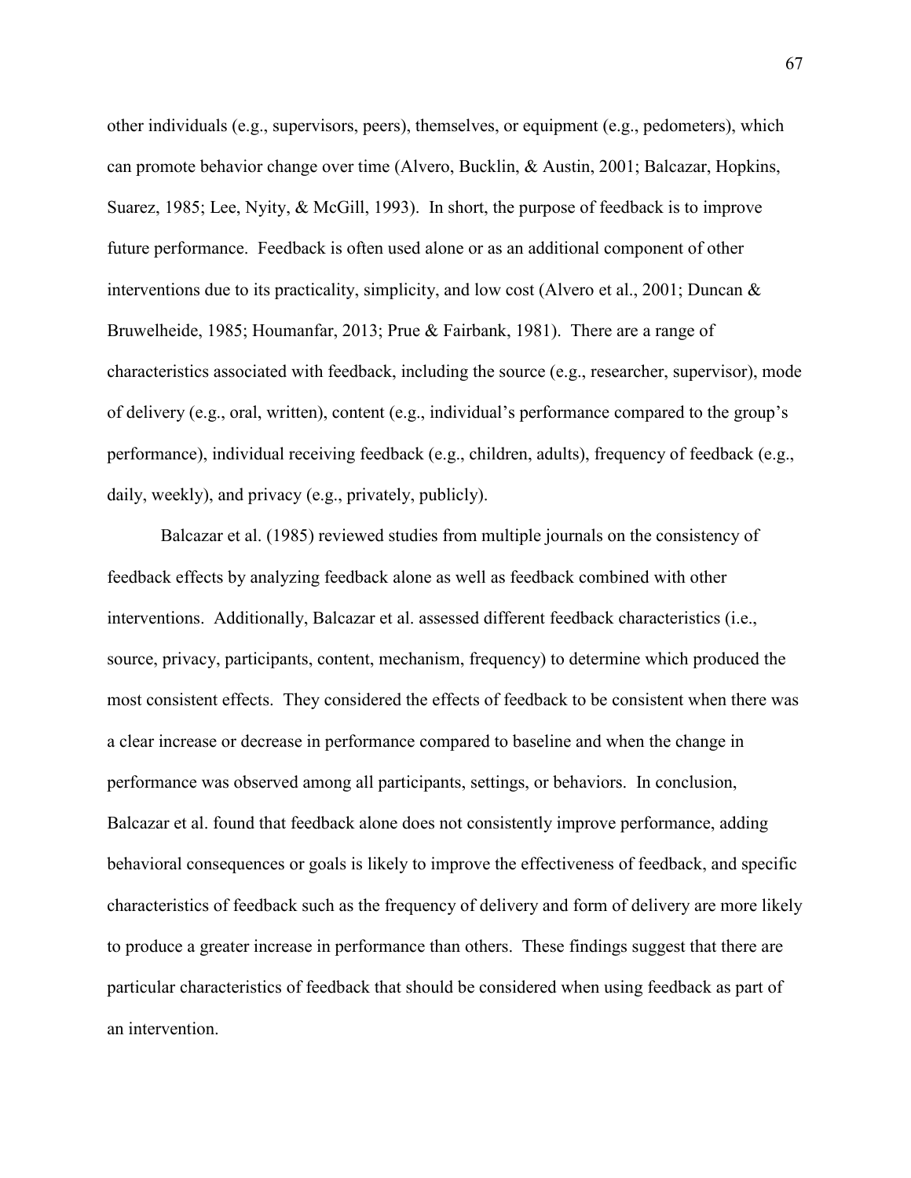other individuals (e.g., supervisors, peers), themselves, or equipment (e.g., pedometers), which can promote behavior change over time (Alvero, Bucklin, & Austin, 2001; Balcazar, Hopkins, Suarez, 1985; Lee, Nyity, & McGill, 1993). In short, the purpose of feedback is to improve future performance. Feedback is often used alone or as an additional component of other interventions due to its practicality, simplicity, and low cost (Alvero et al., 2001; Duncan & Bruwelheide, 1985; Houmanfar, 2013; Prue & Fairbank, 1981). There are a range of characteristics associated with feedback, including the source (e.g., researcher, supervisor), mode of delivery (e.g., oral, written), content (e.g., individual's performance compared to the group's performance), individual receiving feedback (e.g., children, adults), frequency of feedback (e.g., daily, weekly), and privacy (e.g., privately, publicly).

Balcazar et al. (1985) reviewed studies from multiple journals on the consistency of feedback effects by analyzing feedback alone as well as feedback combined with other interventions. Additionally, Balcazar et al. assessed different feedback characteristics (i.e., source, privacy, participants, content, mechanism, frequency) to determine which produced the most consistent effects. They considered the effects of feedback to be consistent when there was a clear increase or decrease in performance compared to baseline and when the change in performance was observed among all participants, settings, or behaviors. In conclusion, Balcazar et al. found that feedback alone does not consistently improve performance, adding behavioral consequences or goals is likely to improve the effectiveness of feedback, and specific characteristics of feedback such as the frequency of delivery and form of delivery are more likely to produce a greater increase in performance than others. These findings suggest that there are particular characteristics of feedback that should be considered when using feedback as part of an intervention.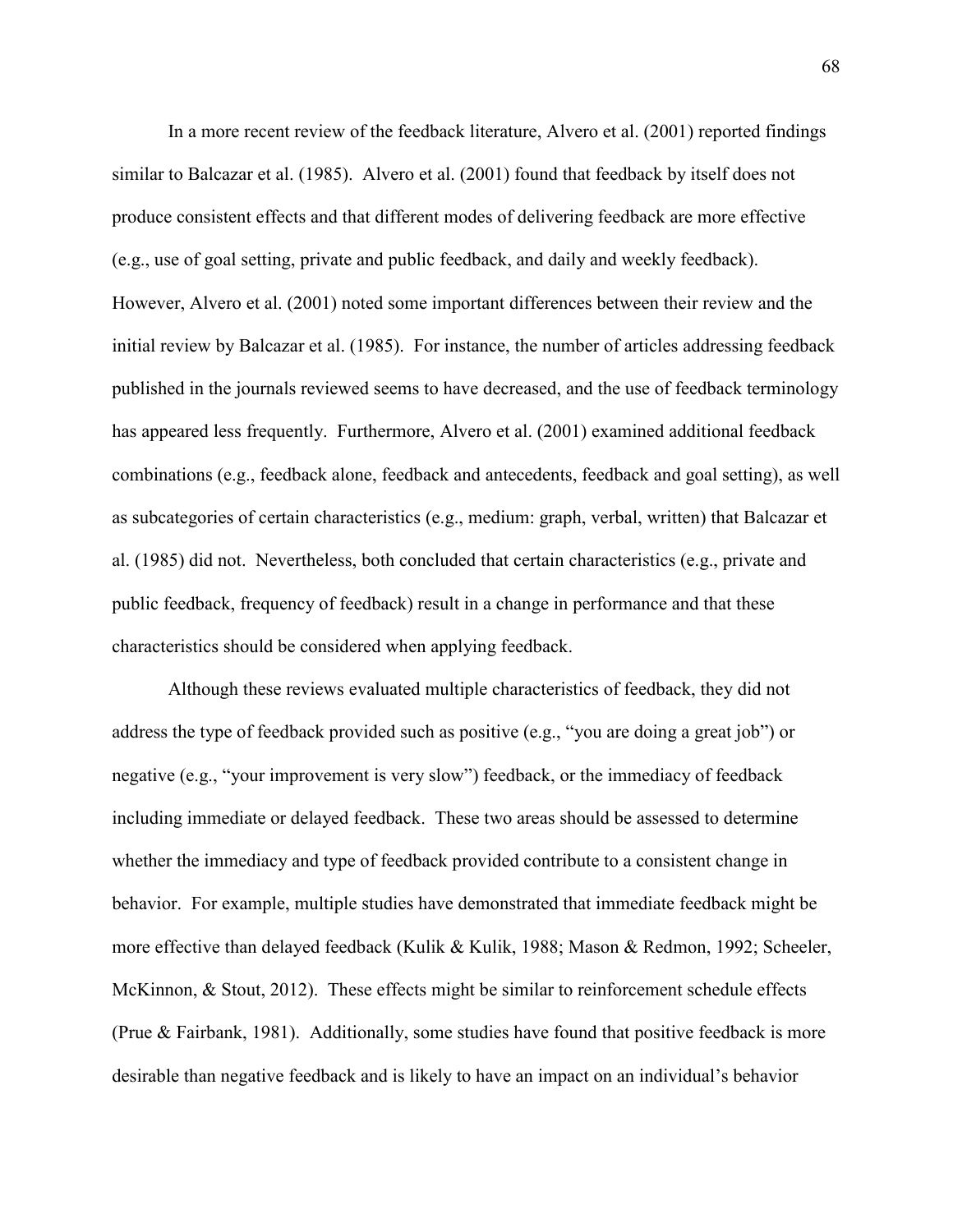In a more recent review of the feedback literature, Alvero et al. (2001) reported findings similar to Balcazar et al. (1985). Alvero et al. (2001) found that feedback by itself does not produce consistent effects and that different modes of delivering feedback are more effective (e.g., use of goal setting, private and public feedback, and daily and weekly feedback). However, Alvero et al. (2001) noted some important differences between their review and the initial review by Balcazar et al. (1985). For instance, the number of articles addressing feedback published in the journals reviewed seems to have decreased, and the use of feedback terminology has appeared less frequently. Furthermore, Alvero et al. (2001) examined additional feedback combinations (e.g., feedback alone, feedback and antecedents, feedback and goal setting), as well as subcategories of certain characteristics (e.g., medium: graph, verbal, written) that Balcazar et al. (1985) did not. Nevertheless, both concluded that certain characteristics (e.g., private and public feedback, frequency of feedback) result in a change in performance and that these characteristics should be considered when applying feedback.

Although these reviews evaluated multiple characteristics of feedback, they did not address the type of feedback provided such as positive (e.g., "you are doing a great job") or negative (e.g., "your improvement is very slow") feedback, or the immediacy of feedback including immediate or delayed feedback. These two areas should be assessed to determine whether the immediacy and type of feedback provided contribute to a consistent change in behavior. For example, multiple studies have demonstrated that immediate feedback might be more effective than delayed feedback (Kulik & Kulik, 1988; Mason & Redmon, 1992; Scheeler, McKinnon, & Stout, 2012). These effects might be similar to reinforcement schedule effects (Prue & Fairbank, 1981). Additionally, some studies have found that positive feedback is more desirable than negative feedback and is likely to have an impact on an individual's behavior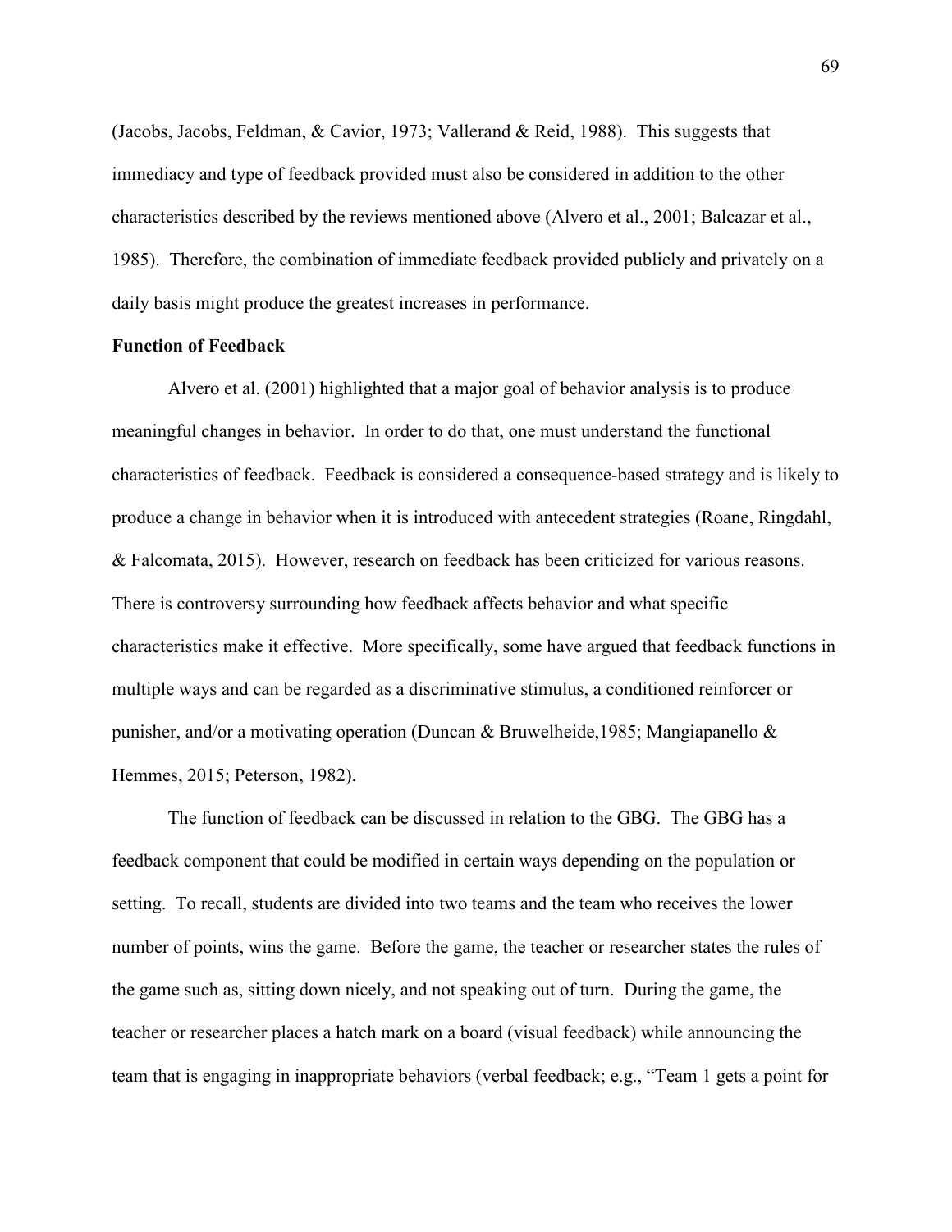(Jacobs, Jacobs, Feldman, & Cavior, 1973; Vallerand & Reid, 1988). This suggests that immediacy and type of feedback provided must also be considered in addition to the other characteristics described by the reviews mentioned above (Alvero et al., 2001; Balcazar et al., 1985). Therefore, the combination of immediate feedback provided publicly and privately on a daily basis might produce the greatest increases in performance.

**Function of Feedback**

Alvero et al. (2001) highlighted that a major goal of behavior analysis is to produce meaningful changes in behavior. In order to do that, one must understand the functional characteristics of feedback. Feedback is considered a consequence-based strategy and is likely to produce a change in behavior when it is introduced with antecedent strategies (Roane, Ringdahl, & Falcomata, 2015). However, research on feedback has been criticized for various reasons. There is controversy surrounding how feedback affects behavior and what specific characteristics make it effective. More specifically, some have argued that feedback functions in multiple ways and can be regarded as a discriminative stimulus, a conditioned reinforcer or punisher, and/or a motivating operation (Duncan & Bruwelheide,1985; Mangiapanello & Hemmes, 2015; Peterson, 1982).

The function of feedback can be discussed in relation to the GBG. The GBG has a feedback component that could be modified in certain ways depending on the population or setting. To recall, students are divided into two teams and the team who receives the lower number of points, wins the game. Before the game, the teacher or researcher states the rules of the game such as, sitting down nicely, and not speaking out of turn. During the game, the teacher or researcher places a hatch mark on a board (visual feedback) while announcing the team that is engaging in inappropriate behaviors (verbal feedback; e.g., "Team 1 gets a point for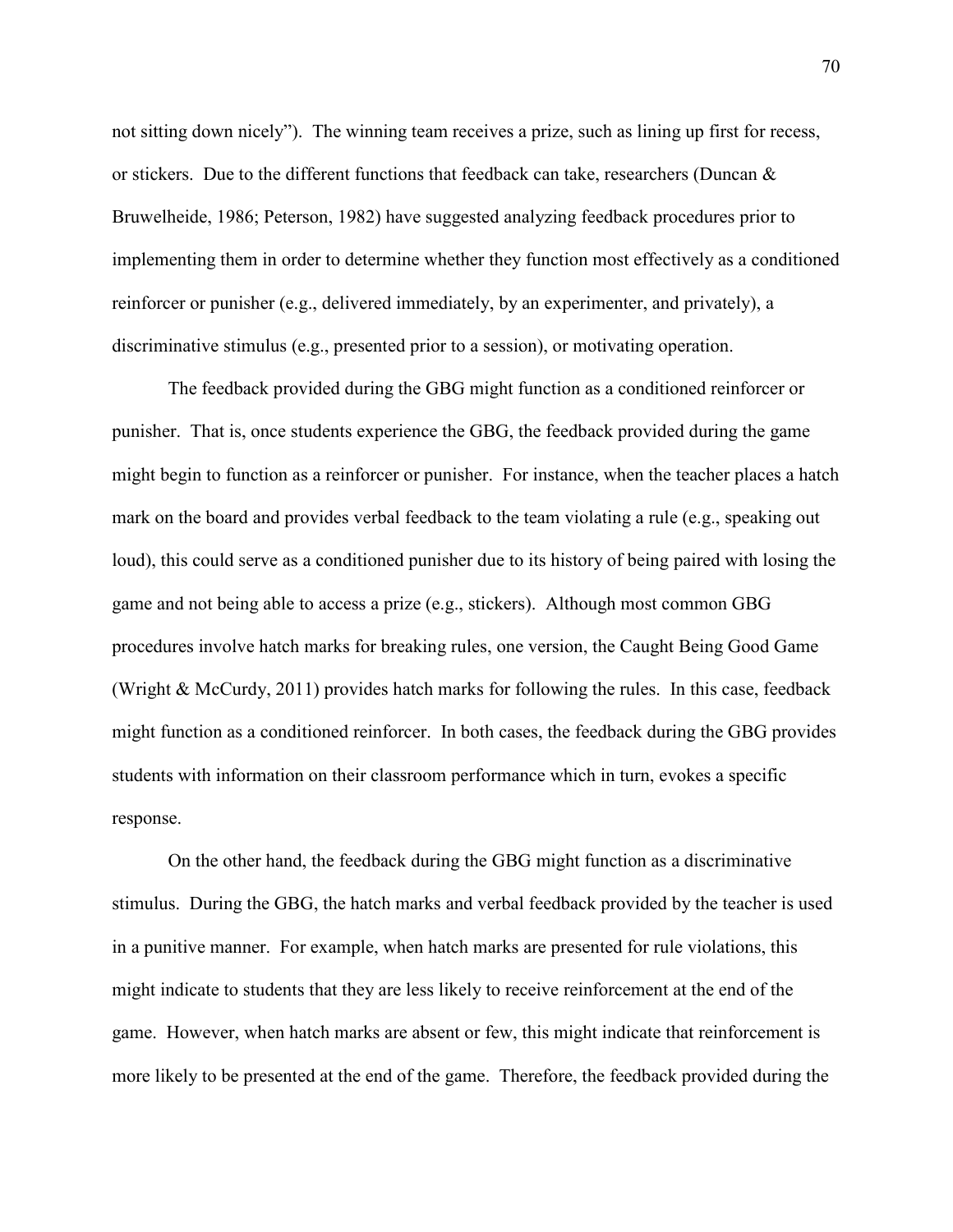not sitting down nicely"). The winning team receives a prize, such as lining up first for recess, or stickers. Due to the different functions that feedback can take, researchers (Duncan & Bruwelheide, 1986; Peterson, 1982) have suggested analyzing feedback procedures prior to implementing them in order to determine whether they function most effectively as a conditioned reinforcer or punisher (e.g., delivered immediately, by an experimenter, and privately), a discriminative stimulus (e.g., presented prior to a session), or motivating operation.

The feedback provided during the GBG might function as a conditioned reinforcer or punisher. That is, once students experience the GBG, the feedback provided during the game might begin to function as a reinforcer or punisher. For instance, when the teacher places a hatch mark on the board and provides verbal feedback to the team violating a rule (e.g., speaking out loud), this could serve as a conditioned punisher due to its history of being paired with losing the game and not being able to access a prize (e.g., stickers). Although most common GBG procedures involve hatch marks for breaking rules, one version, the Caught Being Good Game (Wright & McCurdy, 2011) provides hatch marks for following the rules. In this case, feedback might function as a conditioned reinforcer. In both cases, the feedback during the GBG provides students with information on their classroom performance which in turn, evokes a specific response.

On the other hand, the feedback during the GBG might function as a discriminative stimulus. During the GBG, the hatch marks and verbal feedback provided by the teacher is used in a punitive manner. For example, when hatch marks are presented for rule violations, this might indicate to students that they are less likely to receive reinforcement at the end of the game. However, when hatch marks are absent or few, this might indicate that reinforcement is more likely to be presented at the end of the game. Therefore, the feedback provided during the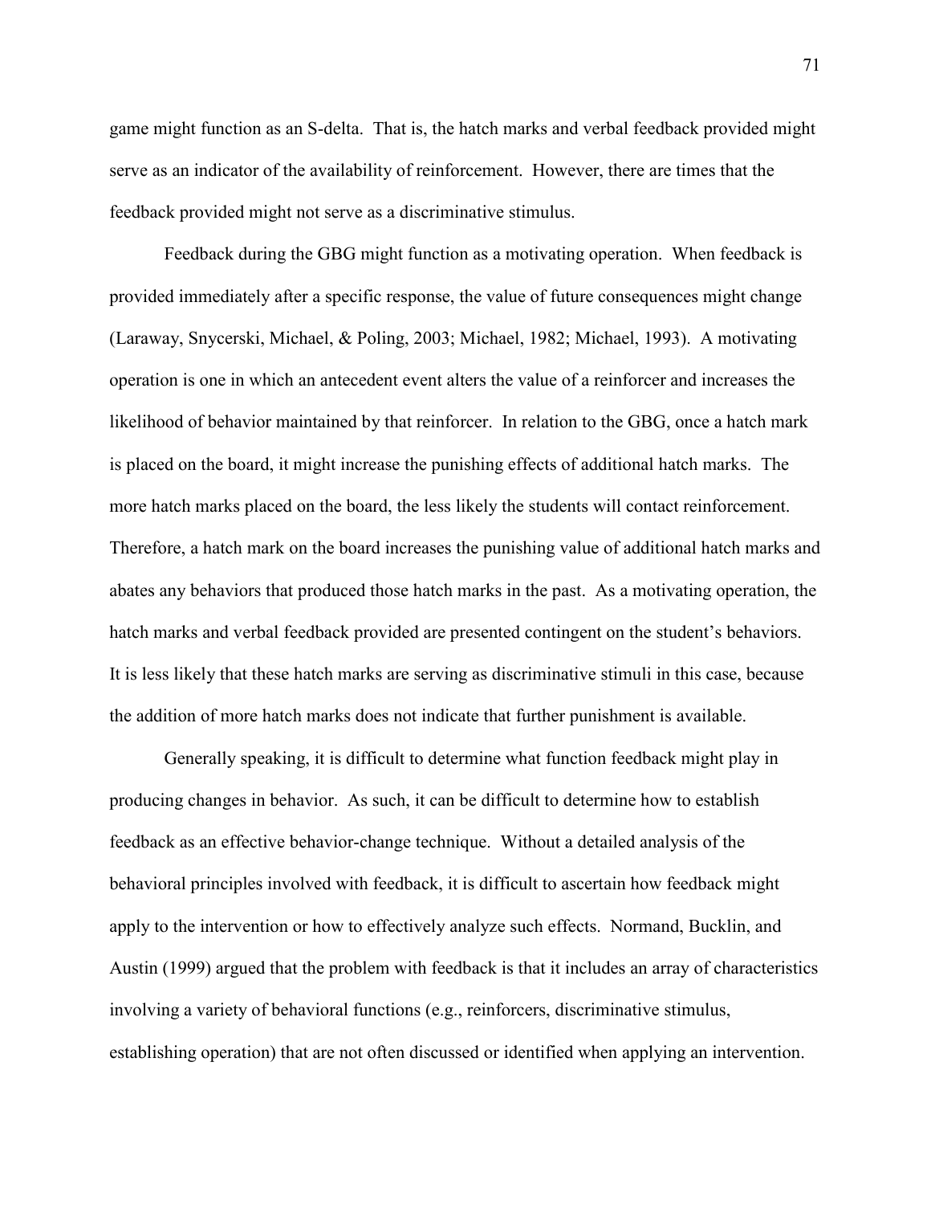game might function as an S-delta. That is, the hatch marks and verbal feedback provided might serve as an indicator of the availability of reinforcement. However, there are times that the feedback provided might not serve as a discriminative stimulus.

Feedback during the GBG might function as a motivating operation. When feedback is provided immediately after a specific response, the value of future consequences might change (Laraway, Snycerski, Michael, & Poling, 2003; Michael, 1982; Michael, 1993). A motivating operation is one in which an antecedent event alters the value of a reinforcer and increases the likelihood of behavior maintained by that reinforcer. In relation to the GBG, once a hatch mark is placed on the board, it might increase the punishing effects of additional hatch marks. The more hatch marks placed on the board, the less likely the students will contact reinforcement. Therefore, a hatch mark on the board increases the punishing value of additional hatch marks and abates any behaviors that produced those hatch marks in the past. As a motivating operation, the hatch marks and verbal feedback provided are presented contingent on the student's behaviors. It is less likely that these hatch marks are serving as discriminative stimuli in this case, because the addition of more hatch marks does not indicate that further punishment is available.

Generally speaking, it is difficult to determine what function feedback might play in producing changes in behavior. As such, it can be difficult to determine how to establish feedback as an effective behavior-change technique. Without a detailed analysis of the behavioral principles involved with feedback, it is difficult to ascertain how feedback might apply to the intervention or how to effectively analyze such effects. Normand, Bucklin, and Austin (1999) argued that the problem with feedback is that it includes an array of characteristics involving a variety of behavioral functions (e.g., reinforcers, discriminative stimulus, establishing operation) that are not often discussed or identified when applying an intervention.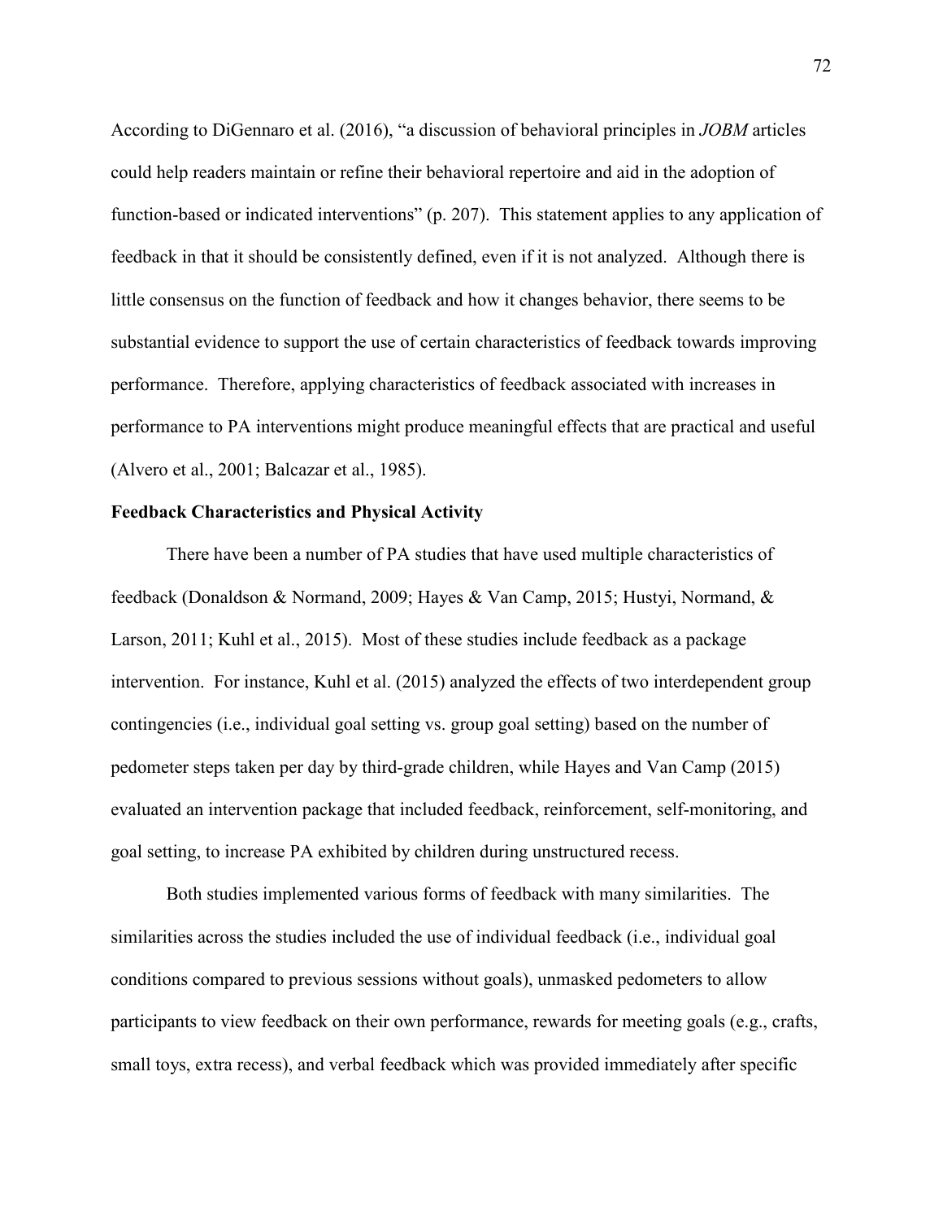According to DiGennaro et al. (2016), "a discussion of behavioral principles in *JOBM* articles could help readers maintain or refine their behavioral repertoire and aid in the adoption of function-based or indicated interventions" (p. 207). This statement applies to any application of feedback in that it should be consistently defined, even if it is not analyzed. Although there is little consensus on the function of feedback and how it changes behavior, there seems to be substantial evidence to support the use of certain characteristics of feedback towards improving performance. Therefore, applying characteristics of feedback associated with increases in performance to PA interventions might produce meaningful effects that are practical and useful (Alvero et al., 2001; Balcazar et al., 1985).

**Feedback Characteristics and Physical Activity**

There have been a number of PA studies that have used multiple characteristics of feedback (Donaldson & Normand, 2009; Hayes & Van Camp, 2015; Hustyi, Normand, & Larson, 2011; Kuhl et al., 2015). Most of these studies include feedback as a package intervention. For instance, Kuhl et al. (2015) analyzed the effects of two interdependent group contingencies (i.e., individual goal setting vs. group goal setting) based on the number of pedometer steps taken per day by third-grade children, while Hayes and Van Camp (2015) evaluated an intervention package that included feedback, reinforcement, self-monitoring, and goal setting, to increase PA exhibited by children during unstructured recess.

Both studies implemented various forms of feedback with many similarities. The similarities across the studies included the use of individual feedback (i.e., individual goal conditions compared to previous sessions without goals), unmasked pedometers to allow participants to view feedback on their own performance, rewards for meeting goals (e.g., crafts, small toys, extra recess), and verbal feedback which was provided immediately after specific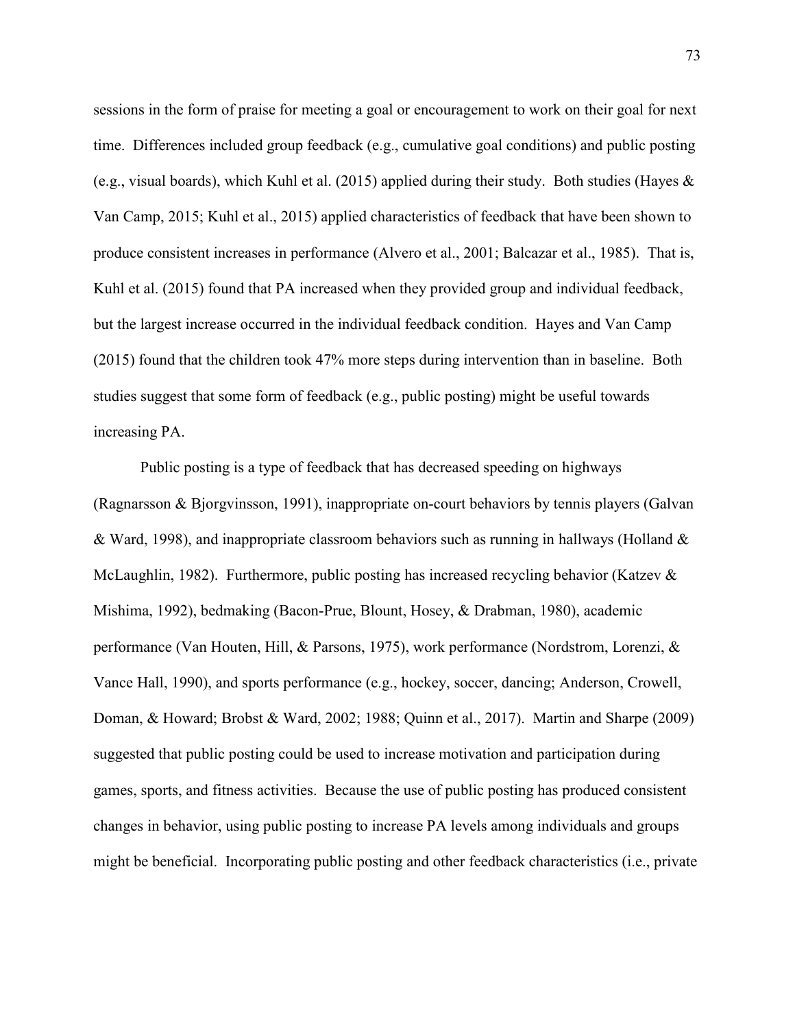sessions in the form of praise for meeting a goal or encouragement to work on their goal for next time. Differences included group feedback (e.g., cumulative goal conditions) and public posting (e.g., visual boards), which Kuhl et al. (2015) applied during their study. Both studies (Hayes & Van Camp, 2015; Kuhl et al., 2015) applied characteristics of feedback that have been shown to produce consistent increases in performance (Alvero et al., 2001; Balcazar et al., 1985). That is, Kuhl et al. (2015) found that PA increased when they provided group and individual feedback, but the largest increase occurred in the individual feedback condition. Hayes and Van Camp (2015) found that the children took 47% more steps during intervention than in baseline. Both studies suggest that some form of feedback (e.g., public posting) might be useful towards increasing PA.

Public posting is a type of feedback that has decreased speeding on highways (Ragnarsson & Bjorgvinsson, 1991), inappropriate on-court behaviors by tennis players (Galvan & Ward, 1998), and inappropriate classroom behaviors such as running in hallways (Holland & McLaughlin, 1982). Furthermore, public posting has increased recycling behavior (Katzev & Mishima, 1992), bedmaking (Bacon-Prue, Blount, Hosey, & Drabman, 1980), academic performance (Van Houten, Hill, & Parsons, 1975), work performance (Nordstrom, Lorenzi, & Vance Hall, 1990), and sports performance (e.g., hockey, soccer, dancing; Anderson, Crowell, Doman, & Howard; Brobst & Ward, 2002; 1988; Quinn et al., 2017). Martin and Sharpe (2009) suggested that public posting could be used to increase motivation and participation during games, sports, and fitness activities. Because the use of public posting has produced consistent changes in behavior, using public posting to increase PA levels among individuals and groups might be beneficial. Incorporating public posting and other feedback characteristics (i.e., private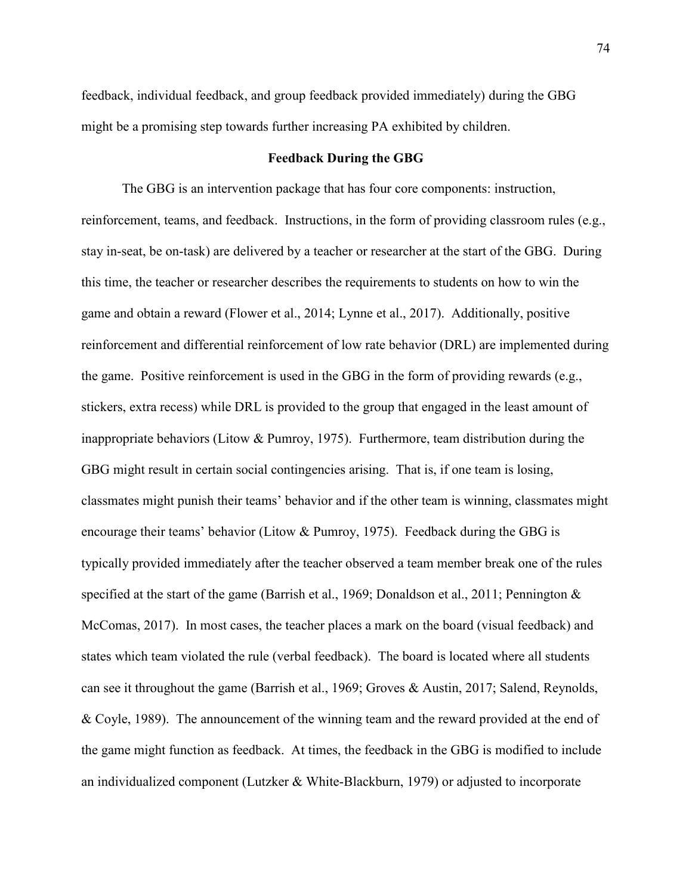feedback, individual feedback, and group feedback provided immediately) during the GBG might be a promising step towards further increasing PA exhibited by children.

## Feedback During the GBG

The GBG is an intervention package that has four core components: instruction, reinforcement, teams, and feedback. Instructions, in the form of providing classroom rules (e.g., stay in-seat, be on-task) are delivered by a teacher or researcher at the start of the GBG. During this time, the teacher or researcher describes the requirements to students on how to win the game and obtain a reward (Flower et al., 2014; Lynne et al., 2017). Additionally, positive reinforcement and differential reinforcement of low rate behavior (DRL) are implemented during the game. Positive reinforcement is used in the GBG in the form of providing rewards (e.g., stickers, extra recess) while DRL is provided to the group that engaged in the least amount of inappropriate behaviors (Litow & Pumroy, 1975). Furthermore, team distribution during the GBG might result in certain social contingencies arising. That is, if one team is losing, classmates might punish their teams' behavior and if the other team is winning, classmates might encourage their teams' behavior (Litow & Pumroy, 1975). Feedback during the GBG is typically provided immediately after the teacher observed a team member break one of the rules specified at the start of the game (Barrish et al., 1969; Donaldson et al., 2011; Pennington & McComas, 2017). In most cases, the teacher places a mark on the board (visual feedback) and states which team violated the rule (verbal feedback). The board is located where all students can see it throughout the game (Barrish et al., 1969; Groves & Austin, 2017; Salend, Reynolds, & Coyle, 1989). The announcement of the winning team and the reward provided at the end of the game might function as feedback. At times, the feedback in the GBG is modified to include an individualized component (Lutzker & White-Blackburn, 1979) or adjusted to incorporate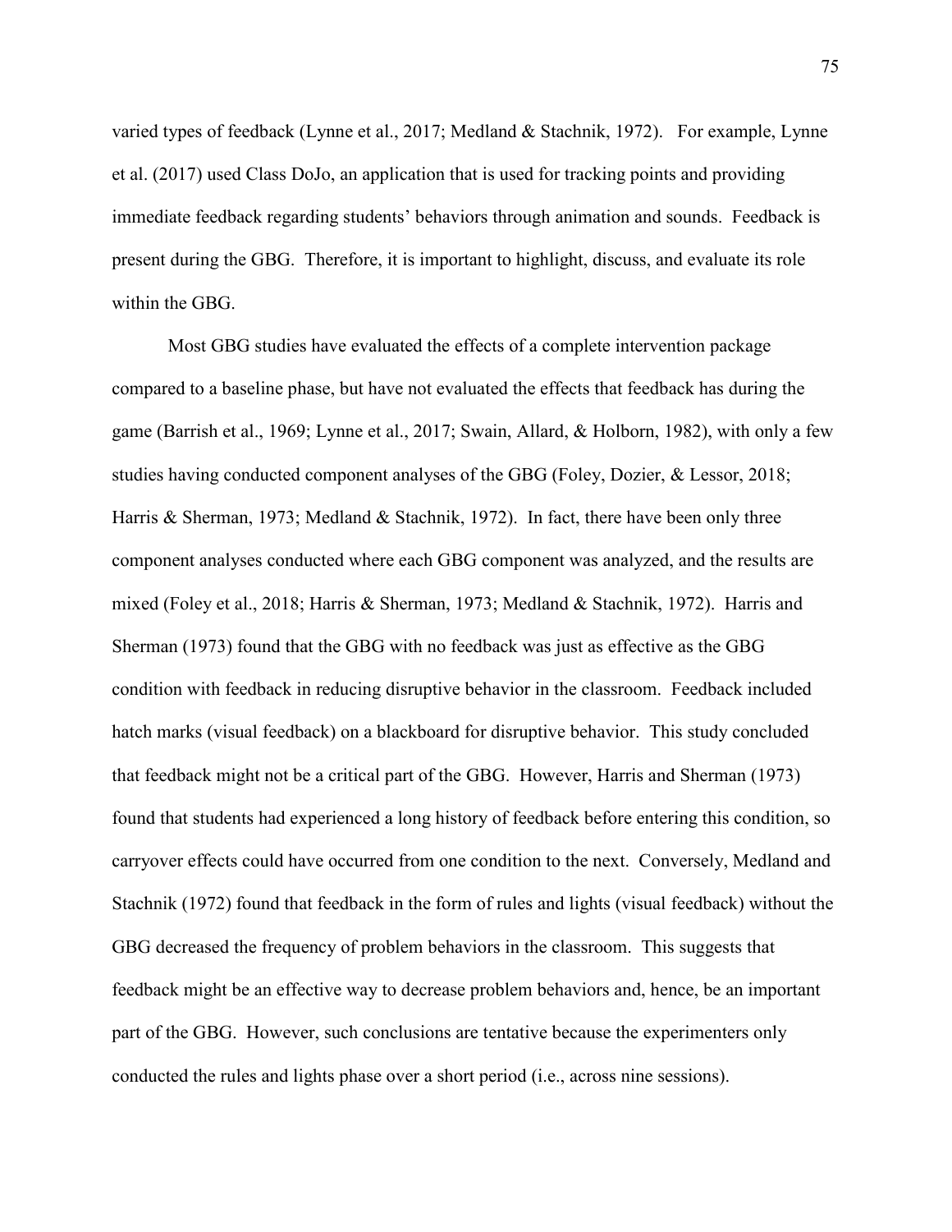varied types of feedback (Lynne et al., 2017; Medland & Stachnik, 1972). For example, Lynne et al. (2017) used Class DoJo, an application that is used for tracking points and providing immediate feedback regarding students' behaviors through animation and sounds. Feedback is present during the GBG. Therefore, it is important to highlight, discuss, and evaluate its role within the GBG.

Most GBG studies have evaluated the effects of a complete intervention package compared to a baseline phase, but have not evaluated the effects that feedback has during the game (Barrish et al., 1969; Lynne et al., 2017; Swain, Allard, & Holborn, 1982), with only a few studies having conducted component analyses of the GBG (Foley, Dozier, & Lessor, 2018; Harris & Sherman, 1973; Medland & Stachnik, 1972). In fact, there have been only three component analyses conducted where each GBG component was analyzed, and the results are mixed (Foley et al., 2018; Harris & Sherman, 1973; Medland & Stachnik, 1972). Harris and Sherman (1973) found that the GBG with no feedback was just as effective as the GBG condition with feedback in reducing disruptive behavior in the classroom. Feedback included hatch marks (visual feedback) on a blackboard for disruptive behavior. This study concluded that feedback might not be a critical part of the GBG. However, Harris and Sherman (1973) found that students had experienced a long history of feedback before entering this condition, so carryover effects could have occurred from one condition to the next. Conversely, Medland and Stachnik (1972) found that feedback in the form of rules and lights (visual feedback) without the GBG decreased the frequency of problem behaviors in the classroom. This suggests that feedback might be an effective way to decrease problem behaviors and, hence, be an important part of the GBG. However, such conclusions are tentative because the experimenters only conducted the rules and lights phase over a short period (i.e., across nine sessions).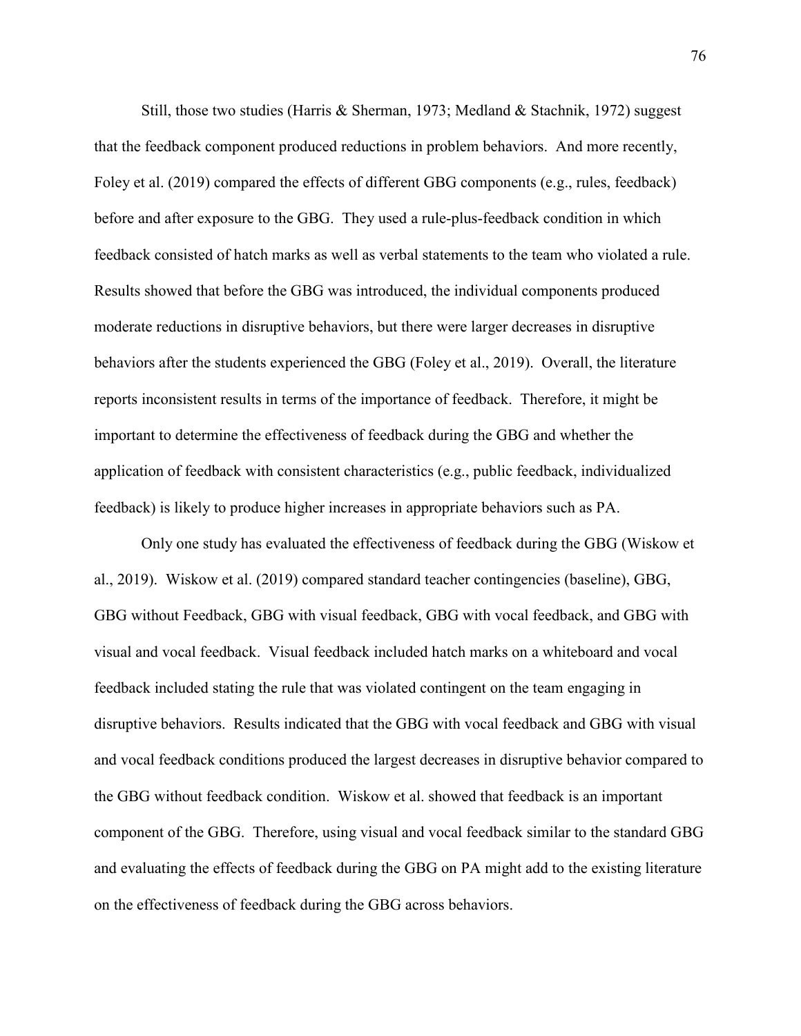Still, those two studies (Harris & Sherman, 1973; Medland & Stachnik, 1972) suggest that the feedback component produced reductions in problem behaviors. And more recently, Foley et al. (2019) compared the effects of different GBG components (e.g., rules, feedback) before and after exposure to the GBG. They used a rule-plus-feedback condition in which feedback consisted of hatch marks as well as verbal statements to the team who violated a rule. Results showed that before the GBG was introduced, the individual components produced moderate reductions in disruptive behaviors, but there were larger decreases in disruptive behaviors after the students experienced the GBG (Foley et al., 2019). Overall, the literature reports inconsistent results in terms of the importance of feedback. Therefore, it might be important to determine the effectiveness of feedback during the GBG and whether the application of feedback with consistent characteristics (e.g., public feedback, individualized feedback) is likely to produce higher increases in appropriate behaviors such as PA.

Only one study has evaluated the effectiveness of feedback during the GBG (Wiskow et al., 2019). Wiskow et al. (2019) compared standard teacher contingencies (baseline), GBG, GBG without Feedback, GBG with visual feedback, GBG with vocal feedback, and GBG with visual and vocal feedback. Visual feedback included hatch marks on a whiteboard and vocal feedback included stating the rule that was violated contingent on the team engaging in disruptive behaviors. Results indicated that the GBG with vocal feedback and GBG with visual and vocal feedback conditions produced the largest decreases in disruptive behavior compared to the GBG without feedback condition. Wiskow et al. showed that feedback is an important component of the GBG. Therefore, using visual and vocal feedback similar to the standard GBG and evaluating the effects of feedback during the GBG on PA might add to the existing literature on the effectiveness of feedback during the GBG across behaviors.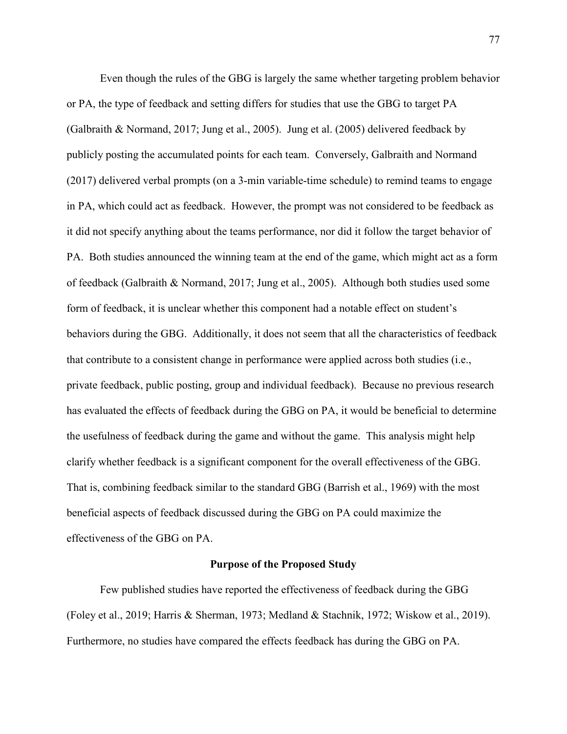Even though the rules of the GBG is largely the same whether targeting problem behavior or PA, the type of feedback and setting differs for studies that use the GBG to target PA (Galbraith & Normand, 2017; Jung et al., 2005). Jung et al. (2005) delivered feedback by publicly posting the accumulated points for each team. Conversely, Galbraith and Normand (2017) delivered verbal prompts (on a 3-min variable-time schedule) to remind teams to engage in PA, which could act as feedback. However, the prompt was not considered to be feedback as it did not specify anything about the teams performance, nor did it follow the target behavior of PA. Both studies announced the winning team at the end of the game, which might act as a form of feedback (Galbraith & Normand, 2017; Jung et al., 2005). Although both studies used some form of feedback, it is unclear whether this component had a notable effect on student's behaviors during the GBG. Additionally, it does not seem that all the characteristics of feedback that contribute to a consistent change in performance were applied across both studies (i.e., private feedback, public posting, group and individual feedback). Because no previous research has evaluated the effects of feedback during the GBG on PA, it would be beneficial to determine the usefulness of feedback during the game and without the game. This analysis might help clarify whether feedback is a significant component for the overall effectiveness of the GBG. That is, combining feedback similar to the standard GBG (Barrish et al., 1969) with the most beneficial aspects of feedback discussed during the GBG on PA could maximize the effectiveness of the GBG on PA.

## Purpose of the Proposed Study

Few published studies have reported the effectiveness of feedback during the GBG (Foley et al., 2019; Harris & Sherman, 1973; Medland & Stachnik, 1972; Wiskow et al., 2019). Furthermore, no studies have compared the effects feedback has during the GBG on PA.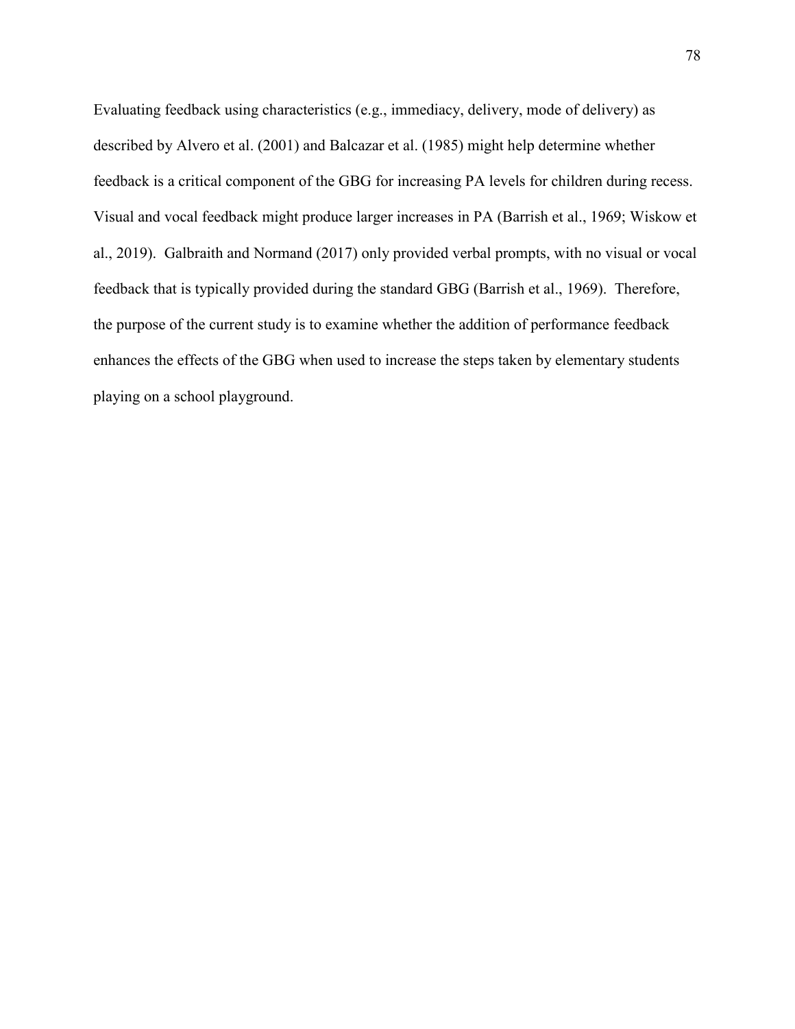Evaluating feedback using characteristics (e.g., immediacy, delivery, mode of delivery) as described by Alvero et al. (2001) and Balcazar et al. (1985) might help determine whether feedback is a critical component of the GBG for increasing PA levels for children during recess. Visual and vocal feedback might produce larger increases in PA (Barrish et al., 1969; Wiskow et al., 2019). Galbraith and Normand (2017) only provided verbal prompts, with no visual or vocal feedback that is typically provided during the standard GBG (Barrish et al., 1969). Therefore, the purpose of the current study is to examine whether the addition of performance feedback enhances the effects of the GBG when used to increase the steps taken by elementary students playing on a school playground.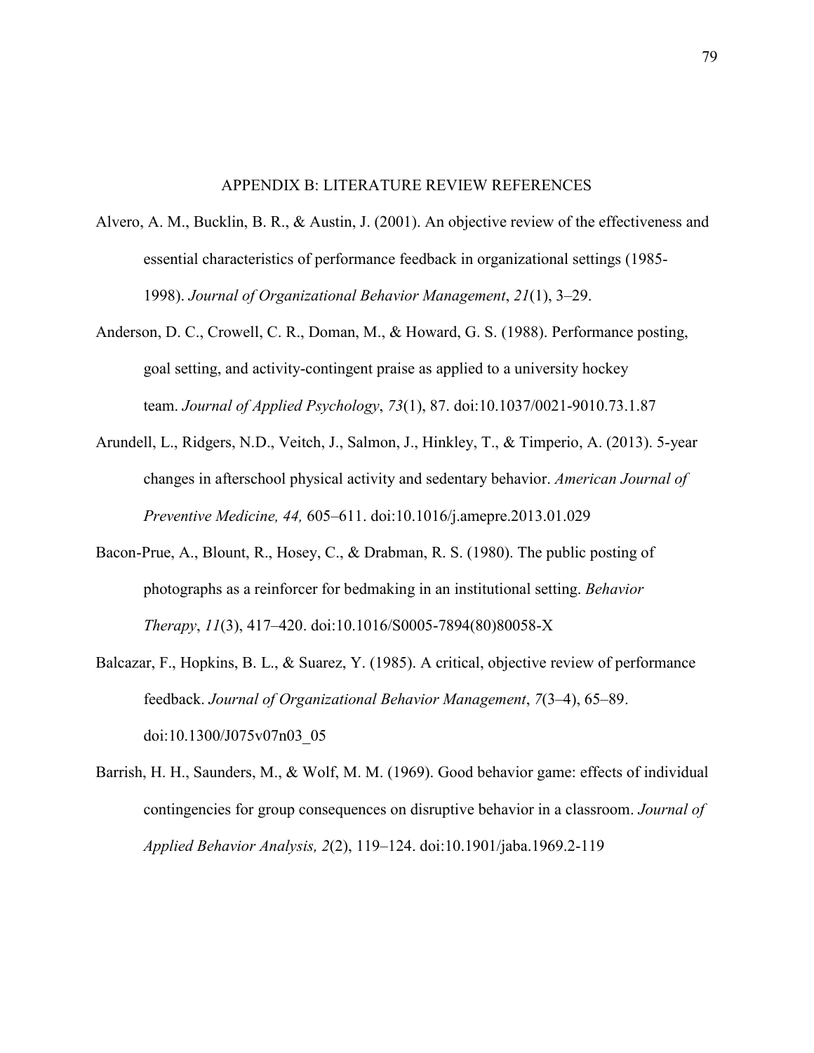## APPENDIX B: LITERATURE REVIEW REFERENCES

Alvero, A. M., Bucklin, B. R., & Austin, J. (2001). An objective review of the effectiveness and essential characteristics of performance feedback in organizational settings (1985-1998). *Journal of Organizational Behavior Management*, *21*(1), 3–29.

Anderson, D. C., Crowell, C. R., Doman, M., & Howard, G. S. (1988). Performance posting, goal setting, and activity-contingent praise as applied to a university hockey team. *Journal of Applied Psychology*, *73*(1), 87. doi:10.1037/0021-9010.73.1.87

Arundell, L., Ridgers, N.D., Veitch, J., Salmon, J., Hinkley, T., & Timperio, A. (2013). 5-year changes in afterschool physical activity and sedentary behavior. *American Journal of Preventive Medicine, 44,* 605–611. doi:10.1016/j.amepre.2013.01.029

Bacon-Prue, A., Blount, R., Hosey, C., & Drabman, R. S. (1980). The public posting of photographs as a reinforcer for bedmaking in an institutional setting. *Behavior Therapy*, *11*(3), 417–420. doi:10.1016/S0005-7894(80)80058-X

Balcazar, F., Hopkins, B. L., & Suarez, Y. (1985). A critical, objective review of performance feedback. *Journal of Organizational Behavior Management*, *7*(3–4), 65–89. doi:10.1300/J075v07n03_05

Barrish, H. H., Saunders, M., & Wolf, M. M. (1969). Good behavior game: effects of individual contingencies for group consequences on disruptive behavior in a classroom. *Journal of Applied Behavior Analysis, 2*(2), 119–124. doi:10.1901/jaba.1969.2-119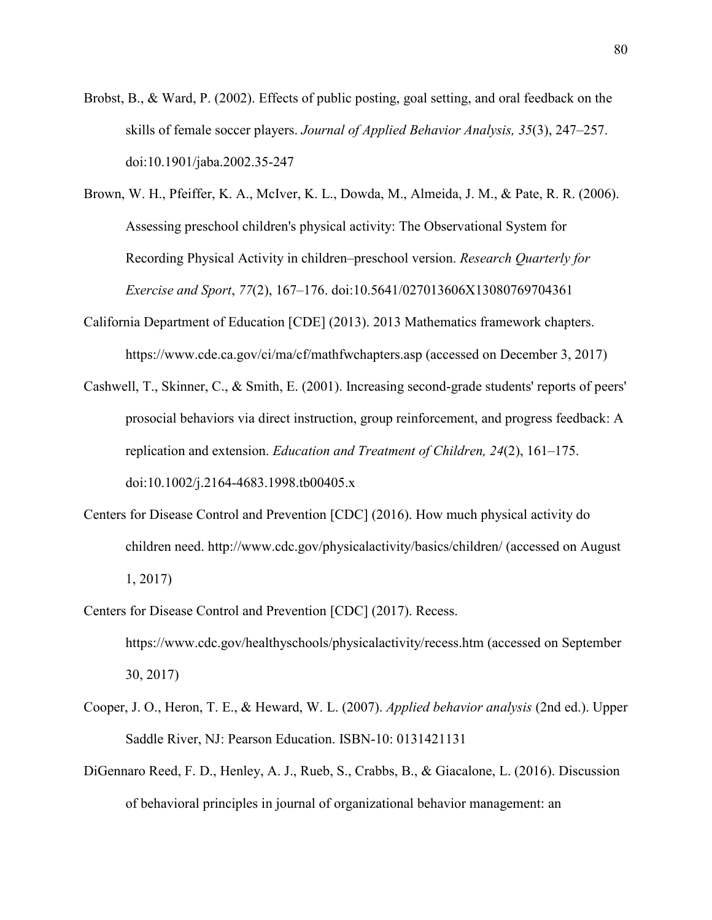Brobst, B., & Ward, P. (2002). Effects of public posting, goal setting, and oral feedback on the skills of female soccer players. *Journal of Applied Behavior Analysis, 35*(3), 247–257. doi:10.1901/jaba.2002.35-247

Brown, W. H., Pfeiffer, K. A., McIver, K. L., Dowda, M., Almeida, J. M., & Pate, R. R. (2006). Assessing preschool children's physical activity: The Observational System for Recording Physical Activity in children–preschool version. *Research Quarterly for Exercise and Sport*, *77*(2), 167–176. doi:10.5641/027013606X13080769704361

California Department of Education [CDE] (2013). 2013 Mathematics framework chapters. https://www.cde.ca.gov/ci/ma/cf/mathfwchapters.asp (accessed on December 3, 2017)

Cashwell, T., Skinner, C., & Smith, E. (2001). Increasing second-grade students' reports of peers' prosocial behaviors via direct instruction, group reinforcement, and progress feedback: A replication and extension. *Education and Treatment of Children, 24*(2), 161–175. doi:10.1002/j.2164-4683.1998.tb00405.x

Centers for Disease Control and Prevention [CDC] (2016). How much physical activity do children need. http://www.cdc.gov/physicalactivity/basics/children/ (accessed on August 1, 2017)

Centers for Disease Control and Prevention [CDC] (2017). Recess. https://www.cdc.gov/healthyschools/physicalactivity/recess.htm (accessed on September 30, 2017)

Cooper, J. O., Heron, T. E., & Heward, W. L. (2007). *Applied behavior analysis* (2nd ed.). Upper Saddle River, NJ: Pearson Education. ISBN-10: 0131421131

DiGennaro Reed, F. D., Henley, A. J., Rueb, S., Crabbs, B., & Giacalone, L. (2016). Discussion of behavioral principles in journal of organizational behavior management: an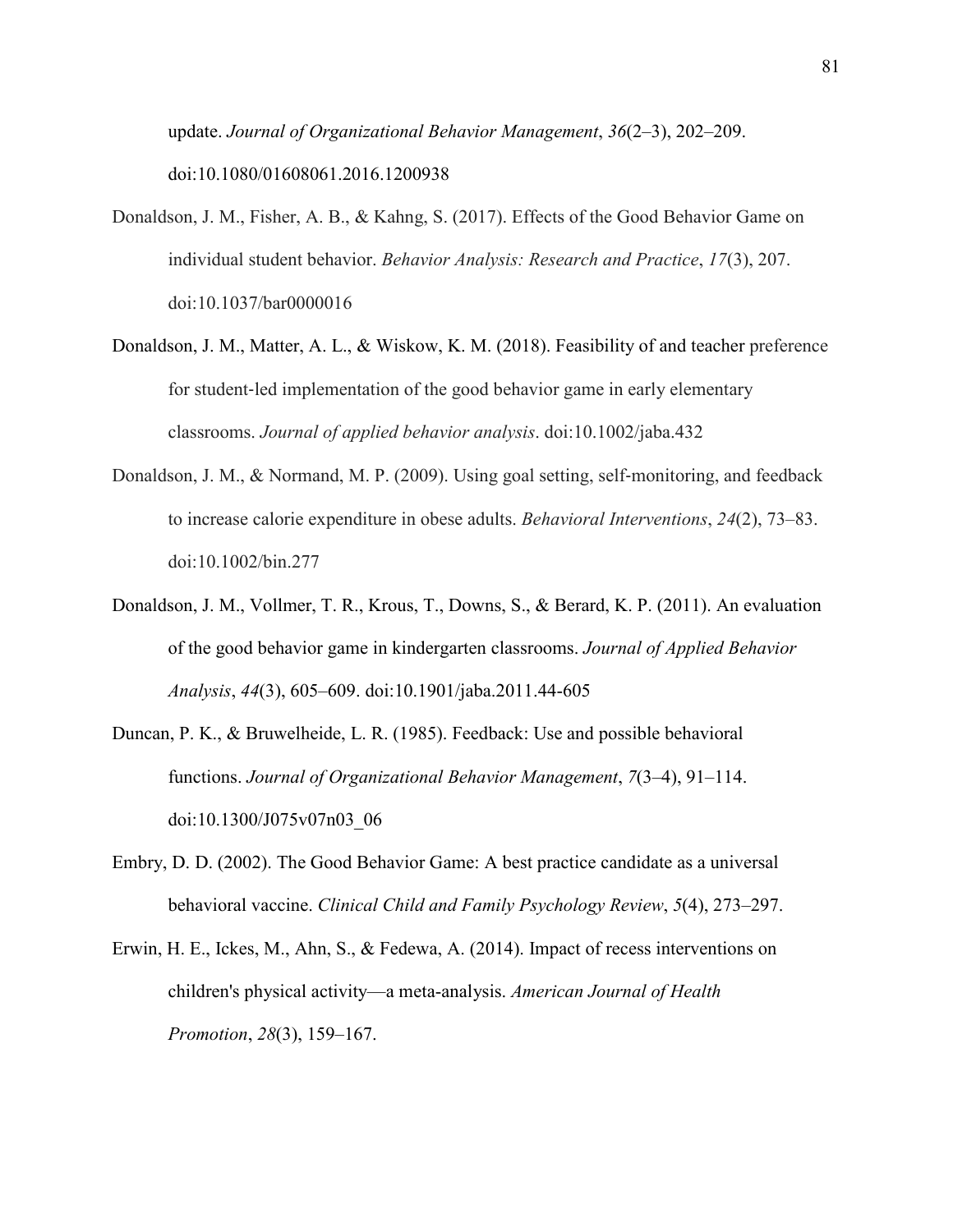update. *Journal of Organizational Behavior Management*, *36*(2–3), 202–209. doi:10.1080/01608061.2016.1200938

Donaldson, J. M., Fisher, A. B., & Kahng, S. (2017). Effects of the Good Behavior Game on individual student behavior. *Behavior Analysis: Research and Practice*, *17*(3), 207. doi:10.1037/bar0000016

Donaldson, J. M., Matter, A. L., & Wiskow, K. M. (2018). Feasibility of and teacher preference for student-led implementation of the good behavior game in early elementary classrooms. *Journal of applied behavior analysis*. doi:10.1002/jaba.432

Donaldson, J. M., & Normand, M. P. (2009). Using goal setting, self-monitoring, and feedback to increase calorie expenditure in obese adults. *Behavioral Interventions*, *24*(2), 73–83. doi:10.1002/bin.277

Donaldson, J. M., Vollmer, T. R., Krous, T., Downs, S., & Berard, K. P. (2011). An evaluation of the good behavior game in kindergarten classrooms. *Journal of Applied Behavior Analysis*, *44*(3), 605–609. doi:10.1901/jaba.2011.44-605

Duncan, P. K., & Bruwelheide, L. R. (1985). Feedback: Use and possible behavioral functions. *Journal of Organizational Behavior Management*, *7*(3–4), 91–114. doi:10.1300/J075v07n03_06

Embry, D. D. (2002). The Good Behavior Game: A best practice candidate as a universal behavioral vaccine. *Clinical Child and Family Psychology Review*, *5*(4), 273–297.

Erwin, H. E., Ickes, M., Ahn, S., & Fedewa, A. (2014). Impact of recess interventions on children's physical activity—a meta-analysis. *American Journal of Health Promotion*, *28*(3), 159–167.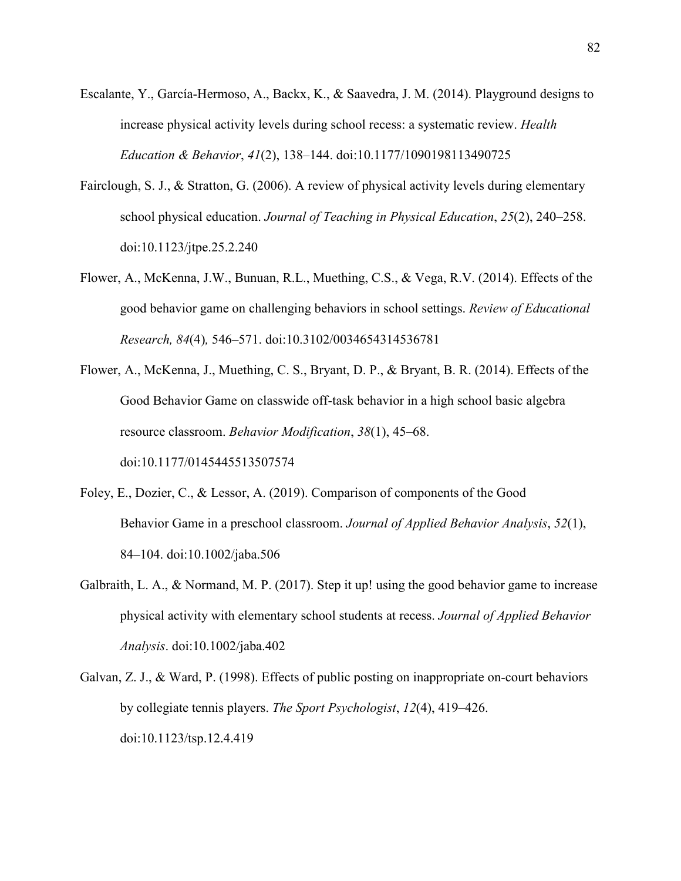Escalante, Y., García-Hermoso, A., Backx, K., & Saavedra, J. M. (2014). Playground designs to increase physical activity levels during school recess: a systematic review. *Health Education & Behavior*, *41*(2), 138–144. doi:10.1177/1090198113490725

Fairclough, S. J., & Stratton, G. (2006). A review of physical activity levels during elementary school physical education. *Journal of Teaching in Physical Education*, *25*(2), 240–258. doi:10.1123/jtpe.25.2.240

Flower, A., McKenna, J.W., Bunuan, R.L., Muething, C.S., & Vega, R.V. (2014). Effects of the good behavior game on challenging behaviors in school settings. *Review of Educational Research, 84*(4)*,* 546–571. doi:10.3102/0034654314536781

Flower, A., McKenna, J., Muething, C. S., Bryant, D. P., & Bryant, B. R. (2014). Effects of the Good Behavior Game on classwide off-task behavior in a high school basic algebra resource classroom. *Behavior Modification*, *38*(1), 45–68. doi:10.1177/0145445513507574

Foley, E., Dozier, C., & Lessor, A. (2019). Comparison of components of the Good Behavior Game in a preschool classroom. *Journal of Applied Behavior Analysis*, *52*(1), 84–104. doi:10.1002/jaba.506

Galbraith, L. A., & Normand, M. P. (2017). Step it up! using the good behavior game to increase physical activity with elementary school students at recess. *Journal of Applied Behavior Analysis*. doi:10.1002/jaba.402

Galvan, Z. J., & Ward, P. (1998). Effects of public posting on inappropriate on-court behaviors by collegiate tennis players. *The Sport Psychologist*, *12*(4), 419–426. doi:10.1123/tsp.12.4.419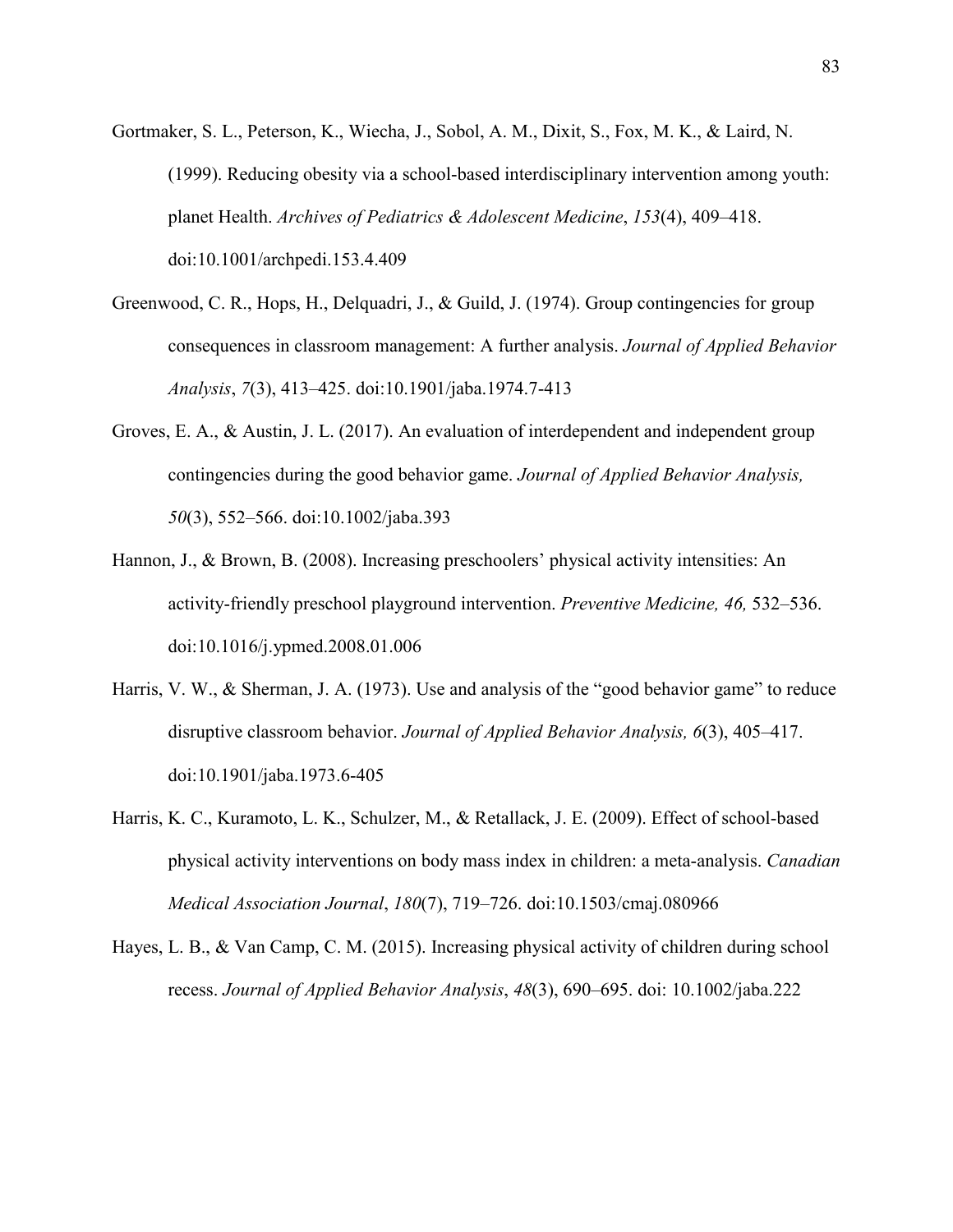Gortmaker, S. L., Peterson, K., Wiecha, J., Sobol, A. M., Dixit, S., Fox, M. K., & Laird, N. (1999). Reducing obesity via a school-based interdisciplinary intervention among youth: planet Health. *Archives of Pediatrics & Adolescent Medicine*, *153*(4), 409–418. doi:10.1001/archpedi.153.4.409

Greenwood, C. R., Hops, H., Delquadri, J., & Guild, J. (1974). Group contingencies for group consequences in classroom management: A further analysis. *Journal of Applied Behavior Analysis*, *7*(3), 413–425. doi:10.1901/jaba.1974.7-413

Groves, E. A., & Austin, J. L. (2017). An evaluation of interdependent and independent group contingencies during the good behavior game. *Journal of Applied Behavior Analysis, 50*(3), 552–566. doi:10.1002/jaba.393

Hannon, J., & Brown, B. (2008). Increasing preschoolers' physical activity intensities: An activity-friendly preschool playground intervention. *Preventive Medicine, 46,* 532–536. doi:10.1016/j.ypmed.2008.01.006

Harris, V. W., & Sherman, J. A. (1973). Use and analysis of the "good behavior game" to reduce disruptive classroom behavior. *Journal of Applied Behavior Analysis, 6*(3), 405–417. doi:10.1901/jaba.1973.6-405

Harris, K. C., Kuramoto, L. K., Schulzer, M., & Retallack, J. E. (2009). Effect of school-based physical activity interventions on body mass index in children: a meta-analysis. *Canadian Medical Association Journal*, *180*(7), 719–726. doi:10.1503/cmaj.080966

Hayes, L. B., & Van Camp, C. M. (2015). Increasing physical activity of children during school recess. *Journal of Applied Behavior Analysis*, *48*(3), 690–695. doi: 10.1002/jaba.222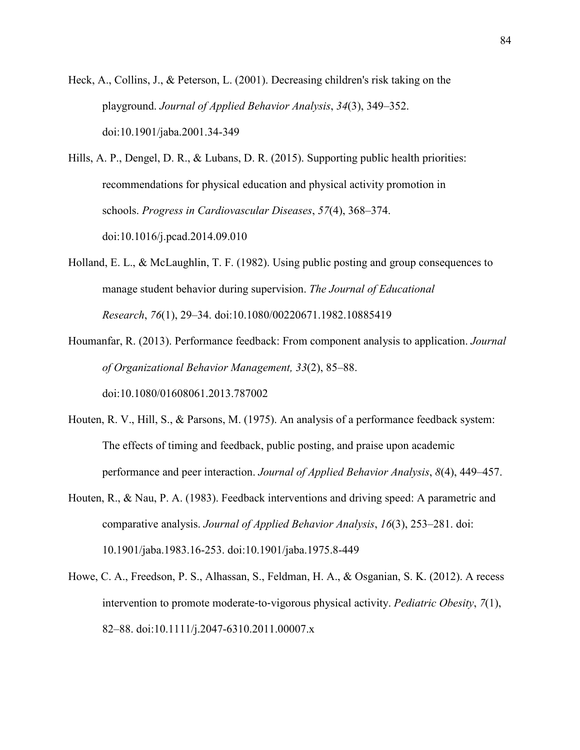Heck, A., Collins, J., & Peterson, L. (2001). Decreasing children's risk taking on the playground. *Journal of Applied Behavior Analysis*, *34*(3), 349–352. doi:10.1901/jaba.2001.34-349

Hills, A. P., Dengel, D. R., & Lubans, D. R. (2015). Supporting public health priorities: recommendations for physical education and physical activity promotion in schools. *Progress in Cardiovascular Diseases*, *57*(4), 368–374. doi:10.1016/j.pcad.2014.09.010

Holland, E. L., & McLaughlin, T. F. (1982). Using public posting and group consequences to manage student behavior during supervision. *The Journal of Educational Research*, *76*(1), 29–34. doi:10.1080/00220671.1982.10885419

Houmanfar, R. (2013). Performance feedback: From component analysis to application. *Journal of Organizational Behavior Management, 33*(2), 85–88. doi:10.1080/01608061.2013.787002

Houten, R. V., Hill, S., & Parsons, M. (1975). An analysis of a performance feedback system: The effects of timing and feedback, public posting, and praise upon academic performance and peer interaction. *Journal of Applied Behavior Analysis*, *8*(4), 449–457.

Houten, R., & Nau, P. A. (1983). Feedback interventions and driving speed: A parametric and comparative analysis. *Journal of Applied Behavior Analysis*, *16*(3), 253–281. doi: 10.1901/jaba.1983.16-253. doi:10.1901/jaba.1975.8-449

Howe, C. A., Freedson, P. S., Alhassan, S., Feldman, H. A., & Osganian, S. K. (2012). A recess intervention to promote moderate-to-vigorous physical activity. *Pediatric Obesity*, *7*(1), 82–88. doi:10.1111/j.2047-6310.2011.00007.x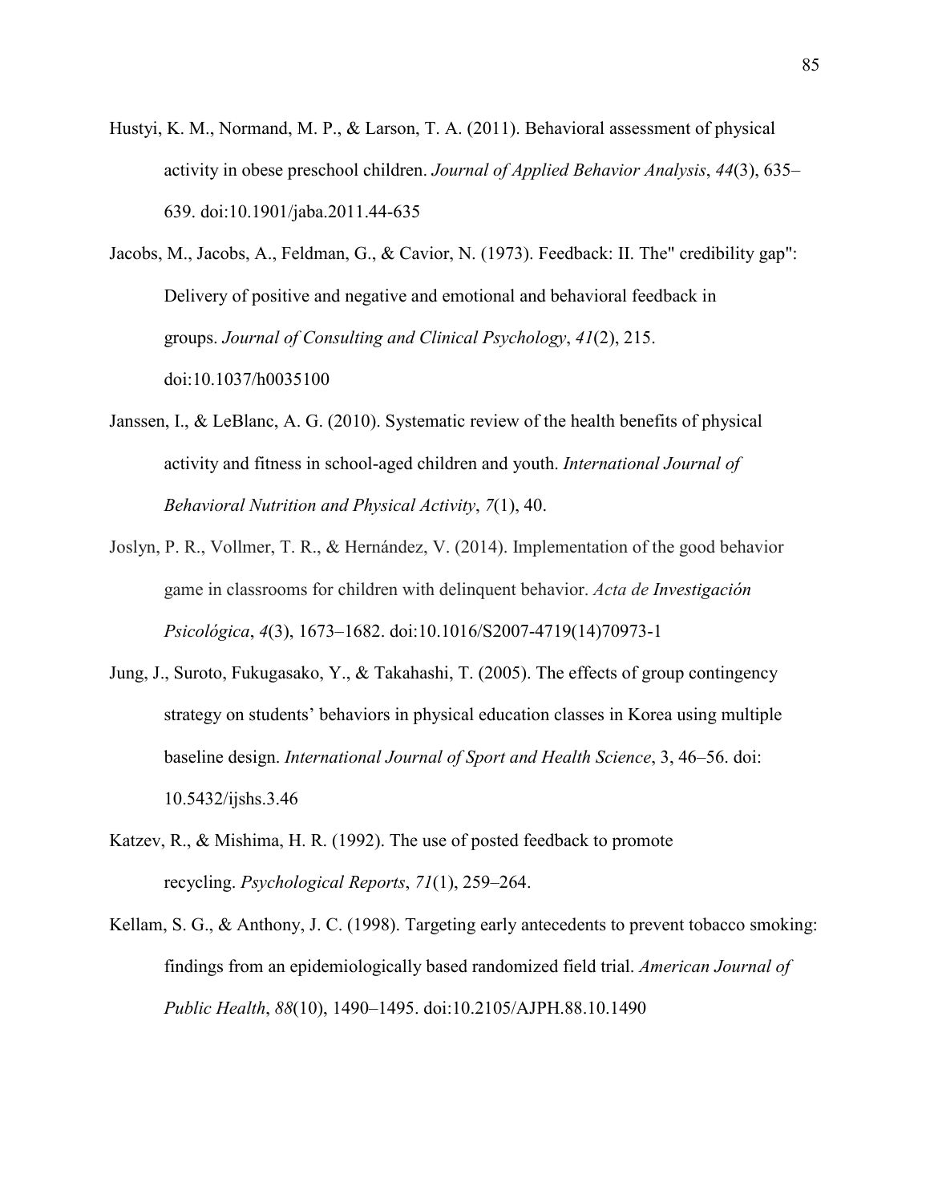Hustyi, K. M., Normand, M. P., & Larson, T. A. (2011). Behavioral assessment of physical activity in obese preschool children. *Journal of Applied Behavior Analysis*, *44*(3), 635–639. doi:10.1901/jaba.2011.44-635

Jacobs, M., Jacobs, A., Feldman, G., & Cavior, N. (1973). Feedback: II. The" credibility gap": Delivery of positive and negative and emotional and behavioral feedback in groups. *Journal of Consulting and Clinical Psychology*, *41*(2), 215. doi:10.1037/h0035100

Janssen, I., & LeBlanc, A. G. (2010). Systematic review of the health benefits of physical activity and fitness in school-aged children and youth. *International Journal of Behavioral Nutrition and Physical Activity*, *7*(1), 40.

Joslyn, P. R., Vollmer, T. R., & Hernández, V. (2014). Implementation of the good behavior game in classrooms for children with delinquent behavior. *Acta de Investigación Psicológica*, *4*(3), 1673–1682. doi:10.1016/S2007-4719(14)70973-1

Jung, J., Suroto, Fukugasako, Y., & Takahashi, T. (2005). The effects of group contingency strategy on students' behaviors in physical education classes in Korea using multiple baseline design. *International Journal of Sport and Health Science*, 3, 46–56. doi: 10.5432/ijshs.3.46

Katzev, R., & Mishima, H. R. (1992). The use of posted feedback to promote recycling. *Psychological Reports*, *71*(1), 259–264.

Kellam, S. G., & Anthony, J. C. (1998). Targeting early antecedents to prevent tobacco smoking: findings from an epidemiologically based randomized field trial. *American Journal of Public Health*, *88*(10), 1490–1495. doi:10.2105/AJPH.88.10.1490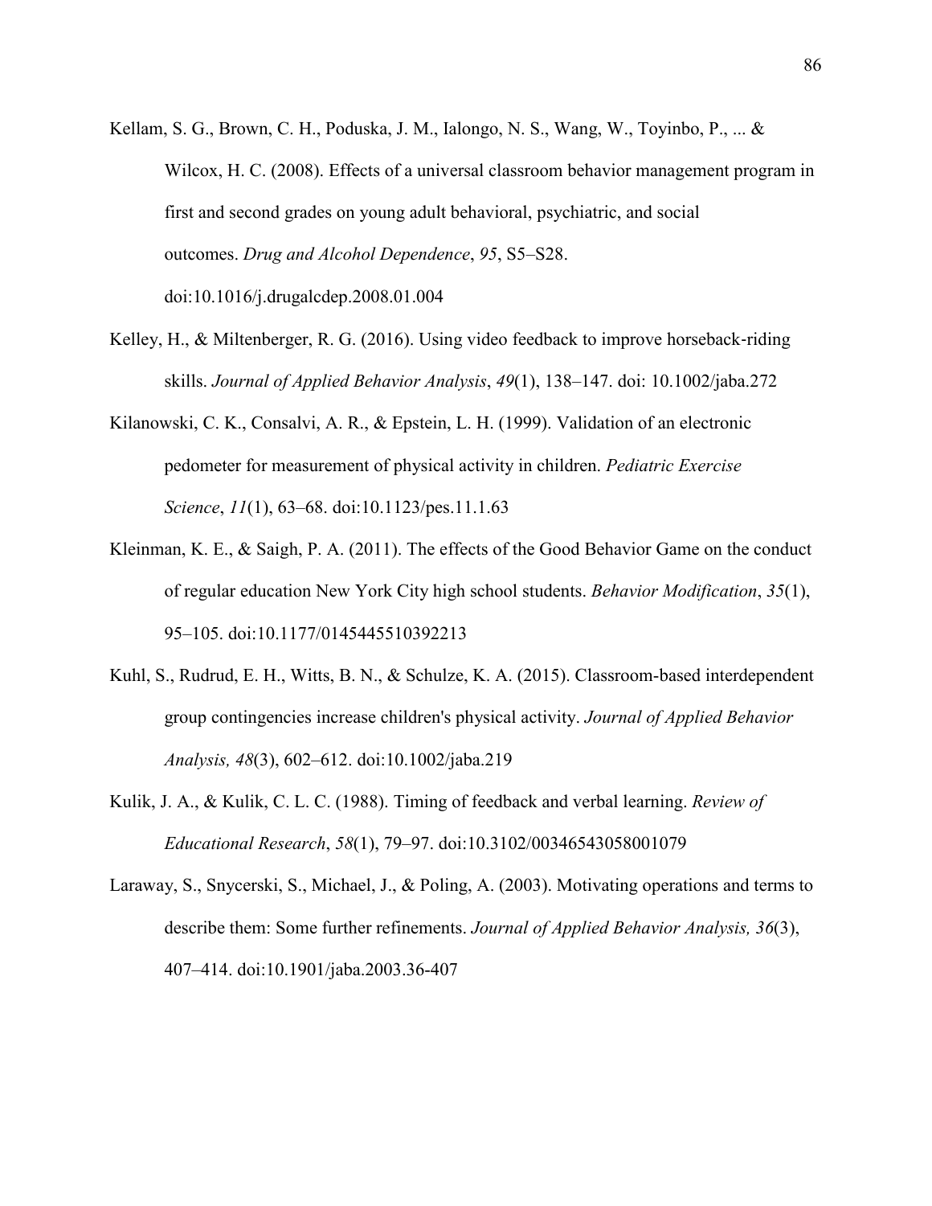Kellam, S. G., Brown, C. H., Poduska, J. M., Ialongo, N. S., Wang, W., Toyinbo, P., ... & Wilcox, H. C. (2008). Effects of a universal classroom behavior management program in first and second grades on young adult behavioral, psychiatric, and social outcomes. *Drug and Alcohol Dependence*, *95*, S5–S28. doi:10.1016/j.drugalcdep.2008.01.004

Kelley, H., & Miltenberger, R. G. (2016). Using video feedback to improve horseback-riding skills. *Journal of Applied Behavior Analysis*, *49*(1), 138–147. doi: 10.1002/jaba.272

Kilanowski, C. K., Consalvi, A. R., & Epstein, L. H. (1999). Validation of an electronic pedometer for measurement of physical activity in children. *Pediatric Exercise Science*, *11*(1), 63–68. doi:10.1123/pes.11.1.63

Kleinman, K. E., & Saigh, P. A. (2011). The effects of the Good Behavior Game on the conduct of regular education New York City high school students. *Behavior Modification*, *35*(1), 95–105. doi:10.1177/0145445510392213

Kuhl, S., Rudrud, E. H., Witts, B. N., & Schulze, K. A. (2015). Classroom-based interdependent group contingencies increase children's physical activity. *Journal of Applied Behavior Analysis, 48*(3), 602–612. doi:10.1002/jaba.219

Kulik, J. A., & Kulik, C. L. C. (1988). Timing of feedback and verbal learning. *Review of Educational Research*, *58*(1), 79–97. doi:10.3102/00346543058001079

Laraway, S., Snycerski, S., Michael, J., & Poling, A. (2003). Motivating operations and terms to describe them: Some further refinements. *Journal of Applied Behavior Analysis, 36*(3), 407–414. doi:10.1901/jaba.2003.36-407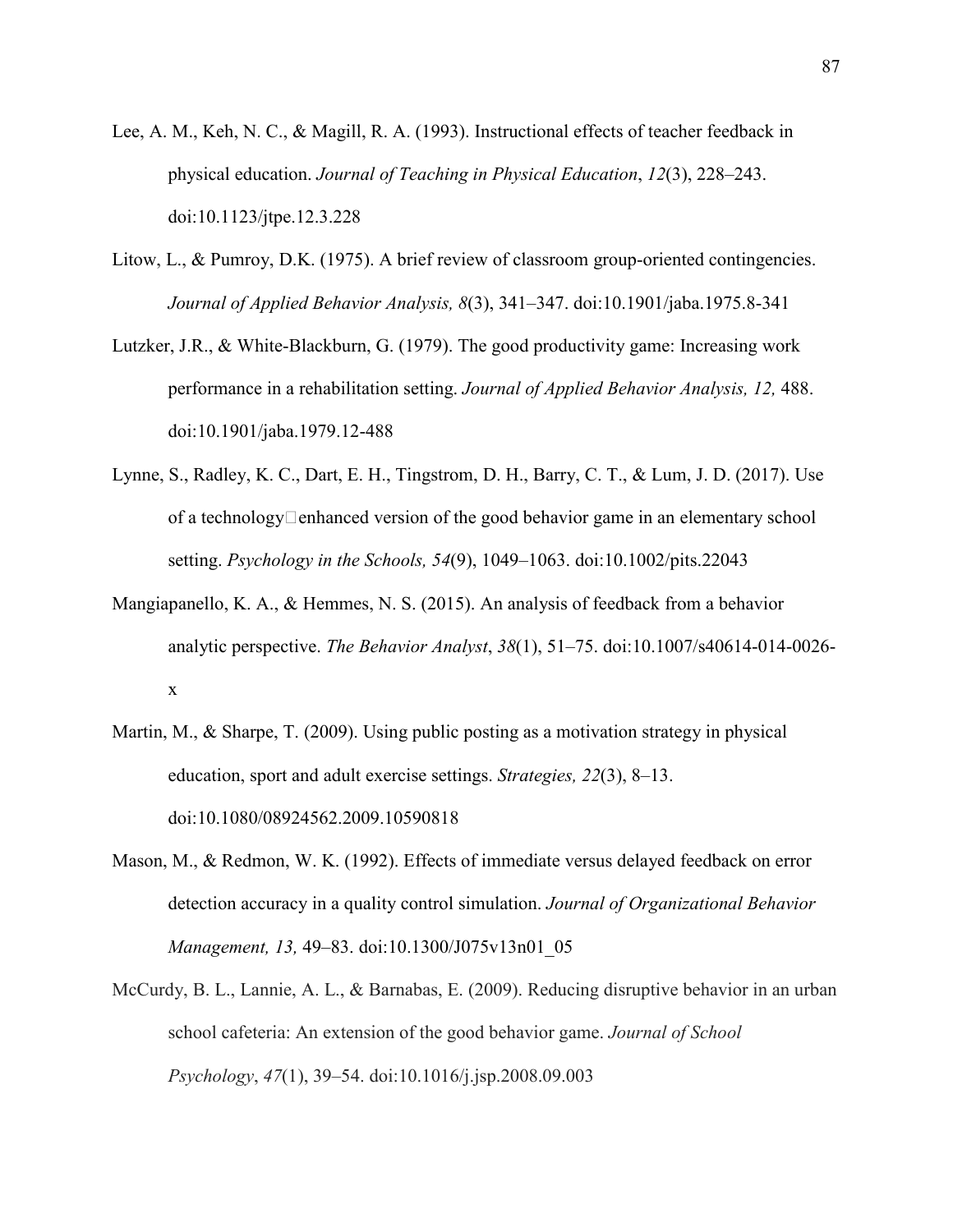Lee, A. M., Keh, N. C., & Magill, R. A. (1993). Instructional effects of teacher feedback in physical education. *Journal of Teaching in Physical Education*, *12*(3), 228–243. doi:10.1123/jtpe.12.3.228

Litow, L., & Pumroy, D.K. (1975). A brief review of classroom group-oriented contingencies. *Journal of Applied Behavior Analysis, 8*(3), 341–347. doi:10.1901/jaba.1975.8-341

Lutzker, J.R., & White-Blackburn, G. (1979). The good productivity game: Increasing work performance in a rehabilitation setting. *Journal of Applied Behavior Analysis, 12,* 488. doi:10.1901/jaba.1979.12-488

Lynne, S., Radley, K. C., Dart, E. H., Tingstrom, D. H., Barry, C. T., & Lum, J. D. (2017). Use of a technology□enhanced version of the good behavior game in an elementary school setting. *Psychology in the Schools, 54*(9), 1049–1063. doi:10.1002/pits.22043

Mangiapanello, K. A., & Hemmes, N. S. (2015). An analysis of feedback from a behavior analytic perspective. *The Behavior Analyst*, *38*(1), 51–75. doi:10.1007/s40614-014-0026-x

Martin, M., & Sharpe, T. (2009). Using public posting as a motivation strategy in physical education, sport and adult exercise settings. *Strategies, 22*(3), 8–13. doi:10.1080/08924562.2009.10590818

Mason, M., & Redmon, W. K. (1992). Effects of immediate versus delayed feedback on error detection accuracy in a quality control simulation. *Journal of Organizational Behavior Management, 13,* 49–83. doi:10.1300/J075v13n01_05

McCurdy, B. L., Lannie, A. L., & Barnabas, E. (2009). Reducing disruptive behavior in an urban school cafeteria: An extension of the good behavior game. *Journal of School Psychology*, *47*(1), 39–54. doi:10.1016/j.jsp.2008.09.003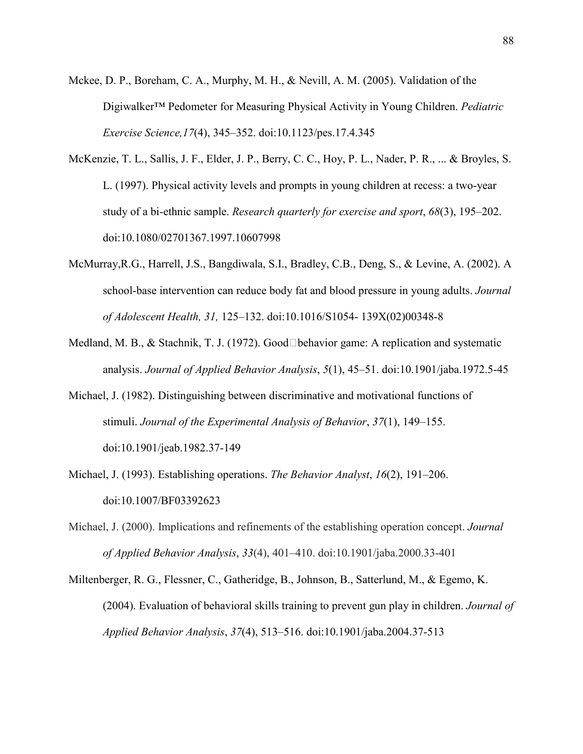Mckee, D. P., Boreham, C. A., Murphy, M. H., & Nevill, A. M. (2005). Validation of the Digiwalker™ Pedometer for Measuring Physical Activity in Young Children. *Pediatric Exercise Science,17*(4), 345–352. doi:10.1123/pes.17.4.345

McKenzie, T. L., Sallis, J. F., Elder, J. P., Berry, C. C., Hoy, P. L., Nader, P. R., ... & Broyles, S. L. (1997). Physical activity levels and prompts in young children at recess: a two-year study of a bi-ethnic sample. *Research quarterly for exercise and sport*, *68*(3), 195–202. doi:10.1080/02701367.1997.10607998

McMurray,R.G., Harrell, J.S., Bangdiwala, S.I., Bradley, C.B., Deng, S., & Levine, A. (2002). A school-base intervention can reduce body fat and blood pressure in young adults. *Journal of Adolescent Health, 31,* 125–132. doi:10.1016/S1054- 139X(02)00348-8

Medland, M. B., & Stachnik, T. J. (1972). Good□behavior game: A replication and systematic analysis. *Journal of Applied Behavior Analysis*, *5*(1), 45–51. doi:10.1901/jaba.1972.5-45

Michael, J. (1982). Distinguishing between discriminative and motivational functions of stimuli. *Journal of the Experimental Analysis of Behavior*, *37*(1), 149–155. doi:10.1901/jeab.1982.37-149

Michael, J. (1993). Establishing operations. *The Behavior Analyst*, *16*(2), 191–206. doi:10.1007/BF03392623

Michael, J. (2000). Implications and refinements of the establishing operation concept. *Journal of Applied Behavior Analysis*, *33*(4), 401–410. doi:10.1901/jaba.2000.33-401

Miltenberger, R. G., Flessner, C., Gatheridge, B., Johnson, B., Satterlund, M., & Egemo, K. (2004). Evaluation of behavioral skills training to prevent gun play in children. *Journal of Applied Behavior Analysis*, *37*(4), 513–516. doi:10.1901/jaba.2004.37-513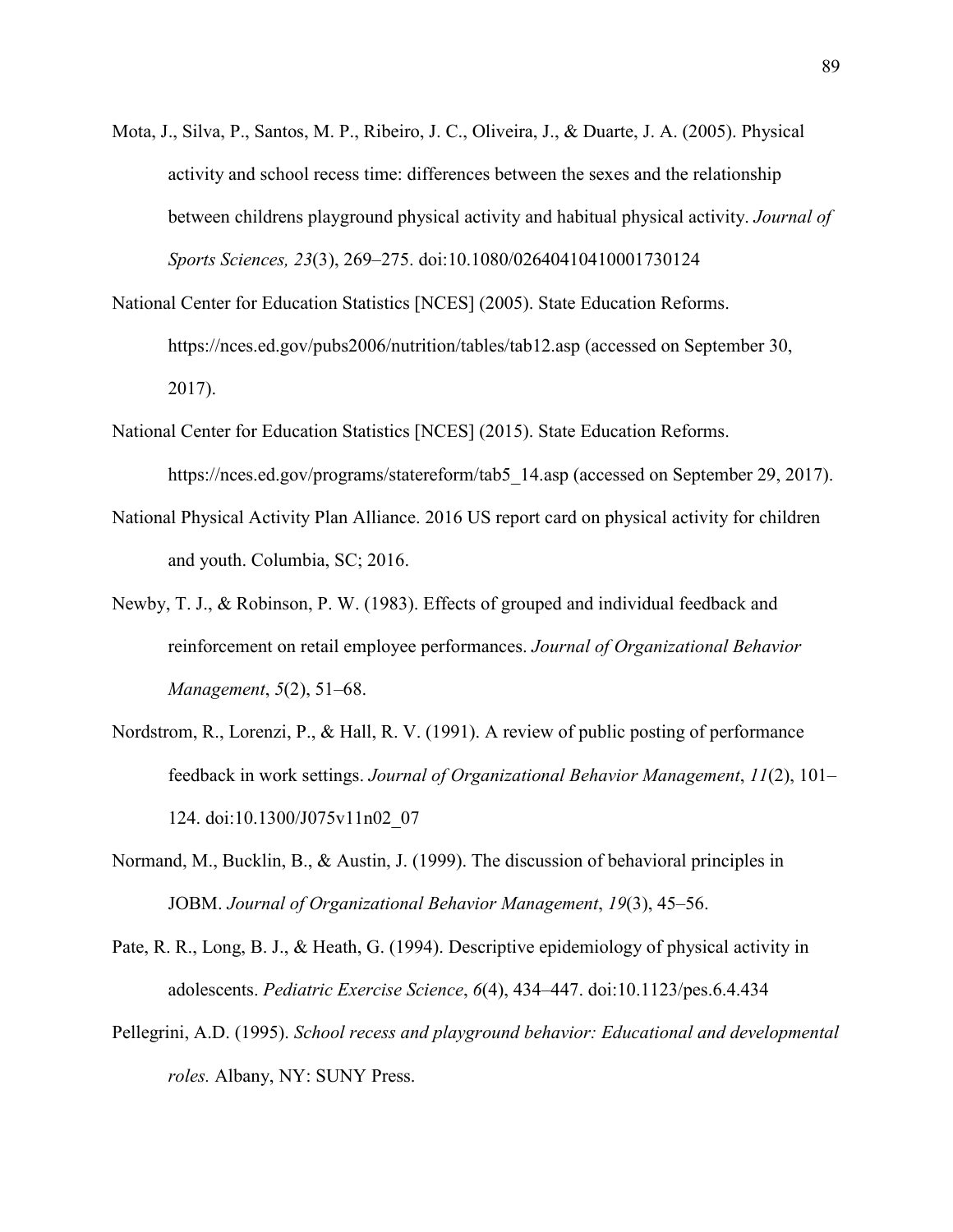Mota, J., Silva, P., Santos, M. P., Ribeiro, J. C., Oliveira, J., & Duarte, J. A. (2005). Physical activity and school recess time: differences between the sexes and the relationship between childrens playground physical activity and habitual physical activity. *Journal of Sports Sciences, 23*(3), 269–275. doi:10.1080/02640410410001730124

National Center for Education Statistics [NCES] (2005). State Education Reforms. https://nces.ed.gov/pubs2006/nutrition/tables/tab12.asp (accessed on September 30, 2017).

National Center for Education Statistics [NCES] (2015). State Education Reforms. https://nces.ed.gov/programs/statereform/tab5_14.asp (accessed on September 29, 2017).

National Physical Activity Plan Alliance. 2016 US report card on physical activity for children and youth. Columbia, SC; 2016.

Newby, T. J., & Robinson, P. W. (1983). Effects of grouped and individual feedback and reinforcement on retail employee performances. *Journal of Organizational Behavior Management*, *5*(2), 51–68.

Nordstrom, R., Lorenzi, P., & Hall, R. V. (1991). A review of public posting of performance feedback in work settings. *Journal of Organizational Behavior Management*, *11*(2), 101–124. doi:10.1300/J075v11n02_07

Normand, M., Bucklin, B., & Austin, J. (1999). The discussion of behavioral principles in JOBM. *Journal of Organizational Behavior Management*, *19*(3), 45–56.

Pate, R. R., Long, B. J., & Heath, G. (1994). Descriptive epidemiology of physical activity in adolescents. *Pediatric Exercise Science*, *6*(4), 434–447. doi:10.1123/pes.6.4.434

Pellegrini, A.D. (1995). *School recess and playground behavior: Educational and developmental roles.* Albany, NY: SUNY Press.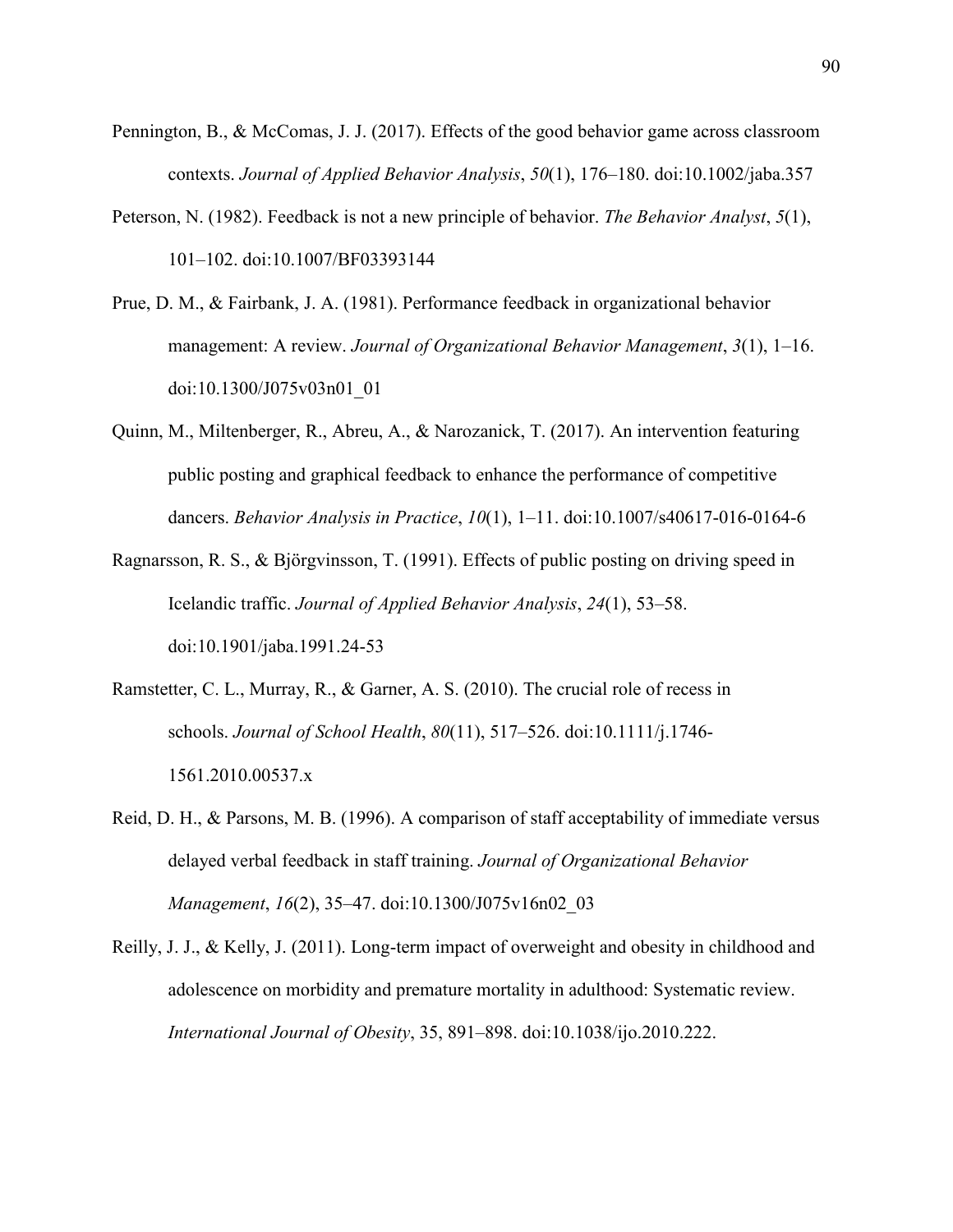Pennington, B., & McComas, J. J. (2017). Effects of the good behavior game across classroom contexts. *Journal of Applied Behavior Analysis*, *50*(1), 176–180. doi:10.1002/jaba.357

Peterson, N. (1982). Feedback is not a new principle of behavior. *The Behavior Analyst*, *5*(1), 101–102. doi:10.1007/BF03393144

Prue, D. M., & Fairbank, J. A. (1981). Performance feedback in organizational behavior management: A review. *Journal of Organizational Behavior Management*, *3*(1), 1–16. doi:10.1300/J075v03n01_01

Quinn, M., Miltenberger, R., Abreu, A., & Narozanick, T. (2017). An intervention featuring public posting and graphical feedback to enhance the performance of competitive dancers. *Behavior Analysis in Practice*, *10*(1), 1–11. doi:10.1007/s40617-016-0164-6

Ragnarsson, R. S., & Björgvinsson, T. (1991). Effects of public posting on driving speed in Icelandic traffic. *Journal of Applied Behavior Analysis*, *24*(1), 53–58. doi:10.1901/jaba.1991.24-53

Ramstetter, C. L., Murray, R., & Garner, A. S. (2010). The crucial role of recess in schools. *Journal of School Health*, *80*(11), 517–526. doi:10.1111/j.1746-1561.2010.00537.x

Reid, D. H., & Parsons, M. B. (1996). A comparison of staff acceptability of immediate versus delayed verbal feedback in staff training. *Journal of Organizational Behavior Management*, *16*(2), 35–47. doi:10.1300/J075v16n02_03

Reilly, J. J., & Kelly, J. (2011). Long-term impact of overweight and obesity in childhood and adolescence on morbidity and premature mortality in adulthood: Systematic review. *International Journal of Obesity*, 35, 891–898. doi:10.1038/ijo.2010.222.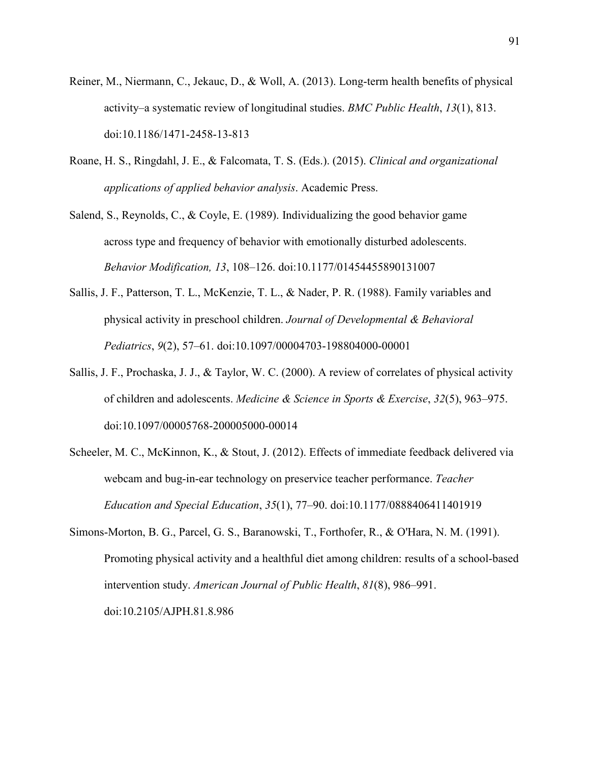Reiner, M., Niermann, C., Jekauc, D., & Woll, A. (2013). Long-term health benefits of physical activity–a systematic review of longitudinal studies. *BMC Public Health*, *13*(1), 813. doi:10.1186/1471-2458-13-813

Roane, H. S., Ringdahl, J. E., & Falcomata, T. S. (Eds.). (2015). *Clinical and organizational applications of applied behavior analysis*. Academic Press.

Salend, S., Reynolds, C., & Coyle, E. (1989). Individualizing the good behavior game across type and frequency of behavior with emotionally disturbed adolescents. *Behavior Modification, 13*, 108–126. doi:10.1177/01454455890131007

Sallis, J. F., Patterson, T. L., McKenzie, T. L., & Nader, P. R. (1988). Family variables and physical activity in preschool children. *Journal of Developmental & Behavioral Pediatrics*, *9*(2), 57–61. doi:10.1097/00004703-198804000-00001

Sallis, J. F., Prochaska, J. J., & Taylor, W. C. (2000). A review of correlates of physical activity of children and adolescents. *Medicine & Science in Sports & Exercise*, *32*(5), 963–975. doi:10.1097/00005768-200005000-00014

Scheeler, M. C., McKinnon, K., & Stout, J. (2012). Effects of immediate feedback delivered via webcam and bug-in-ear technology on preservice teacher performance. *Teacher Education and Special Education*, *35*(1), 77–90. doi:10.1177/0888406411401919

Simons-Morton, B. G., Parcel, G. S., Baranowski, T., Forthofer, R., & O'Hara, N. M. (1991). Promoting physical activity and a healthful diet among children: results of a school-based intervention study. *American Journal of Public Health*, *81*(8), 986–991. doi:10.2105/AJPH.81.8.986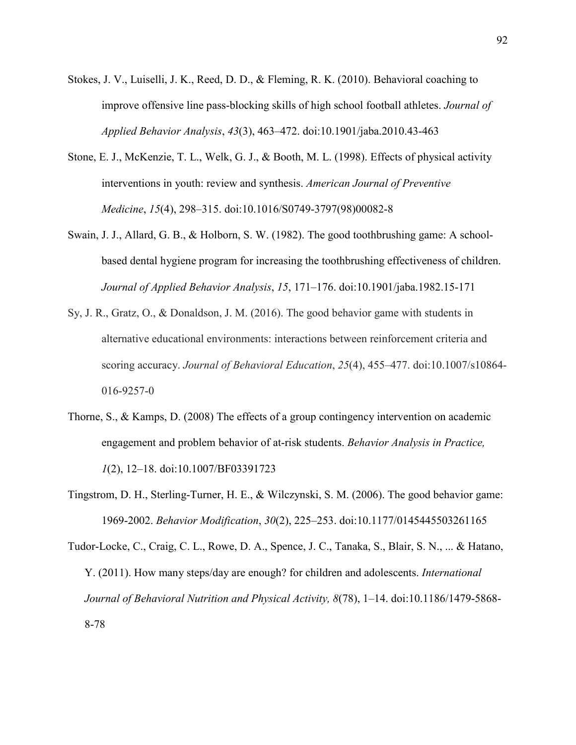Stokes, J. V., Luiselli, J. K., Reed, D. D., & Fleming, R. K. (2010). Behavioral coaching to improve offensive line pass-blocking skills of high school football athletes. *Journal of Applied Behavior Analysis*, *43*(3), 463–472. doi:10.1901/jaba.2010.43-463

Stone, E. J., McKenzie, T. L., Welk, G. J., & Booth, M. L. (1998). Effects of physical activity interventions in youth: review and synthesis. *American Journal of Preventive Medicine*, *15*(4), 298–315. doi:10.1016/S0749-3797(98)00082-8

Swain, J. J., Allard, G. B., & Holborn, S. W. (1982). The good toothbrushing game: A school-based dental hygiene program for increasing the toothbrushing effectiveness of children. *Journal of Applied Behavior Analysis*, *15*, 171–176. doi:10.1901/jaba.1982.15-171

Sy, J. R., Gratz, O., & Donaldson, J. M. (2016). The good behavior game with students in alternative educational environments: interactions between reinforcement criteria and scoring accuracy. *Journal of Behavioral Education*, *25*(4), 455–477. doi:10.1007/s10864-016-9257-0

Thorne, S., & Kamps, D. (2008) The effects of a group contingency intervention on academic engagement and problem behavior of at-risk students. *Behavior Analysis in Practice, 1*(2), 12–18. doi:10.1007/BF03391723

Tingstrom, D. H., Sterling-Turner, H. E., & Wilczynski, S. M. (2006). The good behavior game: 1969-2002. *Behavior Modification*, *30*(2), 225–253. doi:10.1177/0145445503261165

Tudor-Locke, C., Craig, C. L., Rowe, D. A., Spence, J. C., Tanaka, S., Blair, S. N., ... & Hatano, Y. (2011). How many steps/day are enough? for children and adolescents. *International Journal of Behavioral Nutrition and Physical Activity, 8*(78), 1–14. doi:10.1186/1479-5868-8-78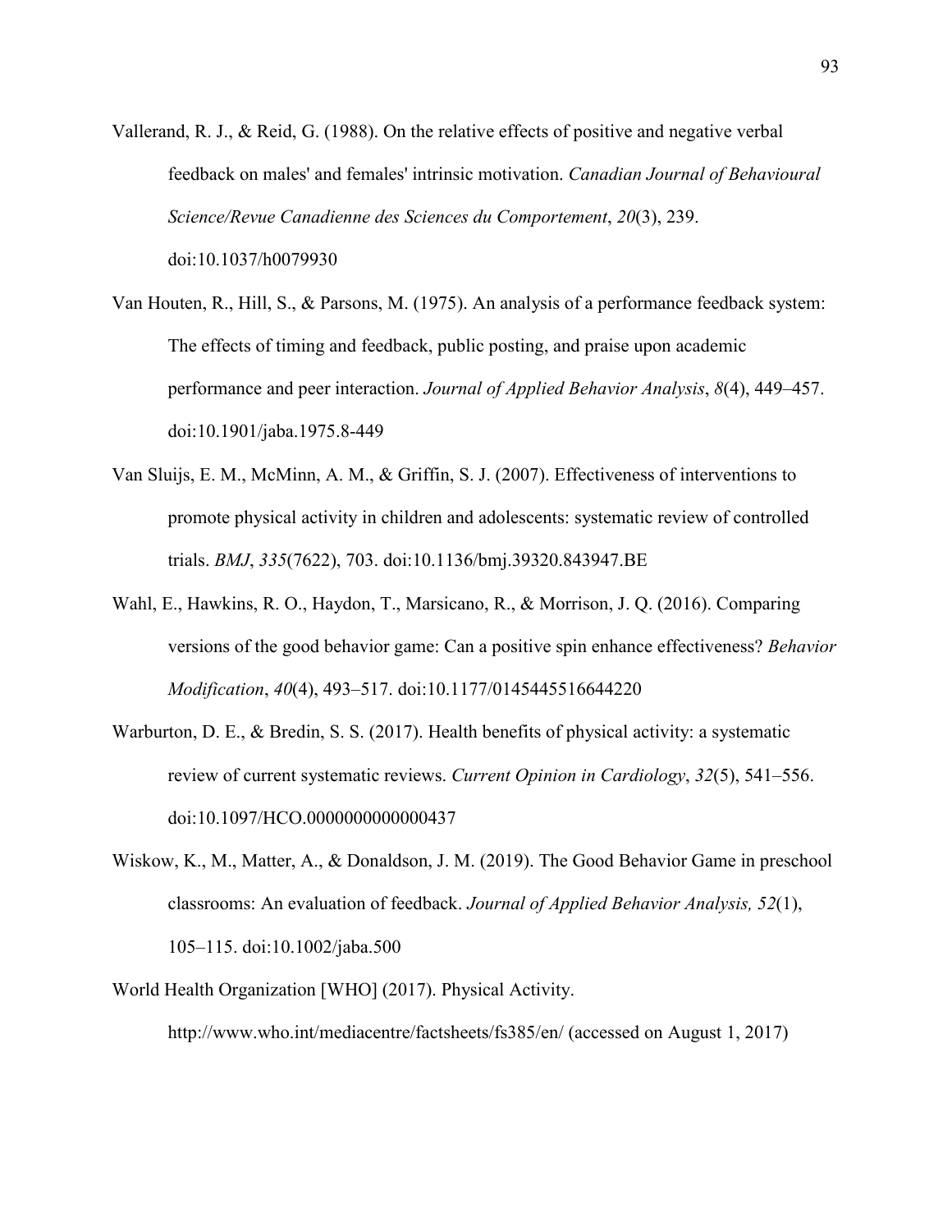Vallerand, R. J., & Reid, G. (1988). On the relative effects of positive and negative verbal feedback on males' and females' intrinsic motivation. *Canadian Journal of Behavioural Science/Revue Canadienne des Sciences du Comportement*, *20*(3), 239. doi:10.1037/h0079930

Van Houten, R., Hill, S., & Parsons, M. (1975). An analysis of a performance feedback system: The effects of timing and feedback, public posting, and praise upon academic performance and peer interaction. *Journal of Applied Behavior Analysis*, *8*(4), 449–457. doi:10.1901/jaba.1975.8-449

Van Sluijs, E. M., McMinn, A. M., & Griffin, S. J. (2007). Effectiveness of interventions to promote physical activity in children and adolescents: systematic review of controlled trials. *BMJ*, *335*(7622), 703. doi:10.1136/bmj.39320.843947.BE

Wahl, E., Hawkins, R. O., Haydon, T., Marsicano, R., & Morrison, J. Q. (2016). Comparing versions of the good behavior game: Can a positive spin enhance effectiveness? *Behavior Modification*, *40*(4), 493–517. doi:10.1177/0145445516644220

Warburton, D. E., & Bredin, S. S. (2017). Health benefits of physical activity: a systematic review of current systematic reviews. *Current Opinion in Cardiology*, *32*(5), 541–556. doi:10.1097/HCO.0000000000000437

Wiskow, K., M., Matter, A., & Donaldson, J. M. (2019). The Good Behavior Game in preschool classrooms: An evaluation of feedback. *Journal of Applied Behavior Analysis, 52*(1), 105–115. doi:10.1002/jaba.500

World Health Organization [WHO] (2017). Physical Activity. http://www.who.int/mediacentre/factsheets/fs385/en/ (accessed on August 1, 2017)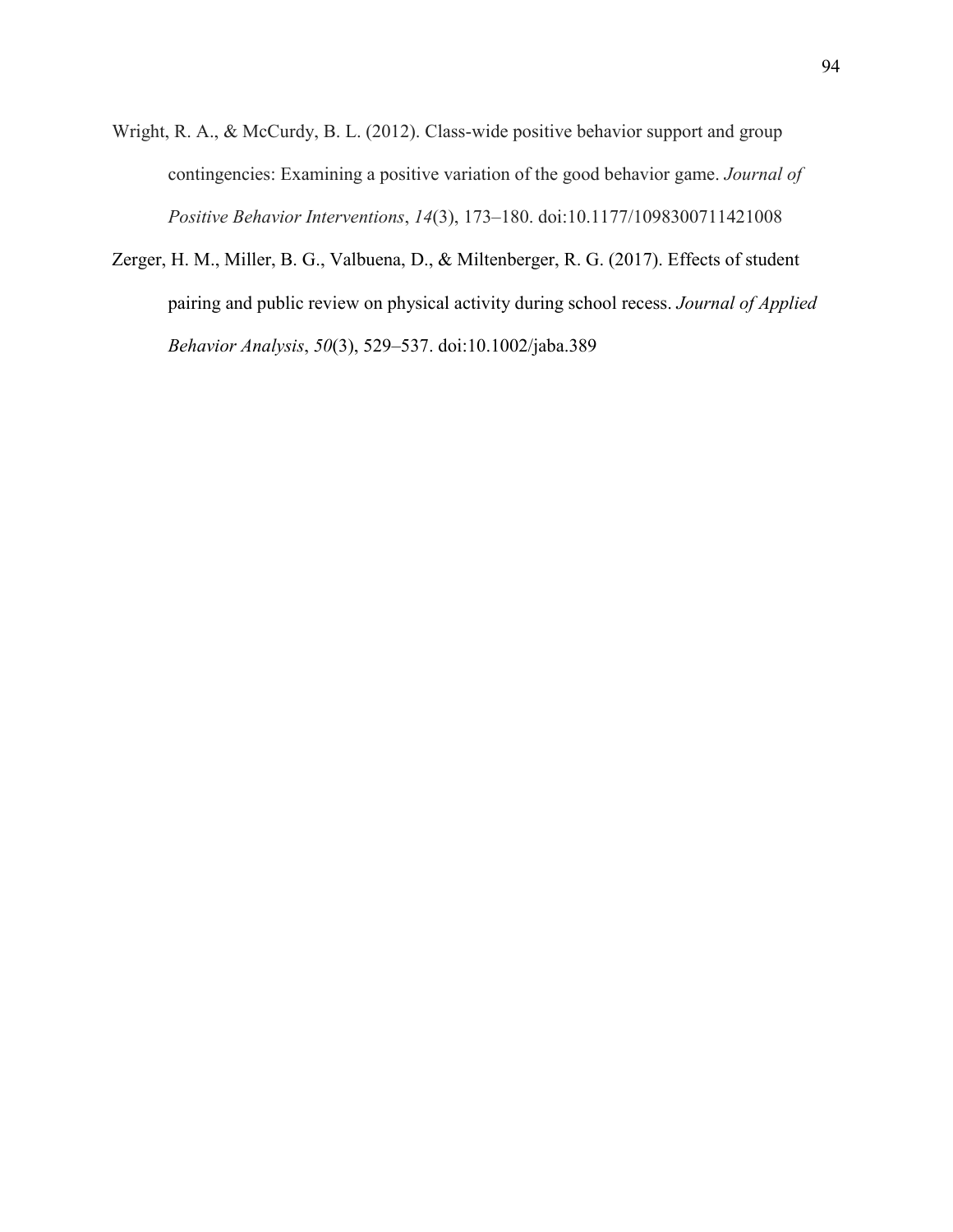Wright, R. A., & McCurdy, B. L. (2012). Class-wide positive behavior support and group contingencies: Examining a positive variation of the good behavior game. *Journal of Positive Behavior Interventions*, *14*(3), 173–180. doi:10.1177/1098300711421008

Zerger, H. M., Miller, B. G., Valbuena, D., & Miltenberger, R. G. (2017). Effects of student pairing and public review on physical activity during school recess. *Journal of Applied Behavior Analysis*, *50*(3), 529–537. doi:10.1002/jaba.389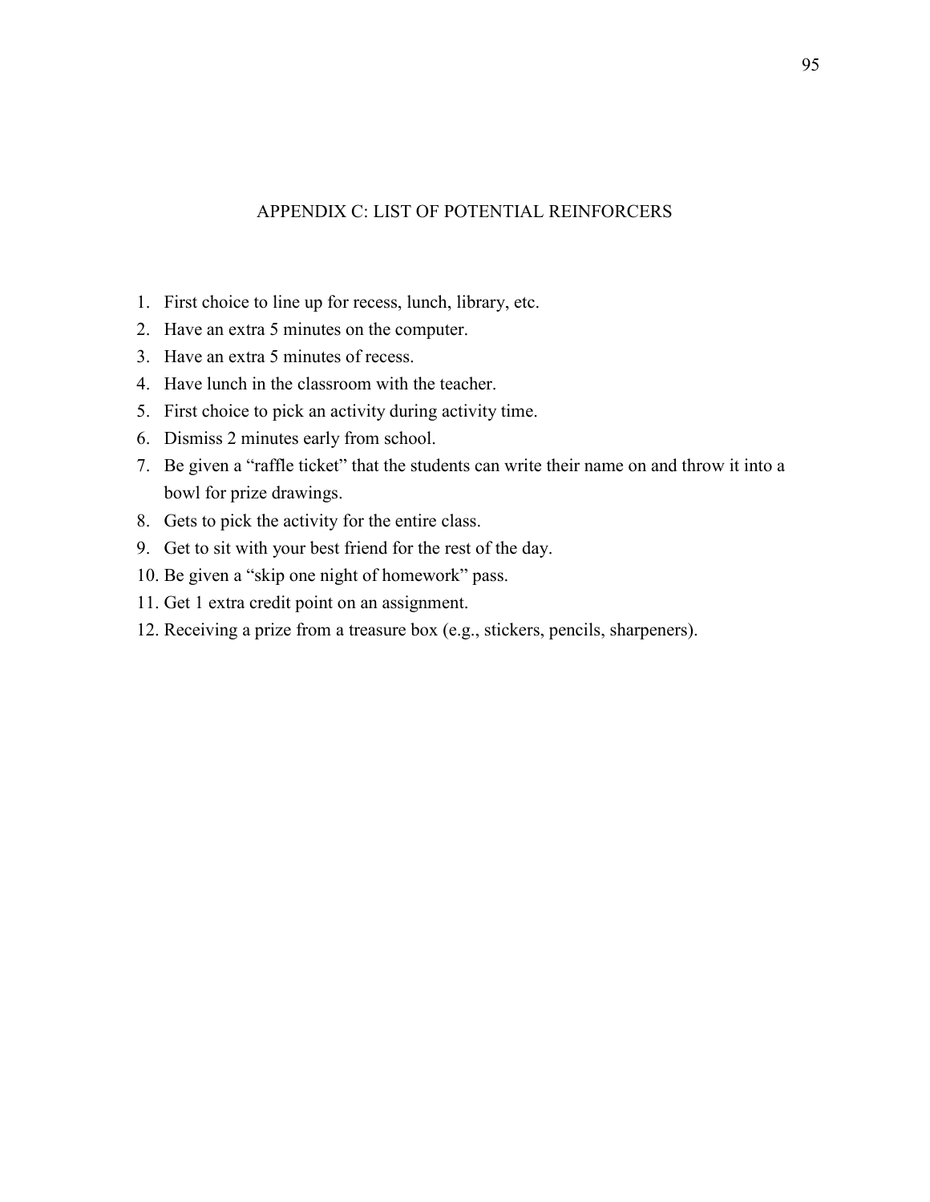# APPENDIX C: LIST OF POTENTIAL REINFORCERS

1. First choice to line up for recess, lunch, library, etc.
2. Have an extra 5 minutes on the computer.
3. Have an extra 5 minutes of recess.
4. Have lunch in the classroom with the teacher.
5. First choice to pick an activity during activity time.
6. Dismiss 2 minutes early from school.
7. Be given a "raffle ticket" that the students can write their name on and throw it into a bowl for prize drawings.
8. Gets to pick the activity for the entire class.
9. Get to sit with your best friend for the rest of the day.
10. Be given a "skip one night of homework" pass.
11. Get 1 extra credit point on an assignment.
12. Receiving a prize from a treasure box (e.g., stickers, pencils, sharpeners).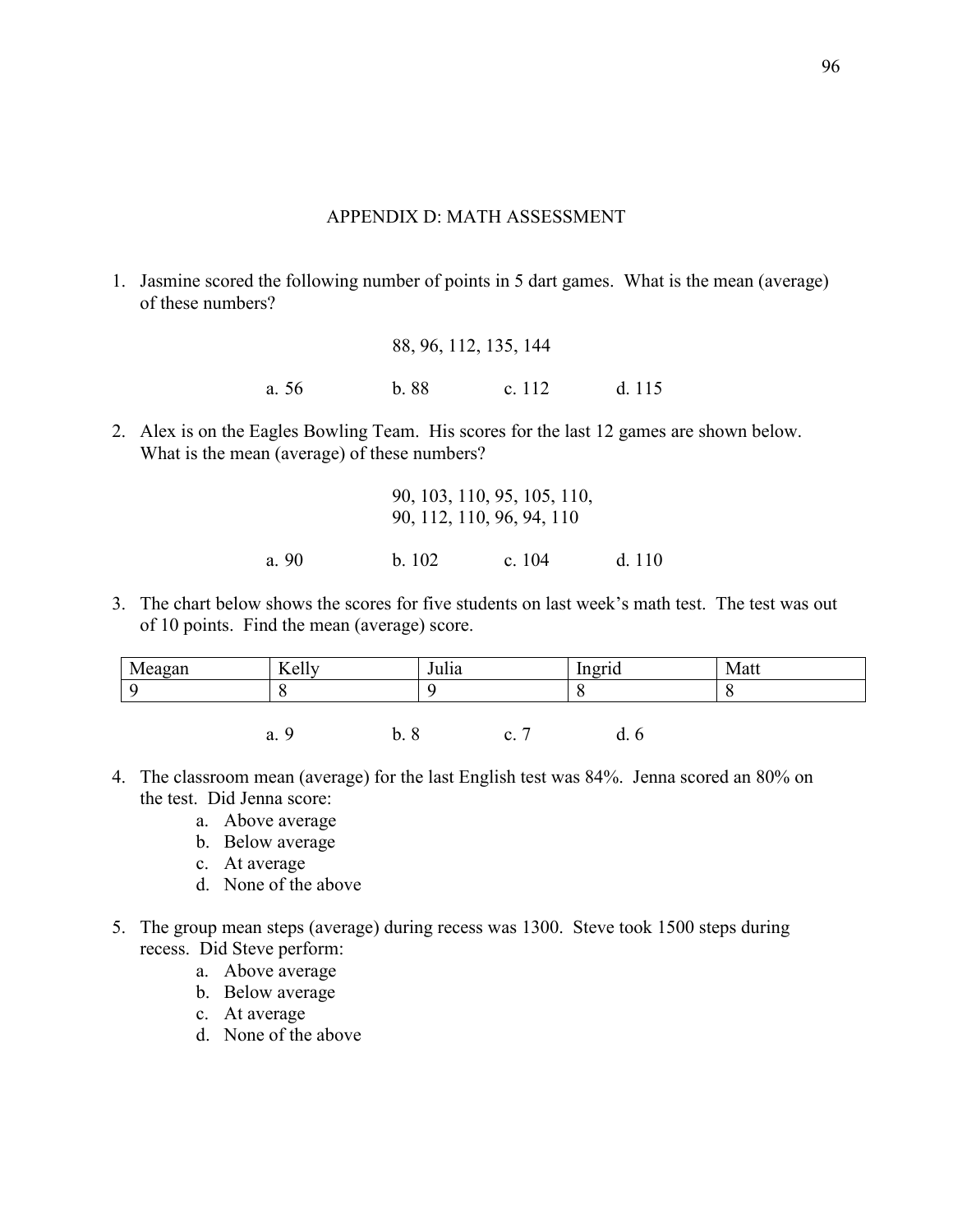# APPENDIX D: MATH ASSESSMENT

1. Jasmine scored the following number of points in 5 dart games. What is the mean (average) of these numbers?

   88, 96, 112, 135, 144

   a. 56    b. 88    c. 112    d. 115

2. Alex is on the Eagles Bowling Team. His scores for the last 12 games are shown below. What is the mean (average) of these numbers?

   90, 103, 110, 95, 105, 110,
   90, 112, 110, 96, 94, 110

   a. 90    b. 102    c. 104    d. 110

3. The chart below shows the scores for five students on last week's math test. The test was out of 10 points. Find the mean (average) score.

| Meagan | Kelly | Julia | Ingrid | Matt |
|---|---|---|---|---|
| 9 | 8 | 9 | 8 | 8 |

   a. 9    b. 8    c. 7    d. 6

4. The classroom mean (average) for the last English test was 84%. Jenna scored an 80% on the test. Did Jenna score:
   a. Above average
   b. Below average
   c. At average
   d. None of the above

5. The group mean steps (average) during recess was 1300. Steve took 1500 steps during recess. Did Steve perform:
   a. Above average
   b. Below average
   c. At average
   d. None of the above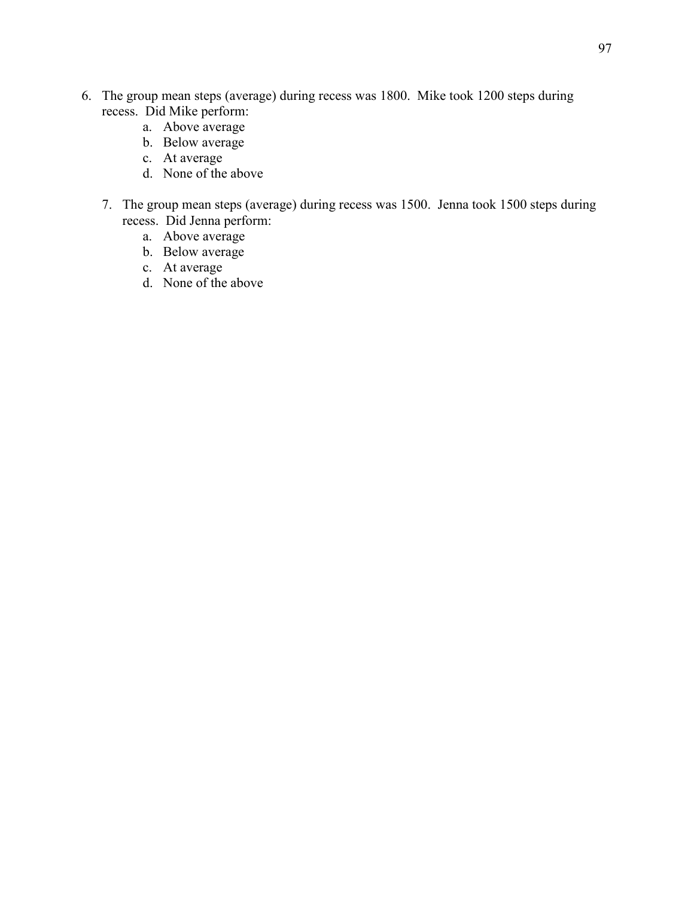6. The group mean steps (average) during recess was 1800. Mike took 1200 steps during recess. Did Mike perform:
    a. Above average
    b. Below average
    c. At average
    d. None of the above

7. The group mean steps (average) during recess was 1500. Jenna took 1500 steps during recess. Did Jenna perform:
    a. Above average
    b. Below average
    c. At average
    d. None of the above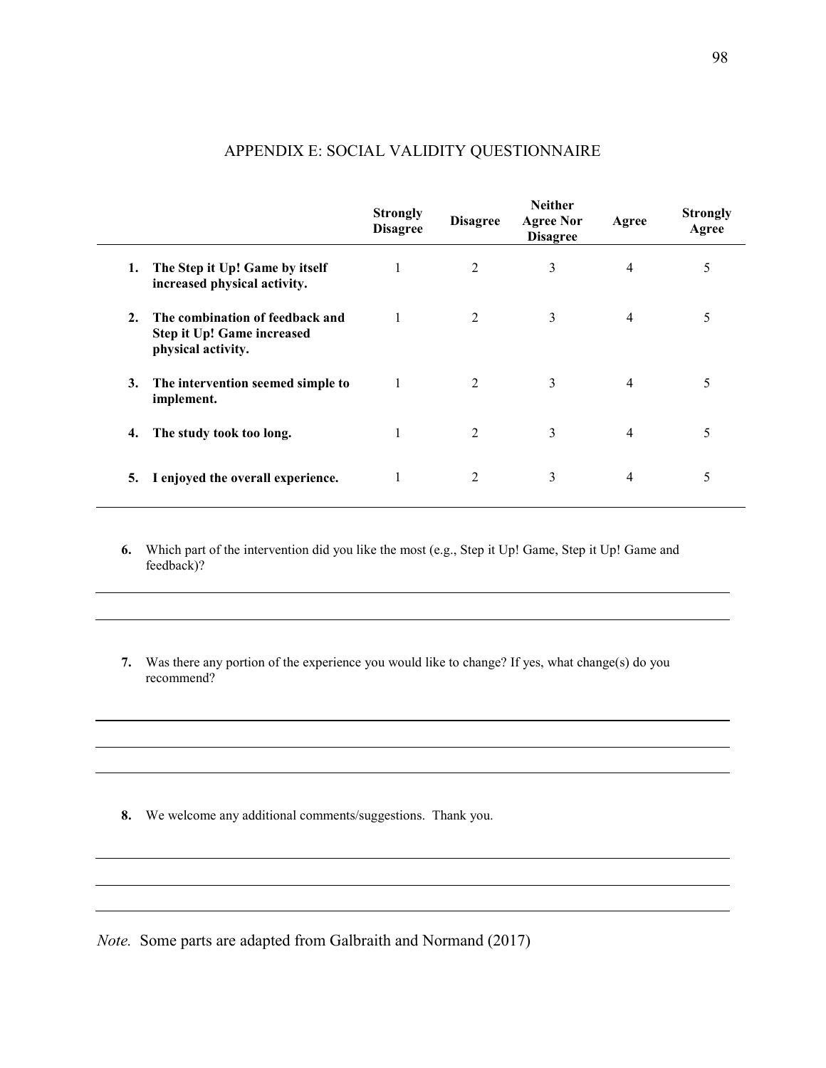# APPENDIX E: SOCIAL VALIDITY QUESTIONNAIRE

| | | Strongly Disagree | Disagree | Neither Agree Nor Disagree | Agree | Strongly Agree |
|---|---|---|---|---|---|---|
| **1.** | **The Step it Up! Game by itself increased physical activity.** | 1 | 2 | 3 | 4 | 5 |
| **2.** | **The combination of feedback and Step it Up! Game increased physical activity.** | 1 | 2 | 3 | 4 | 5 |
| **3.** | **The intervention seemed simple to implement.** | 1 | 2 | 3 | 4 | 5 |
| **4.** | **The study took too long.** | 1 | 2 | 3 | 4 | 5 |
| **5.** | **I enjoyed the overall experience.** | 1 | 2 | 3 | 4 | 5 |

**6.** Which part of the intervention did you like the most (e.g., Step it Up! Game, Step it Up! Game and feedback)?

______________________________________________________________________

______________________________________________________________________

**7.** Was there any portion of the experience you would like to change? If yes, what change(s) do you recommend?

______________________________________________________________________

______________________________________________________________________

______________________________________________________________________

**8.** We welcome any additional comments/suggestions. Thank you.

______________________________________________________________________

______________________________________________________________________

______________________________________________________________________

*Note.* Some parts are adapted from Galbraith and Normand (2017)